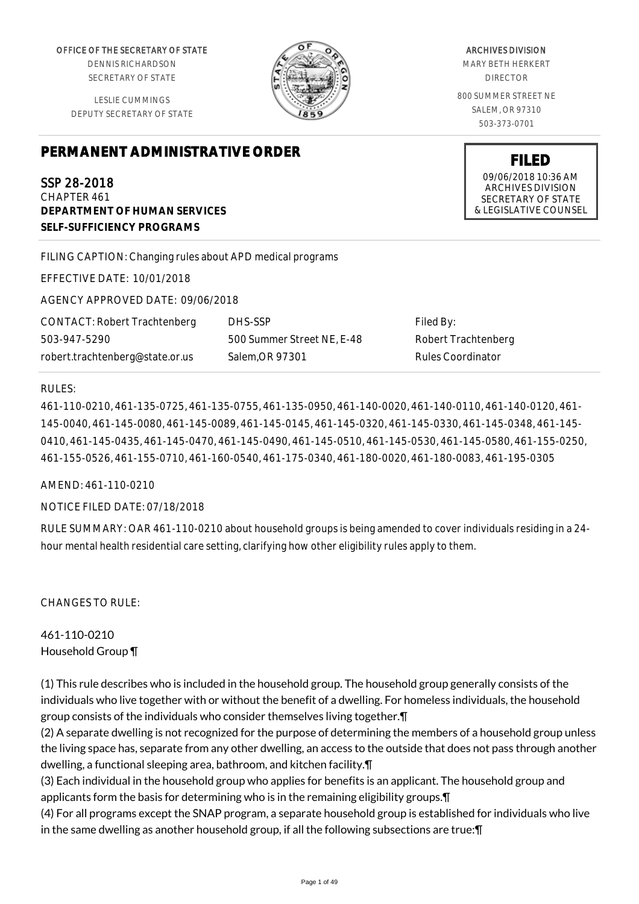OFFICE OF THE SECRETARY OF STATE
DENNIS RICHARDSON
SECRETARY OF STATE

LESLIE CUMMINGS
DEPUTY SECRETARY OF STATE

ARCHIVES DIVISION
MARY BETH HERKERT
DIRECTOR

800 SUMMER STREET NE
SALEM, OR 97310
503-373-0701

**FILED**
09/06/2018 10:36 AM
ARCHIVES DIVISION
SECRETARY OF STATE
& LEGISLATIVE COUNSEL

# PERMANENT ADMINISTRATIVE ORDER

## SSP 28-2018
CHAPTER 461
**DEPARTMENT OF HUMAN SERVICES**
**SELF-SUFFICIENCY PROGRAMS**

FILING CAPTION: Changing rules about APD medical programs

EFFECTIVE DATE: 10/01/2018

AGENCY APPROVED DATE: 09/06/2018

| CONTACT: Robert Trachtenberg | DHS-SSP | Filed By: |
|---|---|---|
| 503-947-5290 | 500 Summer Street NE, E-48 | Robert Trachtenberg |
| robert.trachtenberg@state.or.us | Salem,OR 97301 | Rules Coordinator |

RULES:

461-110-0210, 461-135-0725, 461-135-0755, 461-135-0950, 461-140-0020, 461-140-0110, 461-140-0120, 461-145-0040, 461-145-0080, 461-145-0089, 461-145-0145, 461-145-0320, 461-145-0330, 461-145-0348, 461-145-0410, 461-145-0435, 461-145-0470, 461-145-0490, 461-145-0510, 461-145-0530, 461-145-0580, 461-155-0250, 461-155-0526, 461-155-0710, 461-160-0540, 461-175-0340, 461-180-0020, 461-180-0083, 461-195-0305

AMEND: 461-110-0210

NOTICE FILED DATE: 07/18/2018

RULE SUMMARY: OAR 461-110-0210 about household groups is being amended to cover individuals residing in a 24-hour mental health residential care setting, clarifying how other eligibility rules apply to them.

CHANGES TO RULE:

461-110-0210
Household Group ¶

(1) This rule describes who is included in the household group. The household group generally consists of the individuals who live together with or without the benefit of a dwelling. For homeless individuals, the household group consists of the individuals who consider themselves living together.¶
(2) A separate dwelling is not recognized for the purpose of determining the members of a household group unless the living space has, separate from any other dwelling, an access to the outside that does not pass through another dwelling, a functional sleeping area, bathroom, and kitchen facility.¶
(3) Each individual in the household group who applies for benefits is an applicant. The household group and applicants form the basis for determining who is in the remaining eligibility groups.¶
(4) For all programs except the SNAP program, a separate household group is established for individuals who live in the same dwelling as another household group, if all the following subsections are true:¶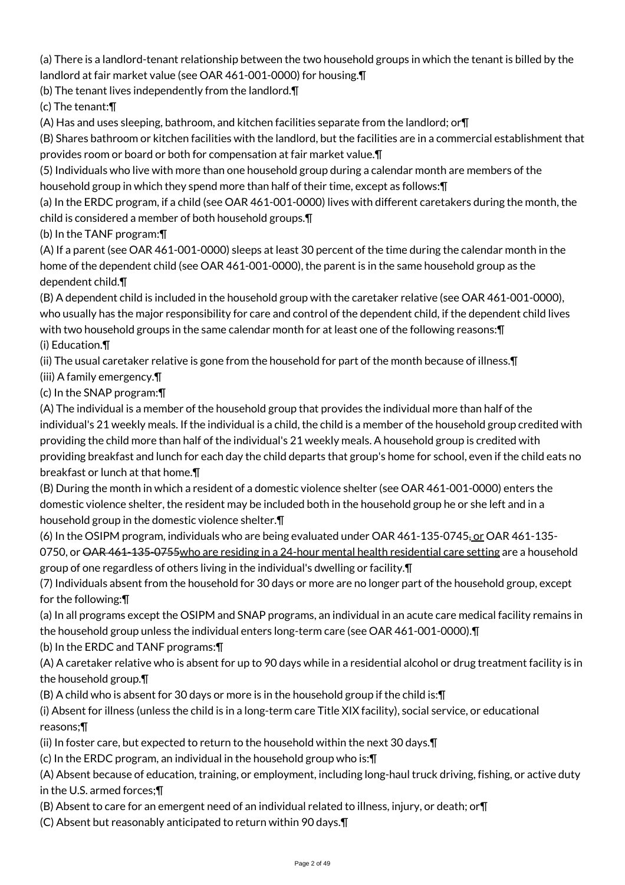(a) There is a landlord-tenant relationship between the two household groups in which the tenant is billed by the landlord at fair market value (see OAR 461-001-0000) for housing.¶

(b) The tenant lives independently from the landlord.¶

(c) The tenant:¶

(A) Has and uses sleeping, bathroom, and kitchen facilities separate from the landlord; or¶

(B) Shares bathroom or kitchen facilities with the landlord, but the facilities are in a commercial establishment that provides room or board or both for compensation at fair market value.¶

(5) Individuals who live with more than one household group during a calendar month are members of the household group in which they spend more than half of their time, except as follows:¶

(a) In the ERDC program, if a child (see OAR 461-001-0000) lives with different caretakers during the month, the child is considered a member of both household groups.¶

(b) In the TANF program:¶

(A) If a parent (see OAR 461-001-0000) sleeps at least 30 percent of the time during the calendar month in the home of the dependent child (see OAR 461-001-0000), the parent is in the same household group as the dependent child.¶

(B) A dependent child is included in the household group with the caretaker relative (see OAR 461-001-0000), who usually has the major responsibility for care and control of the dependent child, if the dependent child lives with two household groups in the same calendar month for at least one of the following reasons:¶

(i) Education.¶

(ii) The usual caretaker relative is gone from the household for part of the month because of illness.¶

(iii) A family emergency.¶

(c) In the SNAP program:¶

(A) The individual is a member of the household group that provides the individual more than half of the individual's 21 weekly meals. If the individual is a child, the child is a member of the household group credited with providing the child more than half of the individual's 21 weekly meals. A household group is credited with providing breakfast and lunch for each day the child departs that group's home for school, even if the child eats no breakfast or lunch at that home.¶

(B) During the month in which a resident of a domestic violence shelter (see OAR 461-001-0000) enters the domestic violence shelter, the resident may be included both in the household group he or she left and in a household group in the domestic violence shelter.¶

(6) In the OSIPM program, individuals who are being evaluated under OAR 461-135-0745~~,~~ <u>or</u> OAR 461-135-0750, or ~~OAR 461-135-0755~~<u>who are residing in a 24-hour mental health residential care setting</u> are a household group of one regardless of others living in the individual's dwelling or facility.¶

(7) Individuals absent from the household for 30 days or more are no longer part of the household group, except for the following:¶

(a) In all programs except the OSIPM and SNAP programs, an individual in an acute care medical facility remains in the household group unless the individual enters long-term care (see OAR 461-001-0000).¶

(b) In the ERDC and TANF programs:¶

(A) A caretaker relative who is absent for up to 90 days while in a residential alcohol or drug treatment facility is in the household group.¶

(B) A child who is absent for 30 days or more is in the household group if the child is:¶

(i) Absent for illness (unless the child is in a long-term care Title XIX facility), social service, or educational reasons;¶

(ii) In foster care, but expected to return to the household within the next 30 days.¶

(c) In the ERDC program, an individual in the household group who is:¶

(A) Absent because of education, training, or employment, including long-haul truck driving, fishing, or active duty in the U.S. armed forces;¶

(B) Absent to care for an emergent need of an individual related to illness, injury, or death; or¶

(C) Absent but reasonably anticipated to return within 90 days.¶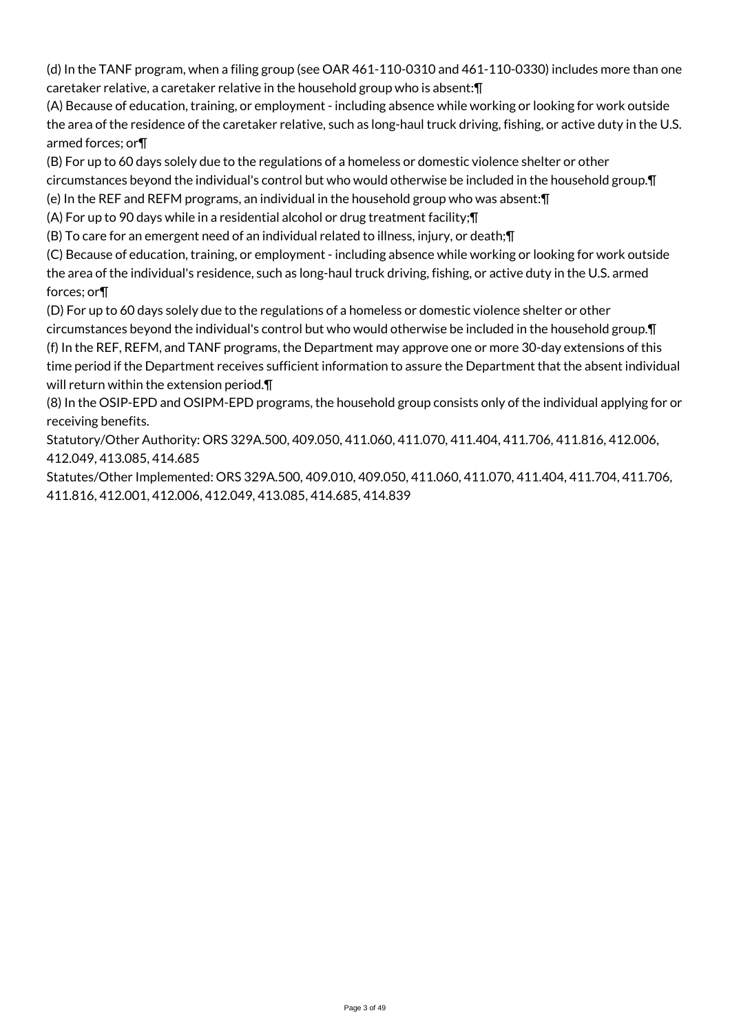(d) In the TANF program, when a filing group (see OAR 461-110-0310 and 461-110-0330) includes more than one caretaker relative, a caretaker relative in the household group who is absent:¶

(A) Because of education, training, or employment - including absence while working or looking for work outside the area of the residence of the caretaker relative, such as long-haul truck driving, fishing, or active duty in the U.S. armed forces; or¶

(B) For up to 60 days solely due to the regulations of a homeless or domestic violence shelter or other circumstances beyond the individual's control but who would otherwise be included in the household group.¶

(e) In the REF and REFM programs, an individual in the household group who was absent:¶

(A) For up to 90 days while in a residential alcohol or drug treatment facility;¶

(B) To care for an emergent need of an individual related to illness, injury, or death;¶

(C) Because of education, training, or employment - including absence while working or looking for work outside the area of the individual's residence, such as long-haul truck driving, fishing, or active duty in the U.S. armed forces; or¶

(D) For up to 60 days solely due to the regulations of a homeless or domestic violence shelter or other circumstances beyond the individual's control but who would otherwise be included in the household group.¶

(f) In the REF, REFM, and TANF programs, the Department may approve one or more 30-day extensions of this time period if the Department receives sufficient information to assure the Department that the absent individual will return within the extension period.¶

(8) In the OSIP-EPD and OSIPM-EPD programs, the household group consists only of the individual applying for or receiving benefits.

Statutory/Other Authority: ORS 329A.500, 409.050, 411.060, 411.070, 411.404, 411.706, 411.816, 412.006, 412.049, 413.085, 414.685

Statutes/Other Implemented: ORS 329A.500, 409.010, 409.050, 411.060, 411.070, 411.404, 411.704, 411.706, 411.816, 412.001, 412.006, 412.049, 413.085, 414.685, 414.839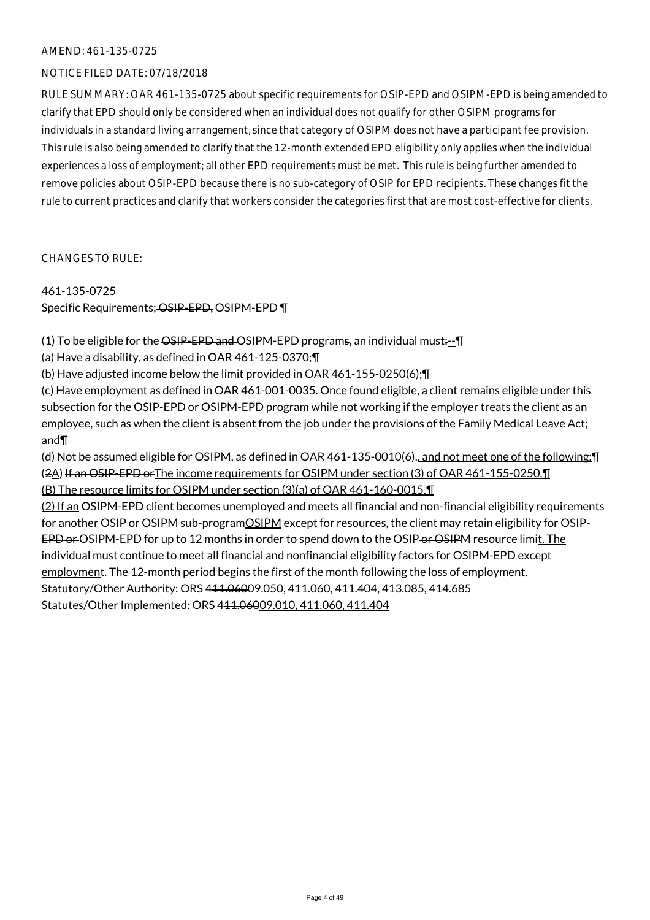AMEND: 461-135-0725

NOTICE FILED DATE: 07/18/2018

RULE SUMMARY: OAR 461-135-0725 about specific requirements for OSIP-EPD and OSIPM-EPD is being amended to clarify that EPD should only be considered when an individual does not qualify for other OSIPM programs for individuals in a standard living arrangement, since that category of OSIPM does not have a participant fee provision. This rule is also being amended to clarify that the 12-month extended EPD eligibility only applies when the individual experiences a loss of employment; all other EPD requirements must be met. This rule is being further amended to remove policies about OSIP-EPD because there is no sub-category of OSIP for EPD recipients. These changes fit the rule to current practices and clarify that workers consider the categories first that are most cost-effective for clients.

CHANGES TO RULE:

461-135-0725
Specific Requirements; ~~OSIP-EPD,~~ OSIPM-EPD ¶

(1) To be eligible for the ~~OSIP-EPD and~~ OSIPM-EPD program~~s~~, an individual must:~~--~~¶
(a) Have a disability, as defined in OAR 461-125-0370;¶
(b) Have adjusted income below the limit provided in OAR 461-155-0250(6);¶
(c) Have employment as defined in OAR 461-001-0035. Once found eligible, a client remains eligible under this subsection for the ~~OSIP-EPD or~~ OSIPM-EPD program while not working if the employer treats the client as an employee, such as when the client is absent from the job under the provisions of the Family Medical Leave Act; and¶
(d) Not be assumed eligible for OSIPM, as defined in OAR 461-135-0010(6)~~.~~<u>, and not meet one of the following:</u>¶
(~~2~~<u>A</u>) ~~If an OSIP-EPD or~~<u>The income requirements for OSIPM under section (3) of OAR 461-155-0250.</u>¶
<u>(B) The resource limits for OSIPM under section (3)(a) of OAR 461-160-0015.</u>¶
<u>(2) If an</u> OSIPM-EPD client becomes unemployed and meets all financial and non-financial eligibility requirements for ~~another OSIP or OSIPM sub-program~~<u>OSIPM</u> except for resources, the client may retain eligibility for ~~OSIP-EPD or~~ OSIPM-EPD for up to 12 months in order to spend down to the OSIP~~ or OSIP~~M resource limi<u>t. The individual must continue to meet all financial and nonfinancial eligibility factors for OSIPM-EPD except employmen</u>t. The 12-month period begins the first of the month following the loss of employment.
Statutory/Other Authority: ORS 4~~11.060~~<u>09.050, 411.060, 411.404, 413.085, 414.685</u>
Statutes/Other Implemented: ORS 4~~11.060~~<u>09.010, 411.060, 411.404</u>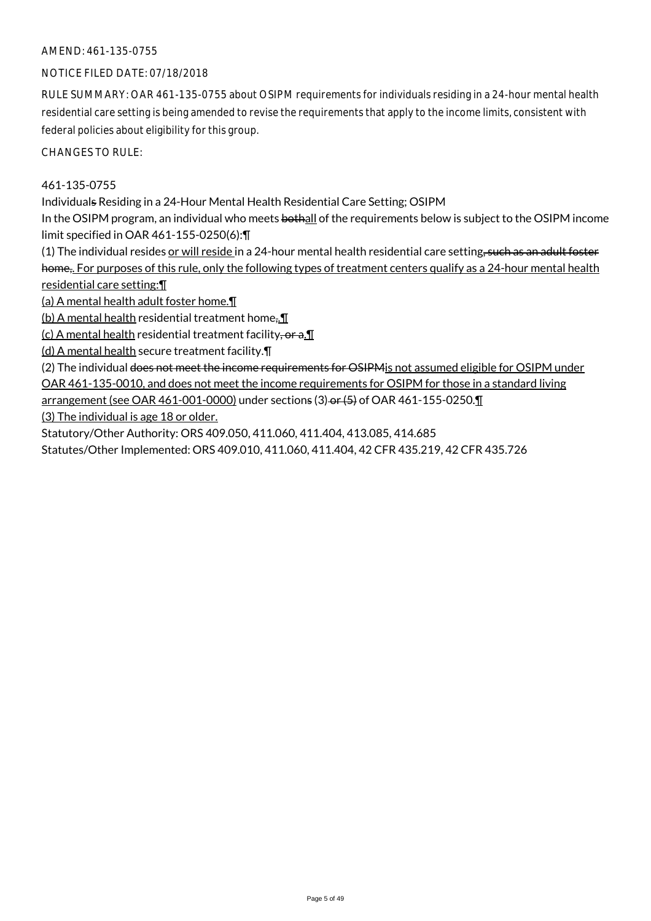AMEND: 461-135-0755

NOTICE FILED DATE: 07/18/2018

RULE SUMMARY: OAR 461-135-0755 about OSIPM requirements for individuals residing in a 24-hour mental health residential care setting is being amended to revise the requirements that apply to the income limits, consistent with federal policies about eligibility for this group.

CHANGES TO RULE:

461-135-0755

Individuals Residing in a 24-Hour Mental Health Residential Care Setting; OSIPM

In the OSIPM program, an individual who meets bothall of the requirements below is subject to the OSIPM income limit specified in OAR 461-155-0250(6):¶

(1) The individual resides or will reside in a 24-hour mental health residential care setting, such as an adult foster home,. For purposes of this rule, only the following types of treatment centers qualify as a 24-hour mental health residential care setting:¶

(a) A mental health adult foster home.¶

(b) A mental health residential treatment home,.¶

(c) A mental health residential treatment facility, or a.¶

(d) A mental health secure treatment facility.¶

(2) The individual does not meet the income requirements for OSIPMis not assumed eligible for OSIPM under OAR 461-135-0010, and does not meet the income requirements for OSIPM for those in a standard living arrangement (see OAR 461-001-0000) under sections (3) or (5) of OAR 461-155-0250.¶

(3) The individual is age 18 or older.

Statutory/Other Authority: ORS 409.050, 411.060, 411.404, 413.085, 414.685

Statutes/Other Implemented: ORS 409.010, 411.060, 411.404, 42 CFR 435.219, 42 CFR 435.726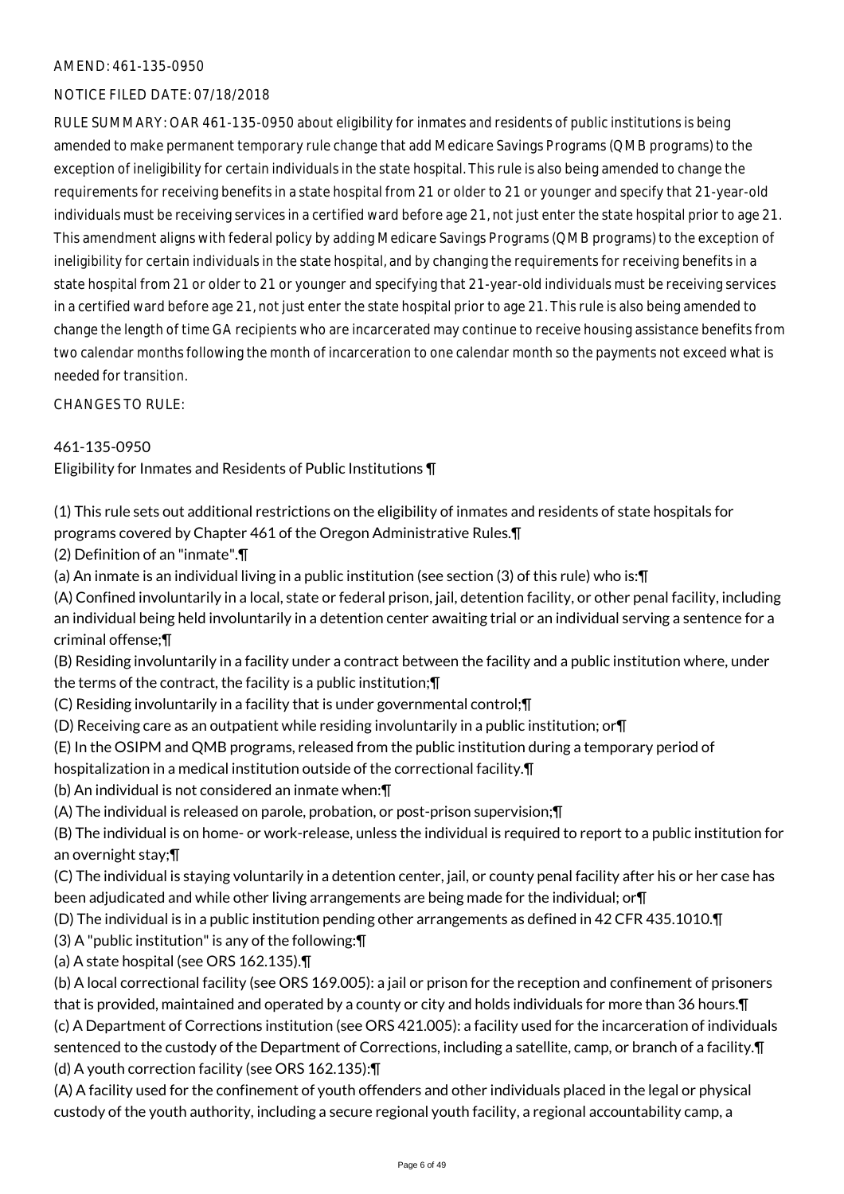AMEND: 461-135-0950

NOTICE FILED DATE: 07/18/2018

RULE SUMMARY: OAR 461-135-0950 about eligibility for inmates and residents of public institutions is being amended to make permanent temporary rule change that add Medicare Savings Programs (QMB programs) to the exception of ineligibility for certain individuals in the state hospital. This rule is also being amended to change the requirements for receiving benefits in a state hospital from 21 or older to 21 or younger and specify that 21-year-old individuals must be receiving services in a certified ward before age 21, not just enter the state hospital prior to age 21. This amendment aligns with federal policy by adding Medicare Savings Programs (QMB programs) to the exception of ineligibility for certain individuals in the state hospital, and by changing the requirements for receiving benefits in a state hospital from 21 or older to 21 or younger and specifying that 21-year-old individuals must be receiving services in a certified ward before age 21, not just enter the state hospital prior to age 21. This rule is also being amended to change the length of time GA recipients who are incarcerated may continue to receive housing assistance benefits from two calendar months following the month of incarceration to one calendar month so the payments not exceed what is needed for transition.

CHANGES TO RULE:

461-135-0950

Eligibility for Inmates and Residents of Public Institutions ¶

(1) This rule sets out additional restrictions on the eligibility of inmates and residents of state hospitals for programs covered by Chapter 461 of the Oregon Administrative Rules.¶

(2) Definition of an "inmate".¶

(a) An inmate is an individual living in a public institution (see section (3) of this rule) who is:¶

(A) Confined involuntarily in a local, state or federal prison, jail, detention facility, or other penal facility, including an individual being held involuntarily in a detention center awaiting trial or an individual serving a sentence for a criminal offense;¶

(B) Residing involuntarily in a facility under a contract between the facility and a public institution where, under the terms of the contract, the facility is a public institution;¶

(C) Residing involuntarily in a facility that is under governmental control;¶

(D) Receiving care as an outpatient while residing involuntarily in a public institution; or¶

(E) In the OSIPM and QMB programs, released from the public institution during a temporary period of hospitalization in a medical institution outside of the correctional facility.¶

(b) An individual is not considered an inmate when:¶

(A) The individual is released on parole, probation, or post-prison supervision;¶

(B) The individual is on home- or work-release, unless the individual is required to report to a public institution for an overnight stay;¶

(C) The individual is staying voluntarily in a detention center, jail, or county penal facility after his or her case has been adjudicated and while other living arrangements are being made for the individual; or¶

(D) The individual is in a public institution pending other arrangements as defined in 42 CFR 435.1010.¶

(3) A "public institution" is any of the following:¶

(a) A state hospital (see ORS 162.135).¶

(b) A local correctional facility (see ORS 169.005): a jail or prison for the reception and confinement of prisoners that is provided, maintained and operated by a county or city and holds individuals for more than 36 hours.¶

(c) A Department of Corrections institution (see ORS 421.005): a facility used for the incarceration of individuals sentenced to the custody of the Department of Corrections, including a satellite, camp, or branch of a facility.¶

(d) A youth correction facility (see ORS 162.135):¶

(A) A facility used for the confinement of youth offenders and other individuals placed in the legal or physical custody of the youth authority, including a secure regional youth facility, a regional accountability camp, a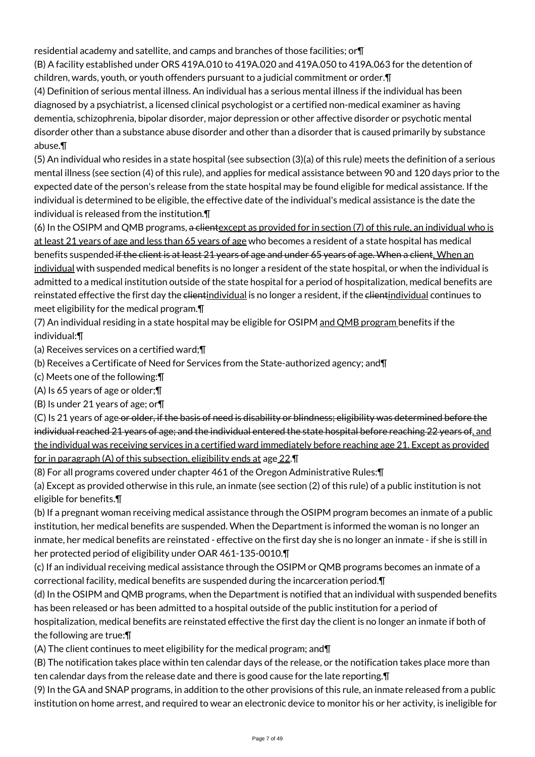residential academy and satellite, and camps and branches of those facilities; or¶

(B) A facility established under ORS 419A.010 to 419A.020 and 419A.050 to 419A.063 for the detention of children, wards, youth, or youth offenders pursuant to a judicial commitment or order.¶

(4) Definition of serious mental illness. An individual has a serious mental illness if the individual has been diagnosed by a psychiatrist, a licensed clinical psychologist or a certified non-medical examiner as having dementia, schizophrenia, bipolar disorder, major depression or other affective disorder or psychotic mental disorder other than a substance abuse disorder and other than a disorder that is caused primarily by substance abuse.¶

(5) An individual who resides in a state hospital (see subsection (3)(a) of this rule) meets the definition of a serious mental illness (see section (4) of this rule), and applies for medical assistance between 90 and 120 days prior to the expected date of the person's release from the state hospital may be found eligible for medical assistance. If the individual is determined to be eligible, the effective date of the individual's medical assistance is the date the individual is released from the institution.¶

(6) In the OSIPM and QMB programs, ~~a client~~<u>except as provided for in section (7) of this rule, an individual who is at least 21 years of age and less than 65 years of age</u> who becomes a resident of a state hospital has medical benefits suspended~~ if the client is at least 21 years of age and under 65 years of age. When a client~~<u>. When an individual</u> with suspended medical benefits is no longer a resident of the state hospital, or when the individual is admitted to a medical institution outside of the state hospital for a period of hospitalization, medical benefits are reinstated effective the first day the ~~client~~<u>individual</u> is no longer a resident, if the ~~client~~<u>individual</u> continues to meet eligibility for the medical program.¶

(7) An individual residing in a state hospital may be eligible for OSIPM <u>and QMB program</u> benefits if the individual:¶

(a) Receives services on a certified ward;¶

(b) Receives a Certificate of Need for Services from the State-authorized agency; and¶

(c) Meets one of the following:¶

(A) Is 65 years of age or older;¶

(B) Is under 21 years of age; or¶

(C) Is 21 years of age~~ or older, if the basis of need is disability or blindness; eligibility was determined before the individual reached 21 years of age; and the individual entered the state hospital before reaching 22 years of~~<u>, and the individual was receiving services in a certified ward immediately before reaching age 21. Except as provided for in paragraph (A) of this subsection, eligibility ends at</u> age <u>22</u>.¶

(8) For all programs covered under chapter 461 of the Oregon Administrative Rules:¶

(a) Except as provided otherwise in this rule, an inmate (see section (2) of this rule) of a public institution is not eligible for benefits.¶

(b) If a pregnant woman receiving medical assistance through the OSIPM program becomes an inmate of a public institution, her medical benefits are suspended. When the Department is informed the woman is no longer an inmate, her medical benefits are reinstated - effective on the first day she is no longer an inmate - if she is still in her protected period of eligibility under OAR 461-135-0010.¶

(c) If an individual receiving medical assistance through the OSIPM or QMB programs becomes an inmate of a correctional facility, medical benefits are suspended during the incarceration period.¶

(d) In the OSIPM and QMB programs, when the Department is notified that an individual with suspended benefits has been released or has been admitted to a hospital outside of the public institution for a period of hospitalization, medical benefits are reinstated effective the first day the client is no longer an inmate if both of the following are true:¶

(A) The client continues to meet eligibility for the medical program; and¶

(B) The notification takes place within ten calendar days of the release, or the notification takes place more than ten calendar days from the release date and there is good cause for the late reporting.¶

(9) In the GA and SNAP programs, in addition to the other provisions of this rule, an inmate released from a public institution on home arrest, and required to wear an electronic device to monitor his or her activity, is ineligible for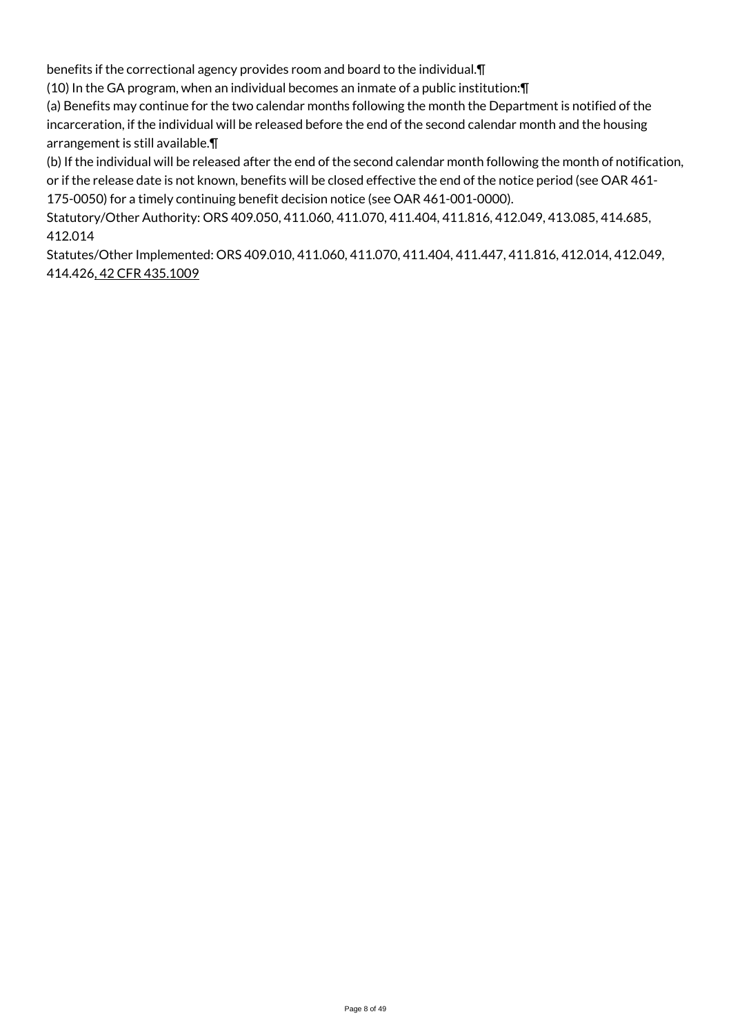benefits if the correctional agency provides room and board to the individual.¶

(10) In the GA program, when an individual becomes an inmate of a public institution:¶

(a) Benefits may continue for the two calendar months following the month the Department is notified of the incarceration, if the individual will be released before the end of the second calendar month and the housing arrangement is still available.¶

(b) If the individual will be released after the end of the second calendar month following the month of notification, or if the release date is not known, benefits will be closed effective the end of the notice period (see OAR 461-175-0050) for a timely continuing benefit decision notice (see OAR 461-001-0000).

Statutory/Other Authority: ORS 409.050, 411.060, 411.070, 411.404, 411.816, 412.049, 413.085, 414.685, 412.014

Statutes/Other Implemented: ORS 409.010, 411.060, 411.070, 411.404, 411.447, 411.816, 412.014, 412.049, 414.426, 42 CFR 435.1009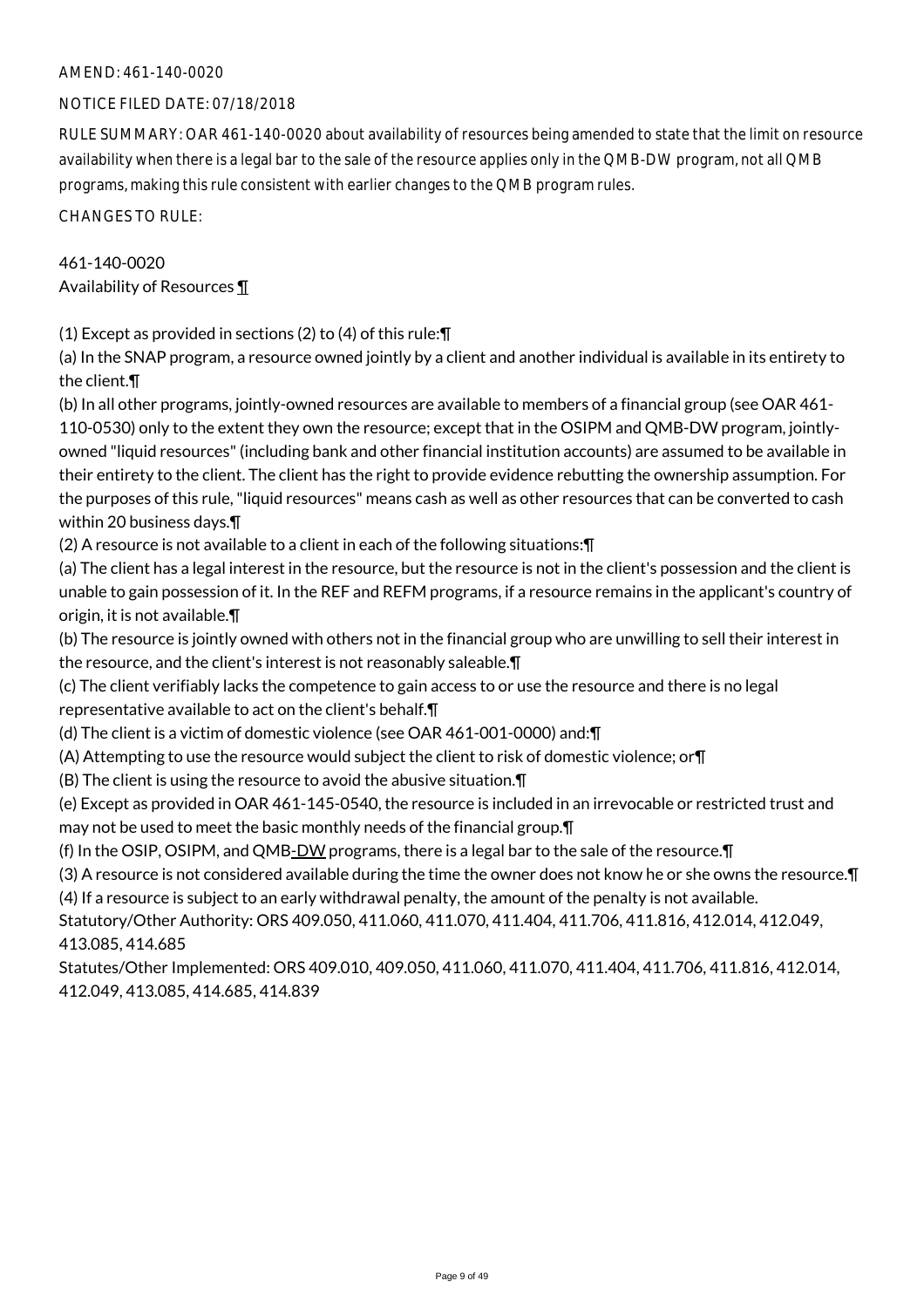AMEND: 461-140-0020

NOTICE FILED DATE: 07/18/2018

RULE SUMMARY: OAR 461-140-0020 about availability of resources being amended to state that the limit on resource availability when there is a legal bar to the sale of the resource applies only in the QMB-DW program, not all QMB programs, making this rule consistent with earlier changes to the QMB program rules.

CHANGES TO RULE:

461-140-0020
Availability of Resources ¶

(1) Except as provided in sections (2) to (4) of this rule:¶
(a) In the SNAP program, a resource owned jointly by a client and another individual is available in its entirety to the client.¶
(b) In all other programs, jointly-owned resources are available to members of a financial group (see OAR 461-110-0530) only to the extent they own the resource; except that in the OSIPM and QMB-DW program, jointly-owned "liquid resources" (including bank and other financial institution accounts) are assumed to be available in their entirety to the client. The client has the right to provide evidence rebutting the ownership assumption. For the purposes of this rule, "liquid resources" means cash as well as other resources that can be converted to cash within 20 business days.¶
(2) A resource is not available to a client in each of the following situations:¶
(a) The client has a legal interest in the resource, but the resource is not in the client's possession and the client is unable to gain possession of it. In the REF and REFM programs, if a resource remains in the applicant's country of origin, it is not available.¶
(b) The resource is jointly owned with others not in the financial group who are unwilling to sell their interest in the resource, and the client's interest is not reasonably saleable.¶
(c) The client verifiably lacks the competence to gain access to or use the resource and there is no legal representative available to act on the client's behalf.¶
(d) The client is a victim of domestic violence (see OAR 461-001-0000) and:¶
(A) Attempting to use the resource would subject the client to risk of domestic violence; or¶
(B) The client is using the resource to avoid the abusive situation.¶
(e) Except as provided in OAR 461-145-0540, the resource is included in an irrevocable or restricted trust and may not be used to meet the basic monthly needs of the financial group.¶
(f) In the OSIP, OSIPM, and QMB-DW programs, there is a legal bar to the sale of the resource.¶
(3) A resource is not considered available during the time the owner does not know he or she owns the resource.¶
(4) If a resource is subject to an early withdrawal penalty, the amount of the penalty is not available.
Statutory/Other Authority: ORS 409.050, 411.060, 411.070, 411.404, 411.706, 411.816, 412.014, 412.049, 413.085, 414.685
Statutes/Other Implemented: ORS 409.010, 409.050, 411.060, 411.070, 411.404, 411.706, 411.816, 412.014, 412.049, 413.085, 414.685, 414.839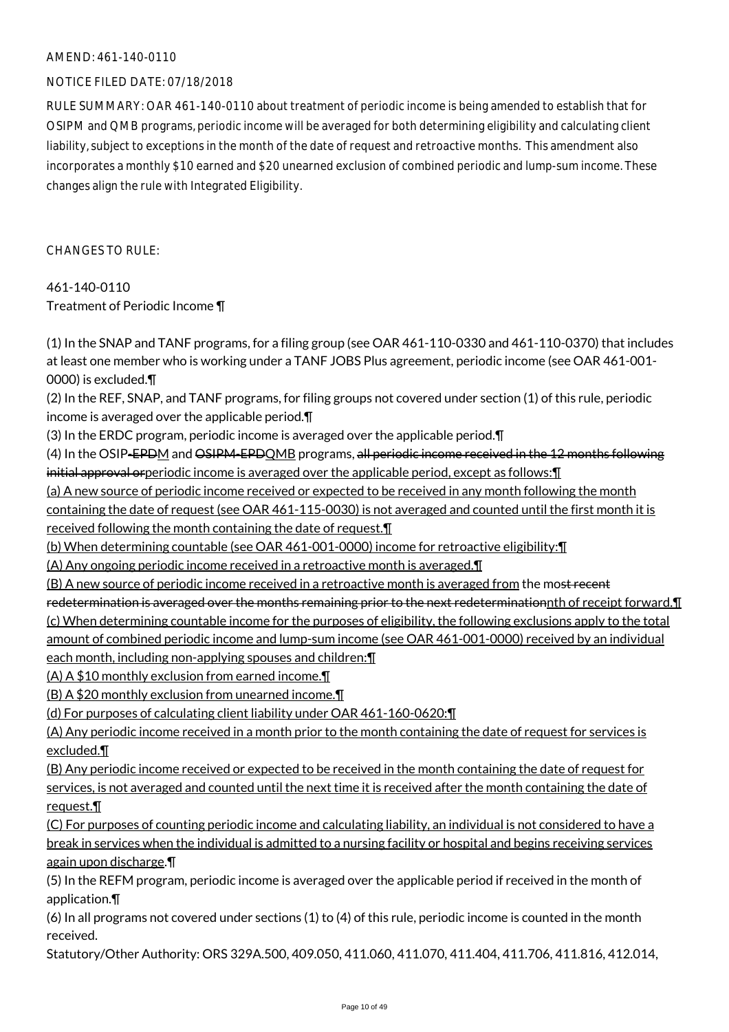AMEND: 461-140-0110

NOTICE FILED DATE: 07/18/2018

RULE SUMMARY: OAR 461-140-0110 about treatment of periodic income is being amended to establish that for OSIPM and QMB programs, periodic income will be averaged for both determining eligibility and calculating client liability, subject to exceptions in the month of the date of request and retroactive months. This amendment also incorporates a monthly $10 earned and $20 unearned exclusion of combined periodic and lump-sum income. These changes align the rule with Integrated Eligibility.

CHANGES TO RULE:

461-140-0110
Treatment of Periodic Income ¶

(1) In the SNAP and TANF programs, for a filing group (see OAR 461-110-0330 and 461-110-0370) that includes at least one member who is working under a TANF JOBS Plus agreement, periodic income (see OAR 461-001-0000) is excluded.¶
(2) In the REF, SNAP, and TANF programs, for filing groups not covered under section (1) of this rule, periodic income is averaged over the applicable period.¶
(3) In the ERDC program, periodic income is averaged over the applicable period.¶
(4) In the OSIP-EPDM and OSIPM-EPDQMB programs, all periodic income received in the 12 months following initial approval orperiodic income is averaged over the applicable period, except as follows:¶
(a) A new source of periodic income received or expected to be received in any month following the month containing the date of request (see OAR 461-115-0030) is not averaged and counted until the first month it is received following the month containing the date of request.¶
(b) When determining countable (see OAR 461-001-0000) income for retroactive eligibility:¶
(A) Any ongoing periodic income received in a retroactive month is averaged.¶
(B) A new source of periodic income received in a retroactive month is averaged from the most recent redetermination is averaged over the months remaining prior to the next redeterminationnth of receipt forward.¶
(c) When determining countable income for the purposes of eligibility, the following exclusions apply to the total amount of combined periodic income and lump-sum income (see OAR 461-001-0000) received by an individual each month, including non-applying spouses and children:¶
(A) A $10 monthly exclusion from earned income.¶
(B) A $20 monthly exclusion from unearned income.¶
(d) For purposes of calculating client liability under OAR 461-160-0620:¶
(A) Any periodic income received in a month prior to the month containing the date of request for services is excluded.¶
(B) Any periodic income received or expected to be received in the month containing the date of request for services, is not averaged and counted until the next time it is received after the month containing the date of request.¶
(C) For purposes of counting periodic income and calculating liability, an individual is not considered to have a break in services when the individual is admitted to a nursing facility or hospital and begins receiving services again upon discharge.¶
(5) In the REFM program, periodic income is averaged over the applicable period if received in the month of application.¶
(6) In all programs not covered under sections (1) to (4) of this rule, periodic income is counted in the month received.
Statutory/Other Authority: ORS 329A.500, 409.050, 411.060, 411.070, 411.404, 411.706, 411.816, 412.014,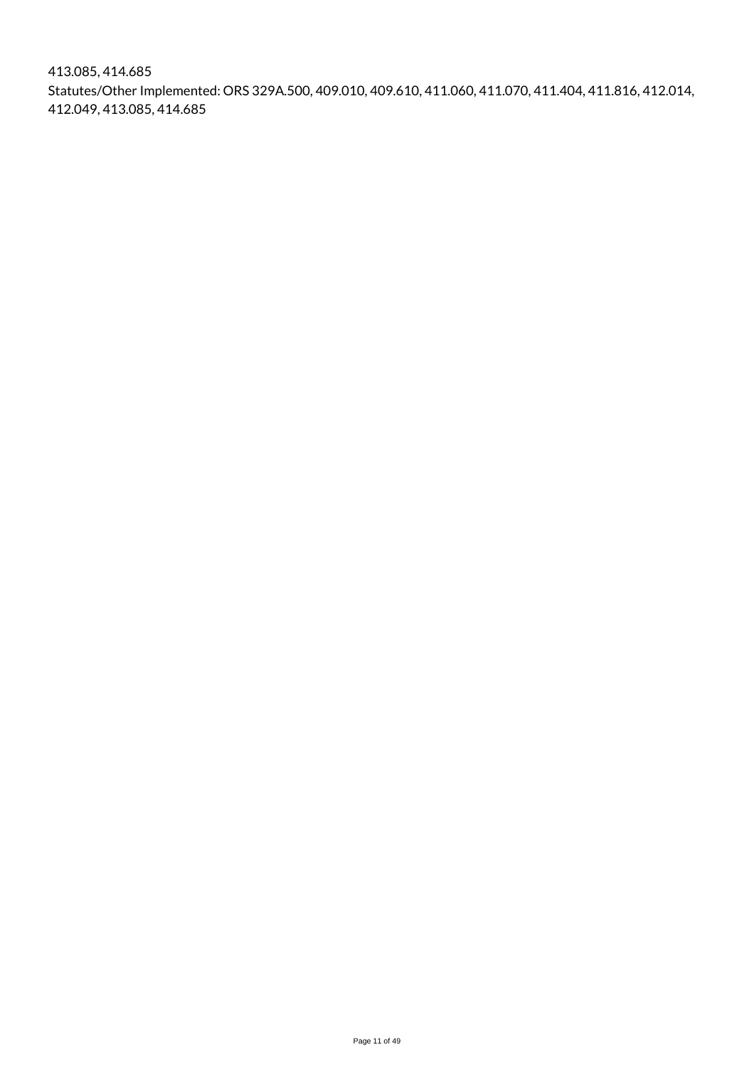413.085, 414.685

Statutes/Other Implemented: ORS 329A.500, 409.010, 409.610, 411.060, 411.070, 411.404, 411.816, 412.014, 412.049, 413.085, 414.685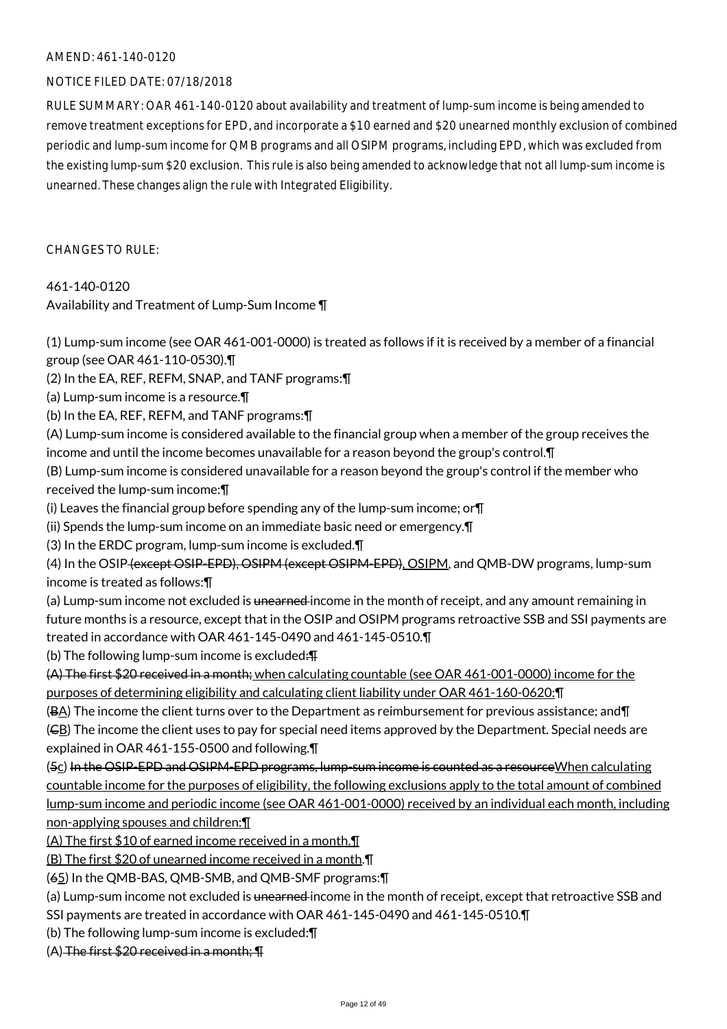AMEND: 461-140-0120

NOTICE FILED DATE: 07/18/2018

RULE SUMMARY: OAR 461-140-0120 about availability and treatment of lump-sum income is being amended to remove treatment exceptions for EPD, and incorporate a $10 earned and $20 unearned monthly exclusion of combined periodic and lump-sum income for QMB programs and all OSIPM programs, including EPD, which was excluded from the existing lump-sum $20 exclusion. This rule is also being amended to acknowledge that not all lump-sum income is unearned. These changes align the rule with Integrated Eligibility.

CHANGES TO RULE:

461-140-0120
Availability and Treatment of Lump-Sum Income ¶

(1) Lump-sum income (see OAR 461-001-0000) is treated as follows if it is received by a member of a financial group (see OAR 461-110-0530).¶
(2) In the EA, REF, REFM, SNAP, and TANF programs:¶
(a) Lump-sum income is a resource.¶
(b) In the EA, REF, REFM, and TANF programs:¶
(A) Lump-sum income is considered available to the financial group when a member of the group receives the income and until the income becomes unavailable for a reason beyond the group's control.¶
(B) Lump-sum income is considered unavailable for a reason beyond the group's control if the member who received the lump-sum income:¶
(i) Leaves the financial group before spending any of the lump-sum income; or¶
(ii) Spends the lump-sum income on an immediate basic need or emergency.¶
(3) In the ERDC program, lump-sum income is excluded.¶
(4) In the OSIP ~~(except OSIP-EPD), OSIPM (except OSIPM-EPD)~~, OSIPM, and QMB-DW programs, lump-sum income is treated as follows:¶
(a) Lump-sum income not excluded is ~~unearned~~ income in the month of receipt, and any amount remaining in future months is a resource, except that in the OSIP and OSIPM programs retroactive SSB and SSI payments are treated in accordance with OAR 461-145-0490 and 461-145-0510.¶
(b) The following lump-sum income is excluded~~:¶~~
~~(A) The first $20 received in a month;~~ when calculating countable (see OAR 461-001-0000) income for the purposes of determining eligibility and calculating client liability under OAR 461-160-0620:¶
(~~B~~A) The income the client turns over to the Department as reimbursement for previous assistance; and¶
(~~C~~B) The income the client uses to pay for special need items approved by the Department. Special needs are explained in OAR 461-155-0500 and following.¶
(~~5~~c) ~~In the OSIP-EPD and OSIPM-EPD programs, lump-sum income is counted as a resource~~When calculating countable income for the purposes of eligibility, the following exclusions apply to the total amount of combined lump-sum income and periodic income (see OAR 461-001-0000) received by an individual each month, including non-applying spouses and children:¶
(A) The first $10 of earned income received in a month.¶
(B) The first $20 of unearned income received in a month.¶
(~~6~~5) In the QMB-BAS, QMB-SMB, and QMB-SMF programs:¶
(a) Lump-sum income not excluded is ~~unearned~~ income in the month of receipt, except that retroactive SSB and SSI payments are treated in accordance with OAR 461-145-0490 and 461-145-0510.¶
(b) The following lump-sum income is excluded:¶
(A) ~~The first $20 received in a month; ¶~~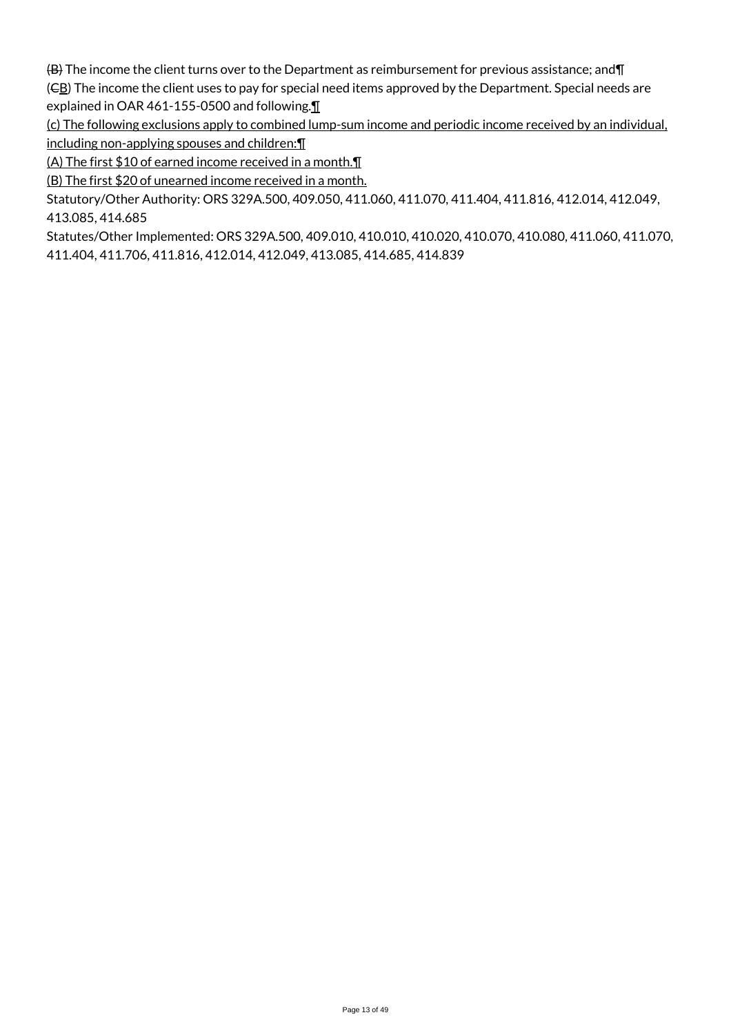~~(B)~~ The income the client turns over to the Department as reimbursement for previous assistance; and¶

(~~C~~<u>B</u>) The income the client uses to pay for special need items approved by the Department. Special needs are explained in OAR 461-155-0500 and following.<u>¶</u>

<u>(c) The following exclusions apply to combined lump-sum income and periodic income received by an individual, including non-applying spouses and children:¶</u>

<u>(A) The first $10 of earned income received in a month.¶</u>

<u>(B) The first $20 of unearned income received in a month.</u>

Statutory/Other Authority: ORS 329A.500, 409.050, 411.060, 411.070, 411.404, 411.816, 412.014, 412.049, 413.085, 414.685

Statutes/Other Implemented: ORS 329A.500, 409.010, 410.010, 410.020, 410.070, 410.080, 411.060, 411.070, 411.404, 411.706, 411.816, 412.014, 412.049, 413.085, 414.685, 414.839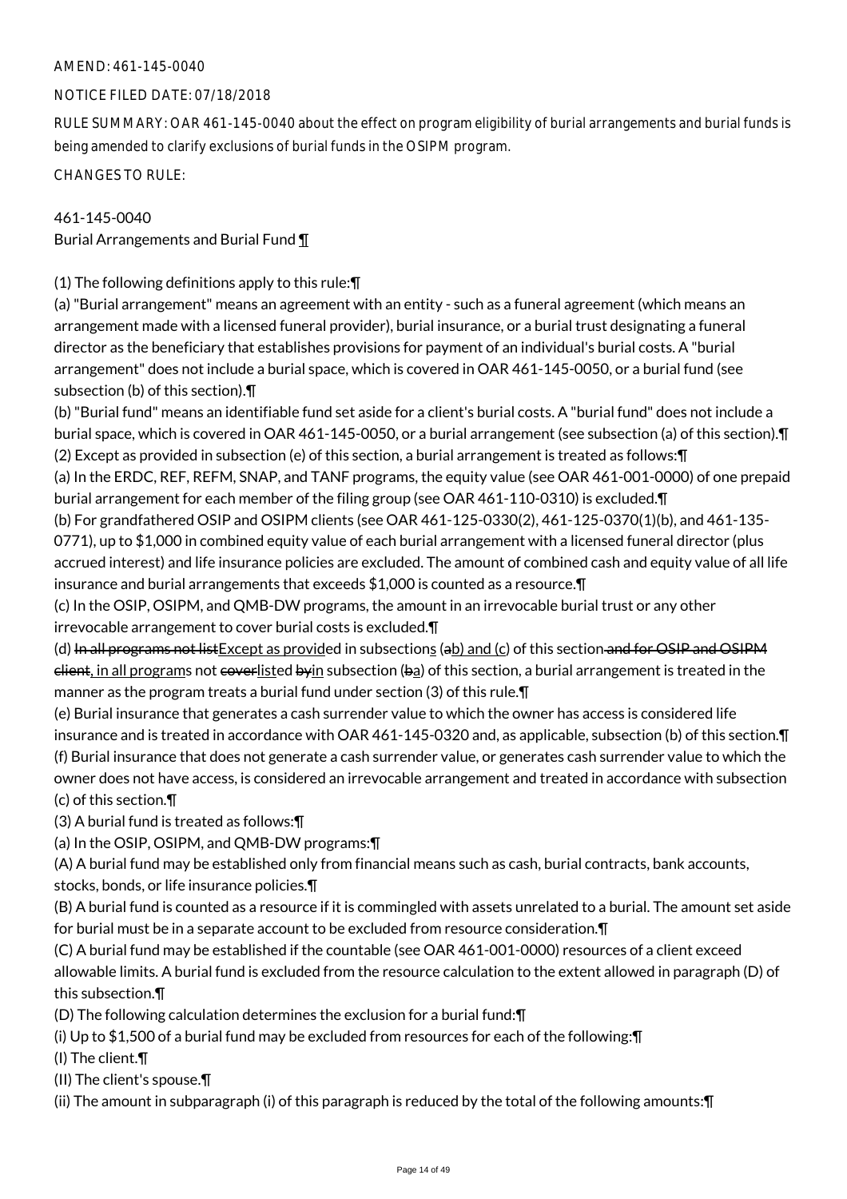AMEND: 461-145-0040

NOTICE FILED DATE: 07/18/2018

RULE SUMMARY: OAR 461-145-0040 about the effect on program eligibility of burial arrangements and burial funds is being amended to clarify exclusions of burial funds in the OSIPM program.

CHANGES TO RULE:

461-145-0040
Burial Arrangements and Burial Fund ¶

(1) The following definitions apply to this rule:¶
(a) "Burial arrangement" means an agreement with an entity - such as a funeral agreement (which means an arrangement made with a licensed funeral provider), burial insurance, or a burial trust designating a funeral director as the beneficiary that establishes provisions for payment of an individual's burial costs. A "burial arrangement" does not include a burial space, which is covered in OAR 461-145-0050, or a burial fund (see subsection (b) of this section).¶
(b) "Burial fund" means an identifiable fund set aside for a client's burial costs. A "burial fund" does not include a burial space, which is covered in OAR 461-145-0050, or a burial arrangement (see subsection (a) of this section).¶
(2) Except as provided in subsection (e) of this section, a burial arrangement is treated as follows:¶
(a) In the ERDC, REF, REFM, SNAP, and TANF programs, the equity value (see OAR 461-001-0000) of one prepaid burial arrangement for each member of the filing group (see OAR 461-110-0310) is excluded.¶
(b) For grandfathered OSIP and OSIPM clients (see OAR 461-125-0330(2), 461-125-0370(1)(b), and 461-135-0771), up to $1,000 in combined equity value of each burial arrangement with a licensed funeral director (plus accrued interest) and life insurance policies are excluded. The amount of combined cash and equity value of all life insurance and burial arrangements that exceeds $1,000 is counted as a resource.¶
(c) In the OSIP, OSIPM, and QMB-DW programs, the amount in an irrevocable burial trust or any other irrevocable arrangement to cover burial costs is excluded.¶
(d) ~~In all programs not list~~<u>Except as provid</u>ed in subsection<u>s</u> (~~a~~<u>b) and (c</u>) of this section~~ and for OSIP and OSIPM client~~<u>, in all program</u>s not ~~cover~~<u>list</u>ed ~~by~~<u>in</u> subsection (~~b~~<u>a</u>) of this section, a burial arrangement is treated in the manner as the program treats a burial fund under section (3) of this rule.¶
(e) Burial insurance that generates a cash surrender value to which the owner has access is considered life insurance and is treated in accordance with OAR 461-145-0320 and, as applicable, subsection (b) of this section.¶
(f) Burial insurance that does not generate a cash surrender value, or generates cash surrender value to which the owner does not have access, is considered an irrevocable arrangement and treated in accordance with subsection (c) of this section.¶
(3) A burial fund is treated as follows:¶
(a) In the OSIP, OSIPM, and QMB-DW programs:¶
(A) A burial fund may be established only from financial means such as cash, burial contracts, bank accounts, stocks, bonds, or life insurance policies.¶
(B) A burial fund is counted as a resource if it is commingled with assets unrelated to a burial. The amount set aside for burial must be in a separate account to be excluded from resource consideration.¶
(C) A burial fund may be established if the countable (see OAR 461-001-0000) resources of a client exceed allowable limits. A burial fund is excluded from the resource calculation to the extent allowed in paragraph (D) of this subsection.¶
(D) The following calculation determines the exclusion for a burial fund:¶
(i) Up to $1,500 of a burial fund may be excluded from resources for each of the following:¶
(I) The client.¶
(II) The client's spouse.¶
(ii) The amount in subparagraph (i) of this paragraph is reduced by the total of the following amounts:¶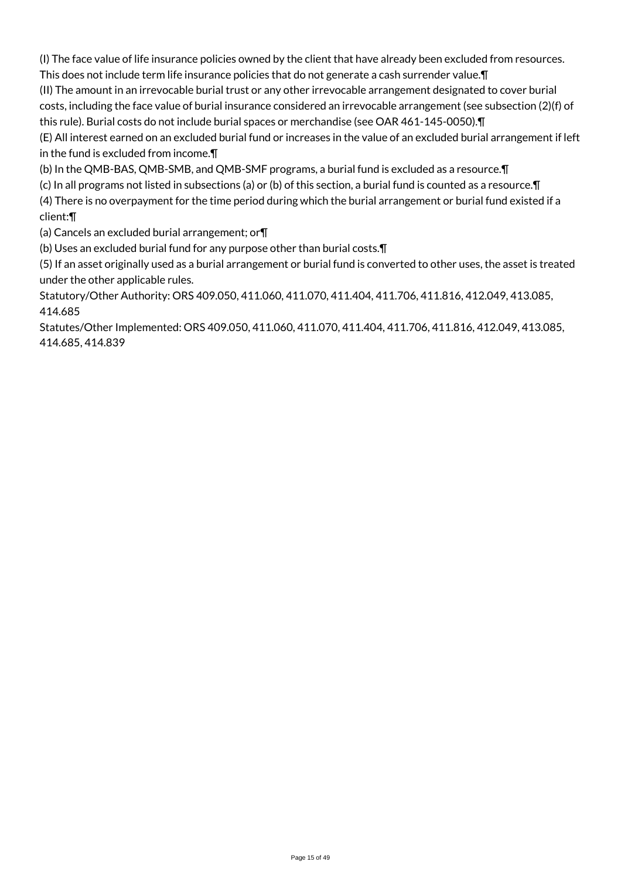(I) The face value of life insurance policies owned by the client that have already been excluded from resources. This does not include term life insurance policies that do not generate a cash surrender value.¶

(II) The amount in an irrevocable burial trust or any other irrevocable arrangement designated to cover burial costs, including the face value of burial insurance considered an irrevocable arrangement (see subsection (2)(f) of this rule). Burial costs do not include burial spaces or merchandise (see OAR 461-145-0050).¶

(E) All interest earned on an excluded burial fund or increases in the value of an excluded burial arrangement if left in the fund is excluded from income.¶

(b) In the QMB-BAS, QMB-SMB, and QMB-SMF programs, a burial fund is excluded as a resource.¶

(c) In all programs not listed in subsections (a) or (b) of this section, a burial fund is counted as a resource.¶

(4) There is no overpayment for the time period during which the burial arrangement or burial fund existed if a client:¶

(a) Cancels an excluded burial arrangement; or¶

(b) Uses an excluded burial fund for any purpose other than burial costs.¶

(5) If an asset originally used as a burial arrangement or burial fund is converted to other uses, the asset is treated under the other applicable rules.

Statutory/Other Authority: ORS 409.050, 411.060, 411.070, 411.404, 411.706, 411.816, 412.049, 413.085, 414.685

Statutes/Other Implemented: ORS 409.050, 411.060, 411.070, 411.404, 411.706, 411.816, 412.049, 413.085, 414.685, 414.839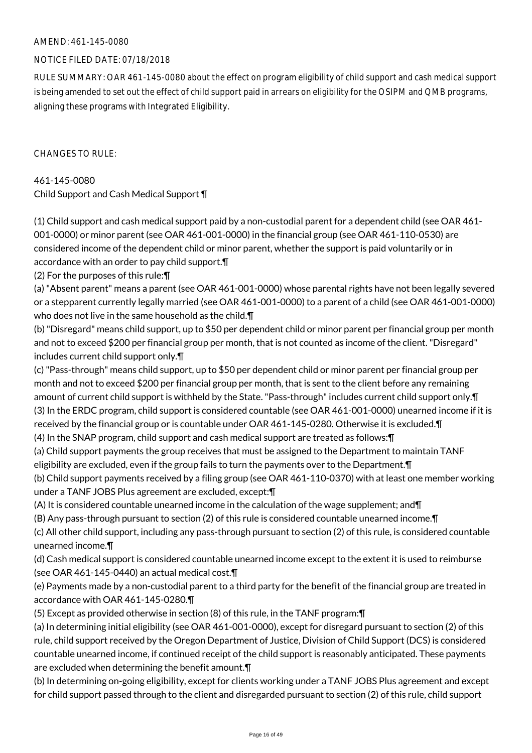AMEND: 461-145-0080

NOTICE FILED DATE: 07/18/2018

RULE SUMMARY: OAR 461-145-0080 about the effect on program eligibility of child support and cash medical support is being amended to set out the effect of child support paid in arrears on eligibility for the OSIPM and QMB programs, aligning these programs with Integrated Eligibility.

CHANGES TO RULE:

461-145-0080
Child Support and Cash Medical Support ¶

(1) Child support and cash medical support paid by a non-custodial parent for a dependent child (see OAR 461-001-0000) or minor parent (see OAR 461-001-0000) in the financial group (see OAR 461-110-0530) are considered income of the dependent child or minor parent, whether the support is paid voluntarily or in accordance with an order to pay child support.¶

(2) For the purposes of this rule:¶

(a) "Absent parent" means a parent (see OAR 461-001-0000) whose parental rights have not been legally severed or a stepparent currently legally married (see OAR 461-001-0000) to a parent of a child (see OAR 461-001-0000) who does not live in the same household as the child.¶

(b) "Disregard" means child support, up to $50 per dependent child or minor parent per financial group per month and not to exceed $200 per financial group per month, that is not counted as income of the client. "Disregard" includes current child support only.¶

(c) "Pass-through" means child support, up to $50 per dependent child or minor parent per financial group per month and not to exceed $200 per financial group per month, that is sent to the client before any remaining amount of current child support is withheld by the State. "Pass-through" includes current child support only.¶

(3) In the ERDC program, child support is considered countable (see OAR 461-001-0000) unearned income if it is received by the financial group or is countable under OAR 461-145-0280. Otherwise it is excluded.¶

(4) In the SNAP program, child support and cash medical support are treated as follows:¶

(a) Child support payments the group receives that must be assigned to the Department to maintain TANF eligibility are excluded, even if the group fails to turn the payments over to the Department.¶

(b) Child support payments received by a filing group (see OAR 461-110-0370) with at least one member working under a TANF JOBS Plus agreement are excluded, except:¶

(A) It is considered countable unearned income in the calculation of the wage supplement; and¶

(B) Any pass-through pursuant to section (2) of this rule is considered countable unearned income.¶

(c) All other child support, including any pass-through pursuant to section (2) of this rule, is considered countable unearned income.¶

(d) Cash medical support is considered countable unearned income except to the extent it is used to reimburse (see OAR 461-145-0440) an actual medical cost.¶

(e) Payments made by a non-custodial parent to a third party for the benefit of the financial group are treated in accordance with OAR 461-145-0280.¶

(5) Except as provided otherwise in section (8) of this rule, in the TANF program:¶

(a) In determining initial eligibility (see OAR 461-001-0000), except for disregard pursuant to section (2) of this rule, child support received by the Oregon Department of Justice, Division of Child Support (DCS) is considered countable unearned income, if continued receipt of the child support is reasonably anticipated. These payments are excluded when determining the benefit amount.¶

(b) In determining on-going eligibility, except for clients working under a TANF JOBS Plus agreement and except for child support passed through to the client and disregarded pursuant to section (2) of this rule, child support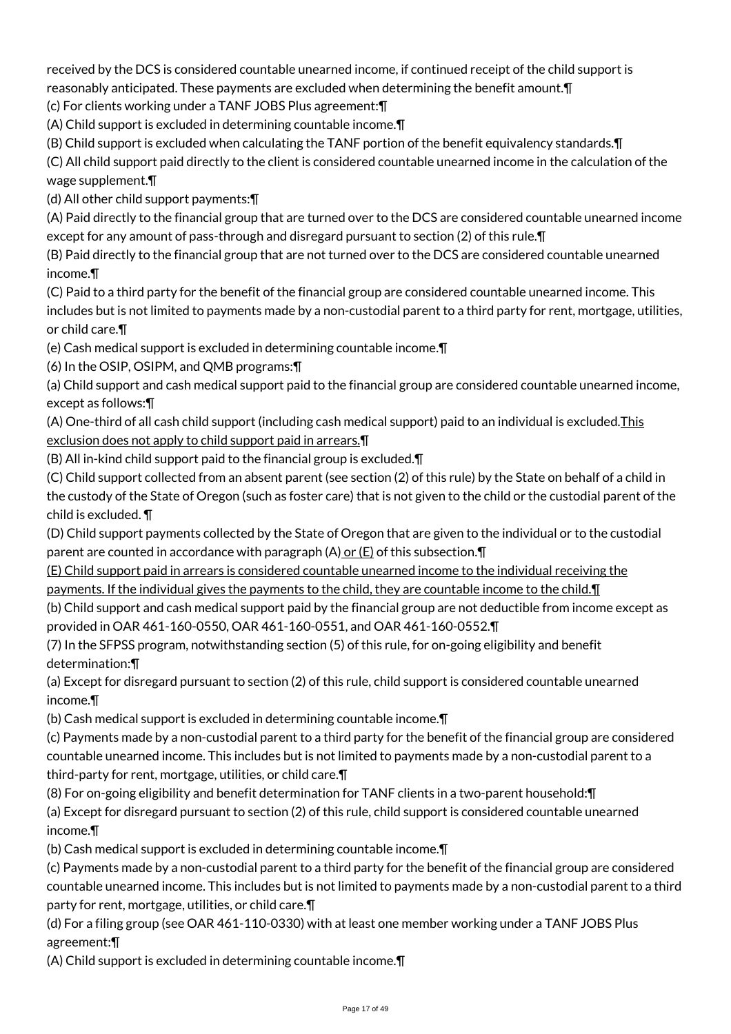received by the DCS is considered countable unearned income, if continued receipt of the child support is reasonably anticipated. These payments are excluded when determining the benefit amount.¶

(c) For clients working under a TANF JOBS Plus agreement:¶

(A) Child support is excluded in determining countable income.¶

(B) Child support is excluded when calculating the TANF portion of the benefit equivalency standards.¶

(C) All child support paid directly to the client is considered countable unearned income in the calculation of the wage supplement.¶

(d) All other child support payments:¶

(A) Paid directly to the financial group that are turned over to the DCS are considered countable unearned income except for any amount of pass-through and disregard pursuant to section (2) of this rule.¶

(B) Paid directly to the financial group that are not turned over to the DCS are considered countable unearned income.¶

(C) Paid to a third party for the benefit of the financial group are considered countable unearned income. This includes but is not limited to payments made by a non-custodial parent to a third party for rent, mortgage, utilities, or child care.¶

(e) Cash medical support is excluded in determining countable income.¶

(6) In the OSIP, OSIPM, and QMB programs:¶

(a) Child support and cash medical support paid to the financial group are considered countable unearned income, except as follows:¶

(A) One-third of all cash child support (including cash medical support) paid to an individual is excluded.<u>This exclusion does not apply to child support paid in arrears.</u>¶

(B) All in-kind child support paid to the financial group is excluded.¶

(C) Child support collected from an absent parent (see section (2) of this rule) by the State on behalf of a child in the custody of the State of Oregon (such as foster care) that is not given to the child or the custodial parent of the child is excluded. ¶

(D) Child support payments collected by the State of Oregon that are given to the individual or to the custodial parent are counted in accordance with paragraph (A)<u> or (E)</u> of this subsection.¶

<u>(E) Child support paid in arrears is considered countable unearned income to the individual receiving the payments. If the individual gives the payments to the child, they are countable income to the child.</u>¶

(b) Child support and cash medical support paid by the financial group are not deductible from income except as provided in OAR 461-160-0550, OAR 461-160-0551, and OAR 461-160-0552.¶

(7) In the SFPSS program, notwithstanding section (5) of this rule, for on-going eligibility and benefit determination:¶

(a) Except for disregard pursuant to section (2) of this rule, child support is considered countable unearned income.¶

(b) Cash medical support is excluded in determining countable income.¶

(c) Payments made by a non-custodial parent to a third party for the benefit of the financial group are considered countable unearned income. This includes but is not limited to payments made by a non-custodial parent to a third-party for rent, mortgage, utilities, or child care.¶

(8) For on-going eligibility and benefit determination for TANF clients in a two-parent household:¶

(a) Except for disregard pursuant to section (2) of this rule, child support is considered countable unearned income.¶

(b) Cash medical support is excluded in determining countable income.¶

(c) Payments made by a non-custodial parent to a third party for the benefit of the financial group are considered countable unearned income. This includes but is not limited to payments made by a non-custodial parent to a third party for rent, mortgage, utilities, or child care.¶

(d) For a filing group (see OAR 461-110-0330) with at least one member working under a TANF JOBS Plus agreement:¶

(A) Child support is excluded in determining countable income.¶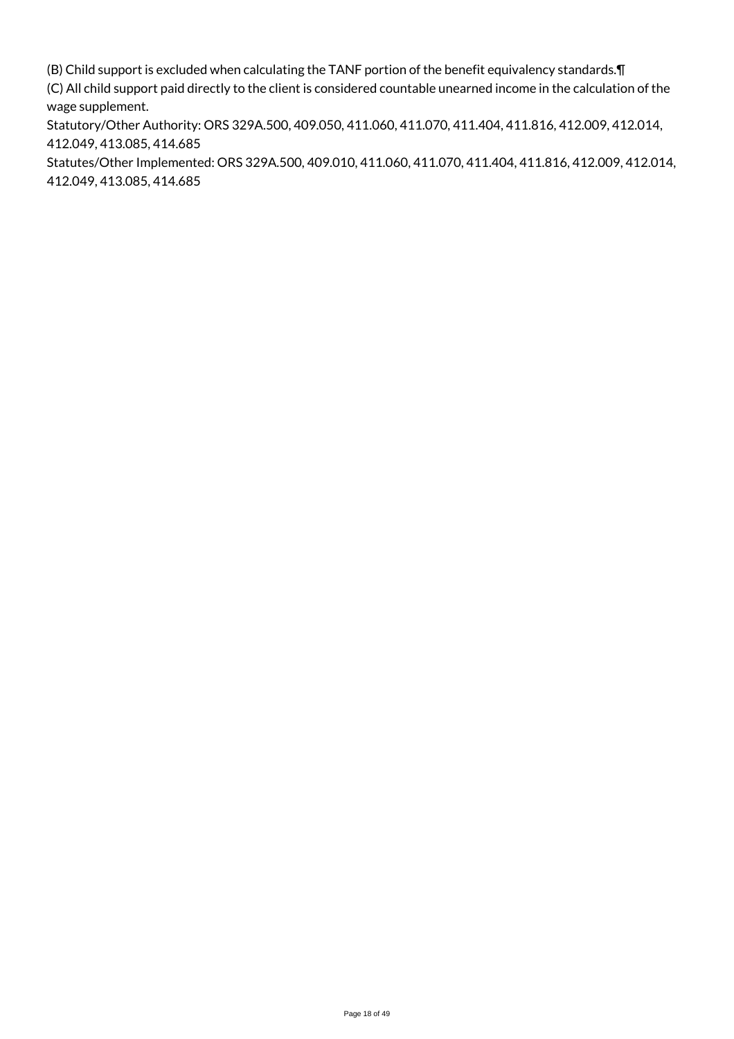(B) Child support is excluded when calculating the TANF portion of the benefit equivalency standards.¶

(C) All child support paid directly to the client is considered countable unearned income in the calculation of the wage supplement.

Statutory/Other Authority: ORS 329A.500, 409.050, 411.060, 411.070, 411.404, 411.816, 412.009, 412.014, 412.049, 413.085, 414.685

Statutes/Other Implemented: ORS 329A.500, 409.010, 411.060, 411.070, 411.404, 411.816, 412.009, 412.014, 412.049, 413.085, 414.685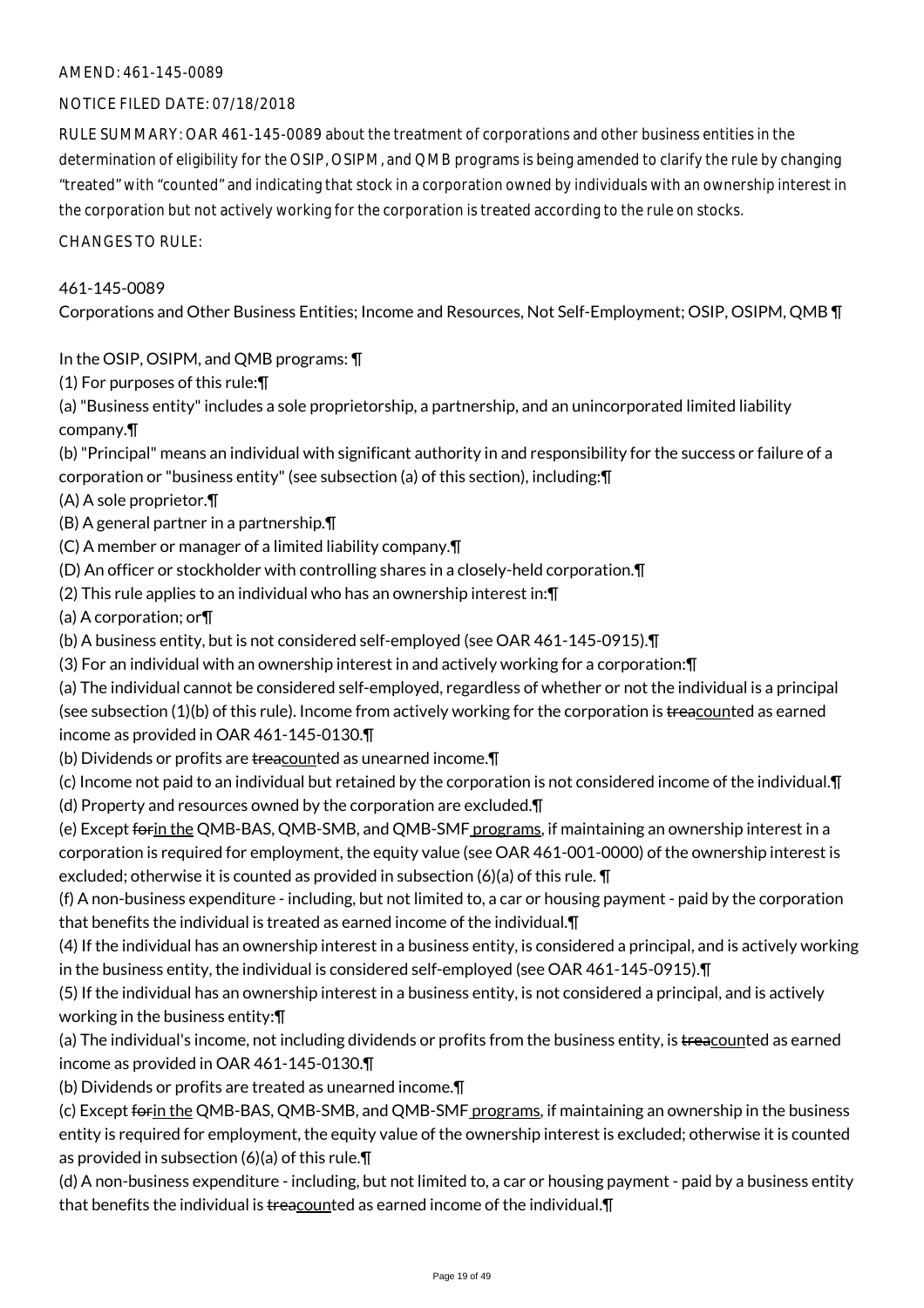AMEND: 461-145-0089

NOTICE FILED DATE: 07/18/2018

RULE SUMMARY: OAR 461-145-0089 about the treatment of corporations and other business entities in the determination of eligibility for the OSIP, OSIPM, and QMB programs is being amended to clarify the rule by changing "treated" with "counted" and indicating that stock in a corporation owned by individuals with an ownership interest in the corporation but not actively working for the corporation is treated according to the rule on stocks.

CHANGES TO RULE:

461-145-0089

Corporations and Other Business Entities; Income and Resources, Not Self-Employment; OSIP, OSIPM, QMB ¶

In the OSIP, OSIPM, and QMB programs: ¶

(1) For purposes of this rule:¶

(a) "Business entity" includes a sole proprietorship, a partnership, and an unincorporated limited liability company.¶

(b) "Principal" means an individual with significant authority in and responsibility for the success or failure of a corporation or "business entity" (see subsection (a) of this section), including:¶

(A) A sole proprietor.¶

(B) A general partner in a partnership.¶

(C) A member or manager of a limited liability company.¶

(D) An officer or stockholder with controlling shares in a closely-held corporation.¶

(2) This rule applies to an individual who has an ownership interest in:¶

(a) A corporation; or¶

(b) A business entity, but is not considered self-employed (see OAR 461-145-0915).¶

(3) For an individual with an ownership interest in and actively working for a corporation:¶

(a) The individual cannot be considered self-employed, regardless of whether or not the individual is a principal (see subsection (1)(b) of this rule). Income from actively working for the corporation is ~~trea~~counted as earned income as provided in OAR 461-145-0130.¶

(b) Dividends or profits are ~~trea~~counted as unearned income.¶

(c) Income not paid to an individual but retained by the corporation is not considered income of the individual.¶

(d) Property and resources owned by the corporation are excluded.¶

(e) Except ~~for~~in the QMB-BAS, QMB-SMB, and QMB-SMF programs, if maintaining an ownership interest in a corporation is required for employment, the equity value (see OAR 461-001-0000) of the ownership interest is excluded; otherwise it is counted as provided in subsection (6)(a) of this rule. ¶

(f) A non-business expenditure - including, but not limited to, a car or housing payment - paid by the corporation that benefits the individual is treated as earned income of the individual.¶

(4) If the individual has an ownership interest in a business entity, is considered a principal, and is actively working in the business entity, the individual is considered self-employed (see OAR 461-145-0915).¶

(5) If the individual has an ownership interest in a business entity, is not considered a principal, and is actively working in the business entity:¶

(a) The individual's income, not including dividends or profits from the business entity, is ~~trea~~counted as earned income as provided in OAR 461-145-0130.¶

(b) Dividends or profits are treated as unearned income.¶

(c) Except ~~for~~in the QMB-BAS, QMB-SMB, and QMB-SMF programs, if maintaining an ownership in the business entity is required for employment, the equity value of the ownership interest is excluded; otherwise it is counted as provided in subsection (6)(a) of this rule.¶

(d) A non-business expenditure - including, but not limited to, a car or housing payment - paid by a business entity that benefits the individual is ~~trea~~counted as earned income of the individual.¶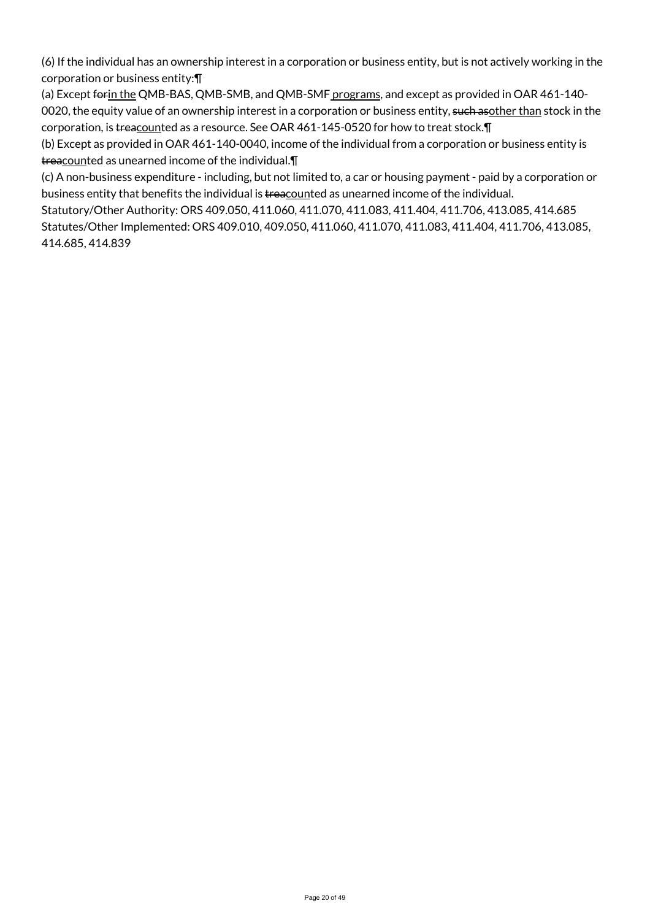(6) If the individual has an ownership interest in a corporation or business entity, but is not actively working in the corporation or business entity:¶

(a) Except ~~for~~in the QMB-BAS, QMB-SMB, and QMB-SMF programs, and except as provided in OAR 461-140-0020, the equity value of an ownership interest in a corporation or business entity, ~~such as~~other than stock in the corporation, is ~~trea~~counted as a resource. See OAR 461-145-0520 for how to treat stock.¶

(b) Except as provided in OAR 461-140-0040, income of the individual from a corporation or business entity is ~~trea~~counted as unearned income of the individual.¶

(c) A non-business expenditure - including, but not limited to, a car or housing payment - paid by a corporation or business entity that benefits the individual is ~~trea~~counted as unearned income of the individual.

Statutory/Other Authority: ORS 409.050, 411.060, 411.070, 411.083, 411.404, 411.706, 413.085, 414.685

Statutes/Other Implemented: ORS 409.010, 409.050, 411.060, 411.070, 411.083, 411.404, 411.706, 413.085, 414.685, 414.839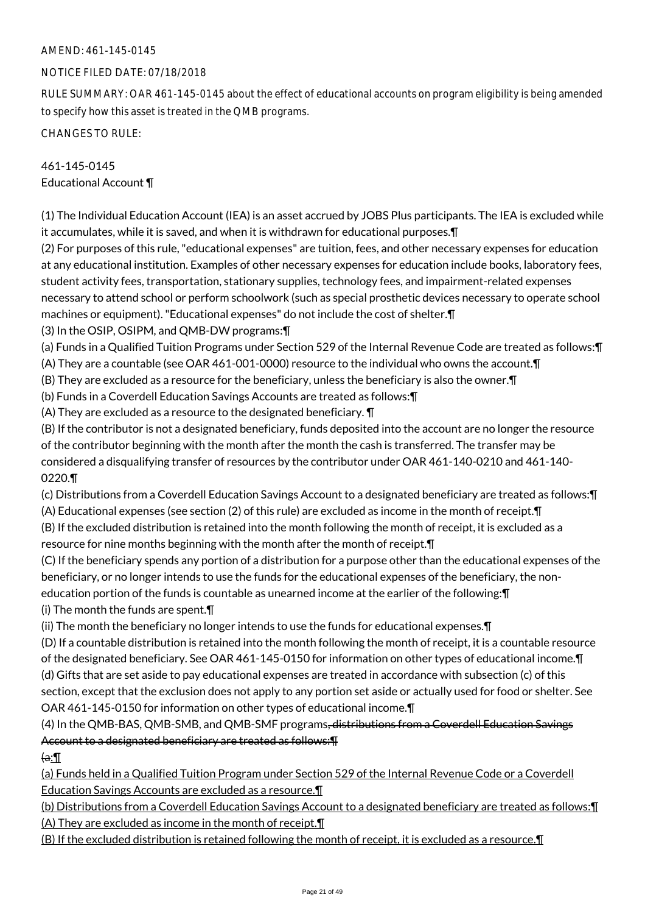AMEND: 461-145-0145

NOTICE FILED DATE: 07/18/2018

RULE SUMMARY: OAR 461-145-0145 about the effect of educational accounts on program eligibility is being amended to specify how this asset is treated in the QMB programs.

CHANGES TO RULE:

461-145-0145
Educational Account ¶

(1) The Individual Education Account (IEA) is an asset accrued by JOBS Plus participants. The IEA is excluded while it accumulates, while it is saved, and when it is withdrawn for educational purposes.¶
(2) For purposes of this rule, "educational expenses" are tuition, fees, and other necessary expenses for education at any educational institution. Examples of other necessary expenses for education include books, laboratory fees, student activity fees, transportation, stationary supplies, technology fees, and impairment-related expenses necessary to attend school or perform schoolwork (such as special prosthetic devices necessary to operate school machines or equipment). "Educational expenses" do not include the cost of shelter.¶
(3) In the OSIP, OSIPM, and QMB-DW programs:¶
(a) Funds in a Qualified Tuition Programs under Section 529 of the Internal Revenue Code are treated as follows:¶
(A) They are a countable (see OAR 461-001-0000) resource to the individual who owns the account.¶
(B) They are excluded as a resource for the beneficiary, unless the beneficiary is also the owner.¶
(b) Funds in a Coverdell Education Savings Accounts are treated as follows:¶
(A) They are excluded as a resource to the designated beneficiary. ¶
(B) If the contributor is not a designated beneficiary, funds deposited into the account are no longer the resource of the contributor beginning with the month after the month the cash is transferred. The transfer may be considered a disqualifying transfer of resources by the contributor under OAR 461-140-0210 and 461-140-0220.¶
(c) Distributions from a Coverdell Education Savings Account to a designated beneficiary are treated as follows:¶
(A) Educational expenses (see section (2) of this rule) are excluded as income in the month of receipt.¶
(B) If the excluded distribution is retained into the month following the month of receipt, it is excluded as a resource for nine months beginning with the month after the month of receipt.¶
(C) If the beneficiary spends any portion of a distribution for a purpose other than the educational expenses of the beneficiary, or no longer intends to use the funds for the educational expenses of the beneficiary, the non-education portion of the funds is countable as unearned income at the earlier of the following:¶
(i) The month the funds are spent.¶
(ii) The month the beneficiary no longer intends to use the funds for educational expenses.¶
(D) If a countable distribution is retained into the month following the month of receipt, it is a countable resource of the designated beneficiary. See OAR 461-145-0150 for information on other types of educational income.¶
(d) Gifts that are set aside to pay educational expenses are treated in accordance with subsection (c) of this section, except that the exclusion does not apply to any portion set aside or actually used for food or shelter. See OAR 461-145-0150 for information on other types of educational income.¶
(4) In the QMB-BAS, QMB-SMB, and QMB-SMF programs~~, distributions from a Coverdell Education Savings Account to a designated beneficiary are treated as follows:¶~~
~~(a:¶~~
(a) Funds held in a Qualified Tuition Program under Section 529 of the Internal Revenue Code or a Coverdell Education Savings Accounts are excluded as a resource.¶
(b) Distributions from a Coverdell Education Savings Account to a designated beneficiary are treated as follows:¶
(A) They are excluded as income in the month of receipt.¶
(B) If the excluded distribution is retained following the month of receipt, it is excluded as a resource.¶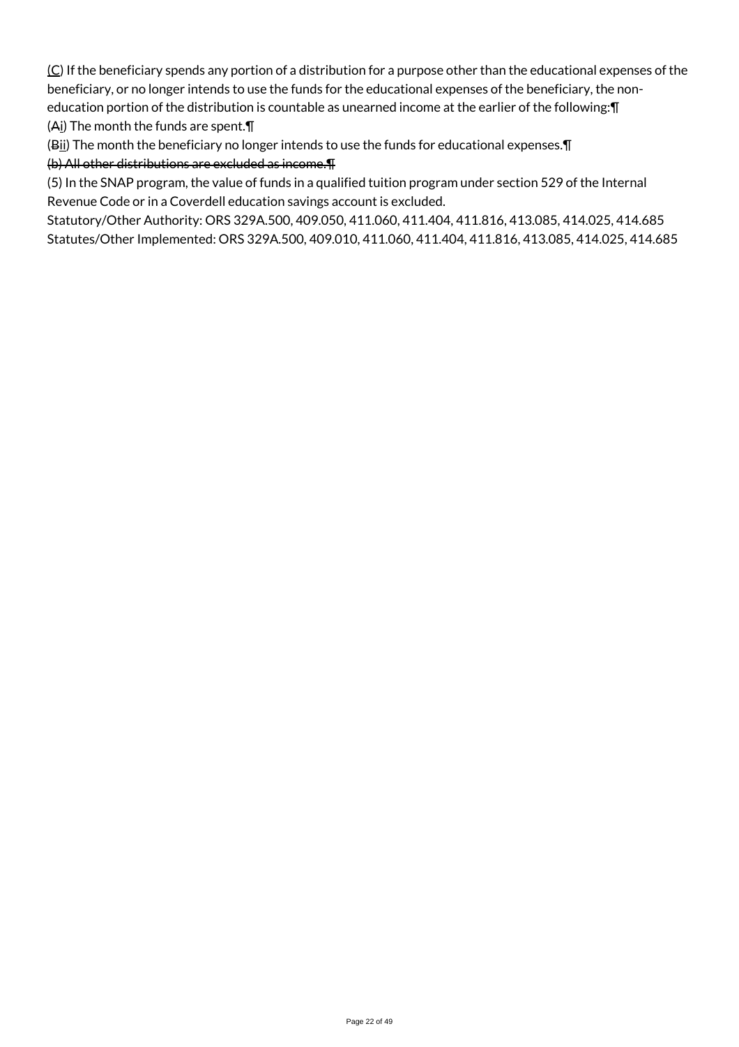(C) If the beneficiary spends any portion of a distribution for a purpose other than the educational expenses of the beneficiary, or no longer intends to use the funds for the educational expenses of the beneficiary, the non-education portion of the distribution is countable as unearned income at the earlier of the following:¶
(~~A~~i) The month the funds are spent.¶
(~~B~~ii) The month the beneficiary no longer intends to use the funds for educational expenses.¶
~~(b) All other distributions are excluded as income.¶~~
(5) In the SNAP program, the value of funds in a qualified tuition program under section 529 of the Internal Revenue Code or in a Coverdell education savings account is excluded.
Statutory/Other Authority: ORS 329A.500, 409.050, 411.060, 411.404, 411.816, 413.085, 414.025, 414.685
Statutes/Other Implemented: ORS 329A.500, 409.010, 411.060, 411.404, 411.816, 413.085, 414.025, 414.685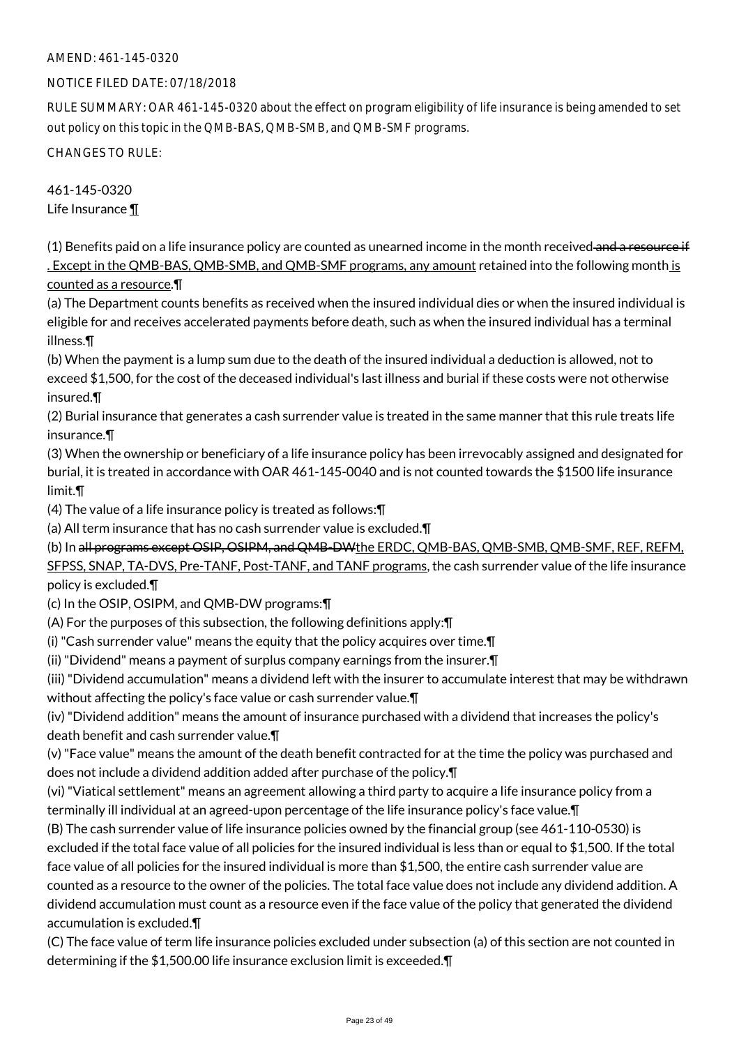AMEND: 461-145-0320

NOTICE FILED DATE: 07/18/2018

RULE SUMMARY: OAR 461-145-0320 about the effect on program eligibility of life insurance is being amended to set out policy on this topic in the QMB-BAS, QMB-SMB, and QMB-SMF programs.

CHANGES TO RULE:

461-145-0320
Life Insurance ¶

(1) Benefits paid on a life insurance policy are counted as unearned income in the month received ~~and a resource if~~ . Except in the QMB-BAS, QMB-SMB, and QMB-SMF programs, any amount retained into the following month is counted as a resource.¶

(a) The Department counts benefits as received when the insured individual dies or when the insured individual is eligible for and receives accelerated payments before death, such as when the insured individual has a terminal illness.¶

(b) When the payment is a lump sum due to the death of the insured individual a deduction is allowed, not to exceed $1,500, for the cost of the deceased individual's last illness and burial if these costs were not otherwise insured.¶

(2) Burial insurance that generates a cash surrender value is treated in the same manner that this rule treats life insurance.¶

(3) When the ownership or beneficiary of a life insurance policy has been irrevocably assigned and designated for burial, it is treated in accordance with OAR 461-145-0040 and is not counted towards the $1500 life insurance limit.¶

(4) The value of a life insurance policy is treated as follows:¶

(a) All term insurance that has no cash surrender value is excluded.¶

(b) In ~~all programs except OSIP, OSIPM, and QMB-DW~~the ERDC, QMB-BAS, QMB-SMB, QMB-SMF, REF, REFM, SFPSS, SNAP, TA-DVS, Pre-TANF, Post-TANF, and TANF programs, the cash surrender value of the life insurance policy is excluded.¶

(c) In the OSIP, OSIPM, and QMB-DW programs:¶

(A) For the purposes of this subsection, the following definitions apply:¶

(i) "Cash surrender value" means the equity that the policy acquires over time.¶

(ii) "Dividend" means a payment of surplus company earnings from the insurer.¶

(iii) "Dividend accumulation" means a dividend left with the insurer to accumulate interest that may be withdrawn without affecting the policy's face value or cash surrender value.¶

(iv) "Dividend addition" means the amount of insurance purchased with a dividend that increases the policy's death benefit and cash surrender value.¶

(v) "Face value" means the amount of the death benefit contracted for at the time the policy was purchased and does not include a dividend addition added after purchase of the policy.¶

(vi) "Viatical settlement" means an agreement allowing a third party to acquire a life insurance policy from a terminally ill individual at an agreed-upon percentage of the life insurance policy's face value.¶

(B) The cash surrender value of life insurance policies owned by the financial group (see 461-110-0530) is excluded if the total face value of all policies for the insured individual is less than or equal to $1,500. If the total face value of all policies for the insured individual is more than $1,500, the entire cash surrender value are counted as a resource to the owner of the policies. The total face value does not include any dividend addition. A dividend accumulation must count as a resource even if the face value of the policy that generated the dividend accumulation is excluded.¶

(C) The face value of term life insurance policies excluded under subsection (a) of this section are not counted in determining if the $1,500.00 life insurance exclusion limit is exceeded.¶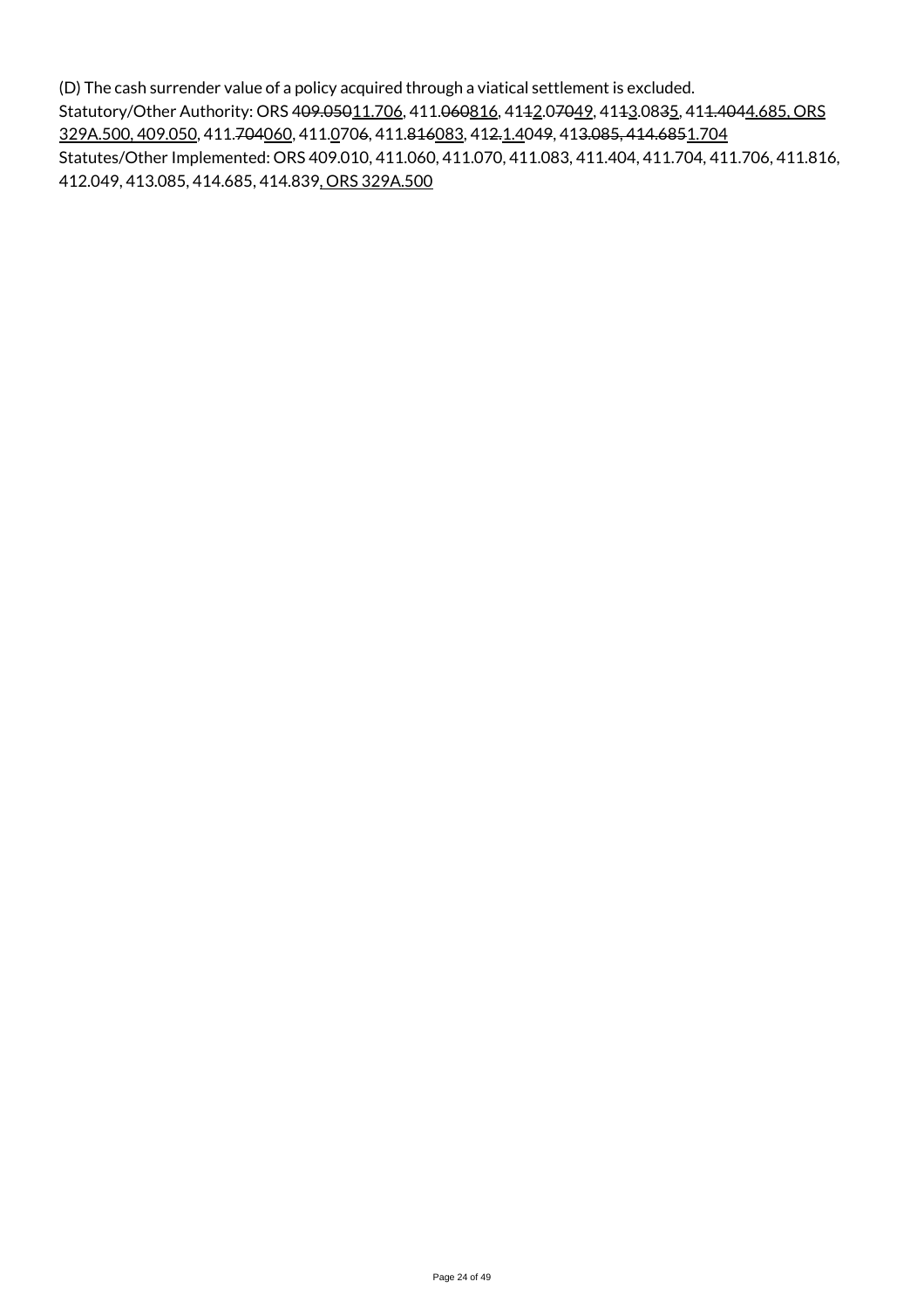(D) The cash surrender value of a policy acquired through a viatical settlement is excluded.

Statutory/Other Authority: ORS 4~~09.050~~<u>11.706</u>, 411.~~060~~<u>816</u>, 41~~1~~<u>2</u>.~~070~~<u>049</u>, 41~~1~~<u>3</u>.08~~3~~<u>5</u>, 41~~1.404~~<u>4.685, ORS 329A.500, 409.050</u>, 411.~~704~~<u>060</u>, 411.<u>0</u>70~~6~~, 411.~~816~~<u>083</u>, 41~~2.~~<u>1.4</u>04~~9~~, 41~~3.085, 414.685~~<u>1.704</u>

Statutes/Other Implemented: ORS 409.010, 411.060, 411.070, 411.083, 411.404, 411.704, 411.706, 411.816, 412.049, 413.085, 414.685, 414.839<u>, ORS 329A.500</u>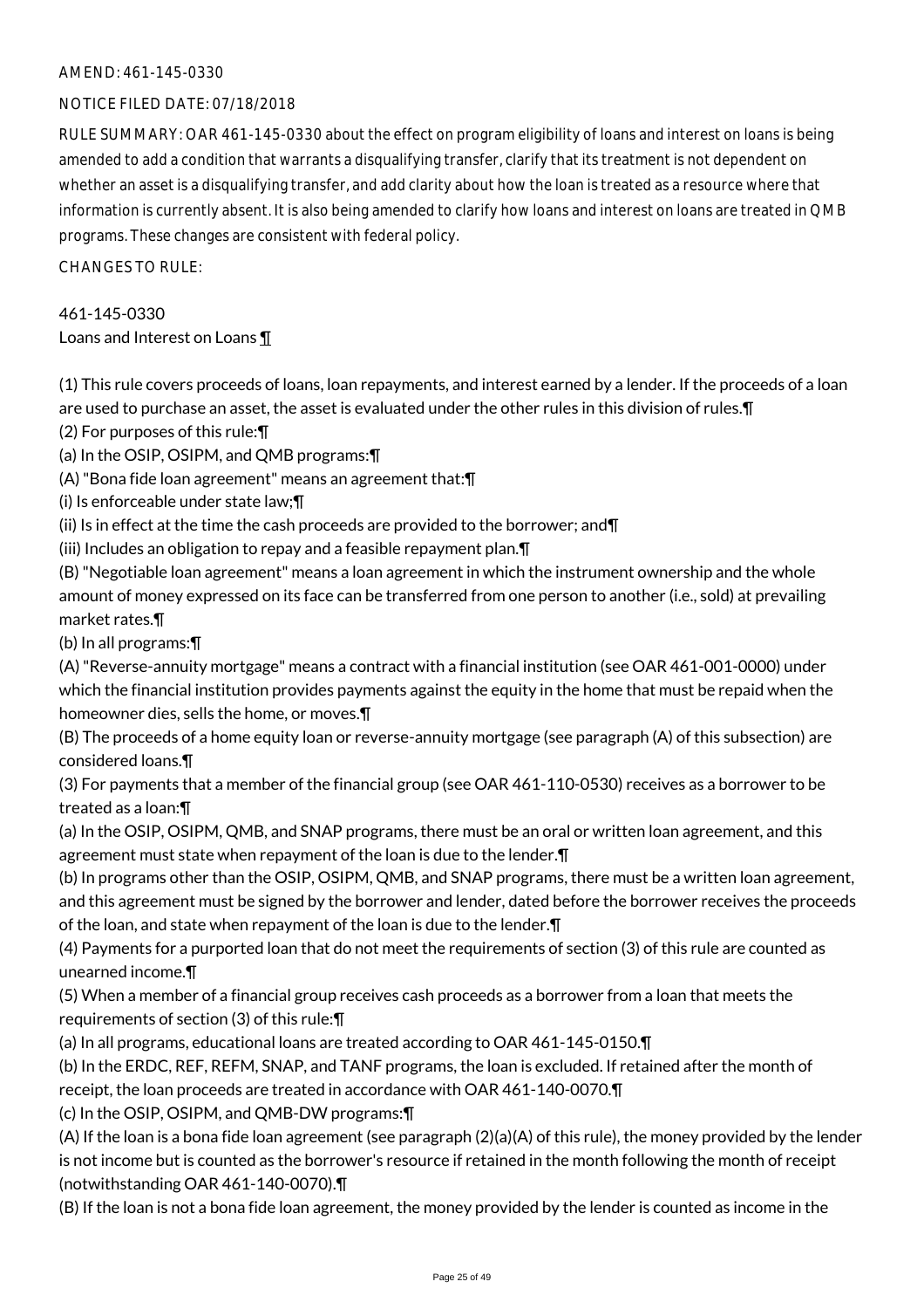AMEND: 461-145-0330

NOTICE FILED DATE: 07/18/2018

RULE SUMMARY: OAR 461-145-0330 about the effect on program eligibility of loans and interest on loans is being amended to add a condition that warrants a disqualifying transfer, clarify that its treatment is not dependent on whether an asset is a disqualifying transfer, and add clarity about how the loan is treated as a resource where that information is currently absent. It is also being amended to clarify how loans and interest on loans are treated in QMB programs. These changes are consistent with federal policy.

CHANGES TO RULE:

461-145-0330
Loans and Interest on Loans ¶

(1) This rule covers proceeds of loans, loan repayments, and interest earned by a lender. If the proceeds of a loan are used to purchase an asset, the asset is evaluated under the other rules in this division of rules.¶
(2) For purposes of this rule:¶
(a) In the OSIP, OSIPM, and QMB programs:¶
(A) "Bona fide loan agreement" means an agreement that:¶
(i) Is enforceable under state law;¶
(ii) Is in effect at the time the cash proceeds are provided to the borrower; and¶
(iii) Includes an obligation to repay and a feasible repayment plan.¶
(B) "Negotiable loan agreement" means a loan agreement in which the instrument ownership and the whole amount of money expressed on its face can be transferred from one person to another (i.e., sold) at prevailing market rates.¶
(b) In all programs:¶
(A) "Reverse-annuity mortgage" means a contract with a financial institution (see OAR 461-001-0000) under which the financial institution provides payments against the equity in the home that must be repaid when the homeowner dies, sells the home, or moves.¶
(B) The proceeds of a home equity loan or reverse-annuity mortgage (see paragraph (A) of this subsection) are considered loans.¶
(3) For payments that a member of the financial group (see OAR 461-110-0530) receives as a borrower to be treated as a loan:¶
(a) In the OSIP, OSIPM, QMB, and SNAP programs, there must be an oral or written loan agreement, and this agreement must state when repayment of the loan is due to the lender.¶
(b) In programs other than the OSIP, OSIPM, QMB, and SNAP programs, there must be a written loan agreement, and this agreement must be signed by the borrower and lender, dated before the borrower receives the proceeds of the loan, and state when repayment of the loan is due to the lender.¶
(4) Payments for a purported loan that do not meet the requirements of section (3) of this rule are counted as unearned income.¶
(5) When a member of a financial group receives cash proceeds as a borrower from a loan that meets the requirements of section (3) of this rule:¶
(a) In all programs, educational loans are treated according to OAR 461-145-0150.¶
(b) In the ERDC, REF, REFM, SNAP, and TANF programs, the loan is excluded. If retained after the month of receipt, the loan proceeds are treated in accordance with OAR 461-140-0070.¶
(c) In the OSIP, OSIPM, and QMB-DW programs:¶
(A) If the loan is a bona fide loan agreement (see paragraph (2)(a)(A) of this rule), the money provided by the lender is not income but is counted as the borrower's resource if retained in the month following the month of receipt (notwithstanding OAR 461-140-0070).¶
(B) If the loan is not a bona fide loan agreement, the money provided by the lender is counted as income in the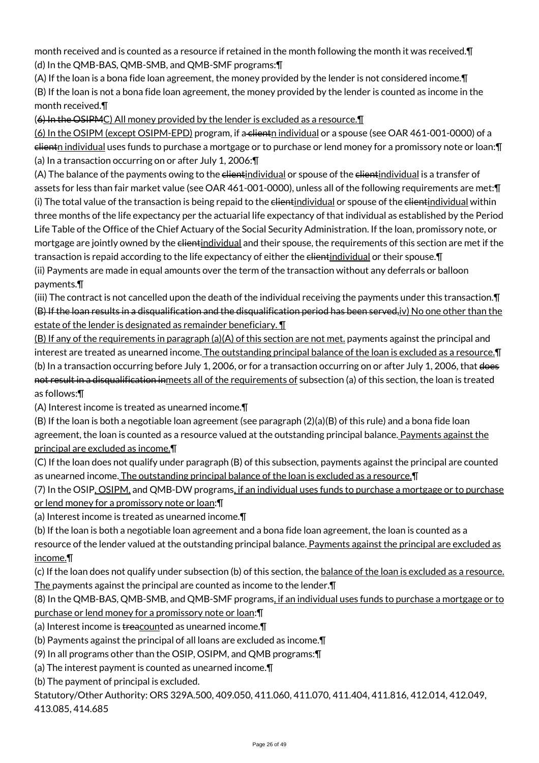month received and is counted as a resource if retained in the month following the month it was received.¶
(d) In the QMB-BAS, QMB-SMB, and QMB-SMF programs:¶
(A) If the loan is a bona fide loan agreement, the money provided by the lender is not considered income.¶
(B) If the loan is not a bona fide loan agreement, the money provided by the lender is counted as income in the month received.¶
(~~6) In the OSIPM~~<u>C) All money provided by the lender is excluded as a resource.</u>¶
<u>(6) In the OSIPM (except OSIPM-EPD)</u> program, if a ~~client~~<u>n individual</u> or a spouse (see OAR 461-001-0000) of a ~~client~~<u>n individual</u> uses funds to purchase a mortgage or to purchase or lend money for a promissory note or loan:¶
(a) In a transaction occurring on or after July 1, 2006:¶
(A) The balance of the payments owing to the ~~client~~<u>individual</u> or spouse of the ~~client~~<u>individual</u> is a transfer of assets for less than fair market value (see OAR 461-001-0000), unless all of the following requirements are met:¶
(i) The total value of the transaction is being repaid to the ~~client~~<u>individual</u> or spouse of the ~~client~~<u>individual</u> within three months of the life expectancy per the actuarial life expectancy of that individual as established by the Period Life Table of the Office of the Chief Actuary of the Social Security Administration. If the loan, promissory note, or mortgage are jointly owned by the ~~client~~<u>individual</u> and their spouse, the requirements of this section are met if the transaction is repaid according to the life expectancy of either the ~~client~~<u>individual</u> or their spouse.¶
(ii) Payments are made in equal amounts over the term of the transaction without any deferrals or balloon payments.¶
(iii) The contract is not cancelled upon the death of the individual receiving the payments under this transaction.¶
(~~B) If the loan results in a disqualification and the disqualification period has been served,~~<u>iv) No one other than the estate of the lender is designated as remainder beneficiary. ¶</u>
<u>(B) If any of the requirements in paragraph (a)(A) of this section are not met.</u> payments against the principal and interest are treated as unearned income<u>. The outstanding principal balance of the loan is excluded as a resource.</u>¶
(b) In a transaction occurring before July 1, 2006, or for a transaction occurring on or after July 1, 2006, that ~~does not result in a disqualification in~~<u>meets all of the requirements of</u> subsection (a) of this section, the loan is treated as follows:¶
(A) Interest income is treated as unearned income.¶
(B) If the loan is both a negotiable loan agreement (see paragraph (2)(a)(B) of this rule) and a bona fide loan agreement, the loan is counted as a resource valued at the outstanding principal balance<u>. Payments against the principal are excluded as income.</u>¶
(C) If the loan does not qualify under paragraph (B) of this subsection, payments against the principal are counted as unearned income<u>. The outstanding principal balance of the loan is excluded as a resource.</u>¶
(7) In the OSIP<u>, OSIPM,</u> and QMB-DW programs<u>, if an individual uses funds to purchase a mortgage or to purchase or lend money for a promissory note or loan</u>:¶
(a) Interest income is treated as unearned income.¶
(b) If the loan is both a negotiable loan agreement and a bona fide loan agreement, the loan is counted as a resource of the lender valued at the outstanding principal balance<u>. Payments against the principal are excluded as income.</u>¶
(c) If the loan does not qualify under subsection (b) of this section, the <u>balance of the loan is excluded as a resource. The</u> payments against the principal are counted as income to the lender.¶
(8) In the QMB-BAS, QMB-SMB, and QMB-SMF programs<u>, if an individual uses funds to purchase a mortgage or to purchase or lend money for a promissory note or loan</u>:¶
(a) Interest income is ~~trea~~<u>coun</u>ted as unearned income.¶
(b) Payments against the principal of all loans are excluded as income.¶
(9) In all programs other than the OSIP, OSIPM, and QMB programs:¶
(a) The interest payment is counted as unearned income.¶
(b) The payment of principal is excluded.

Statutory/Other Authority: ORS 329A.500, 409.050, 411.060, 411.070, 411.404, 411.816, 412.014, 412.049, 413.085, 414.685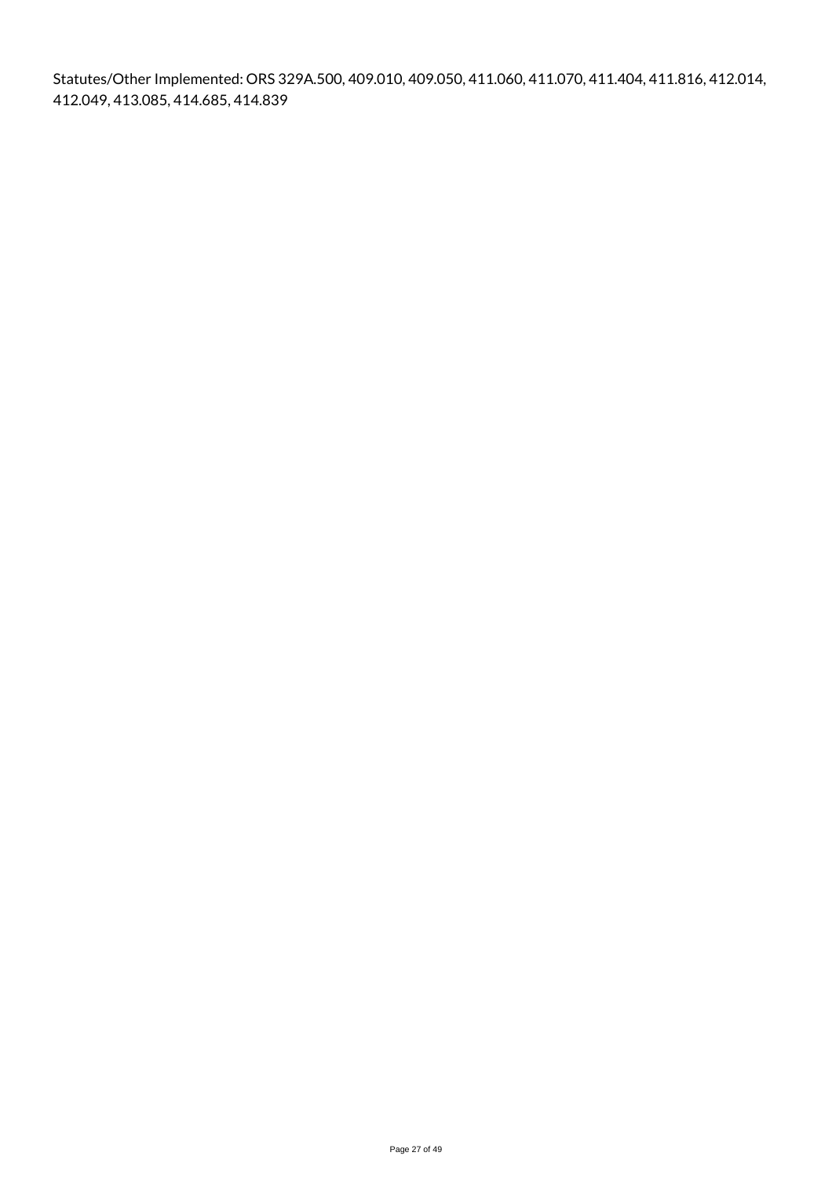Statutes/Other Implemented: ORS 329A.500, 409.010, 409.050, 411.060, 411.070, 411.404, 411.816, 412.014, 412.049, 413.085, 414.685, 414.839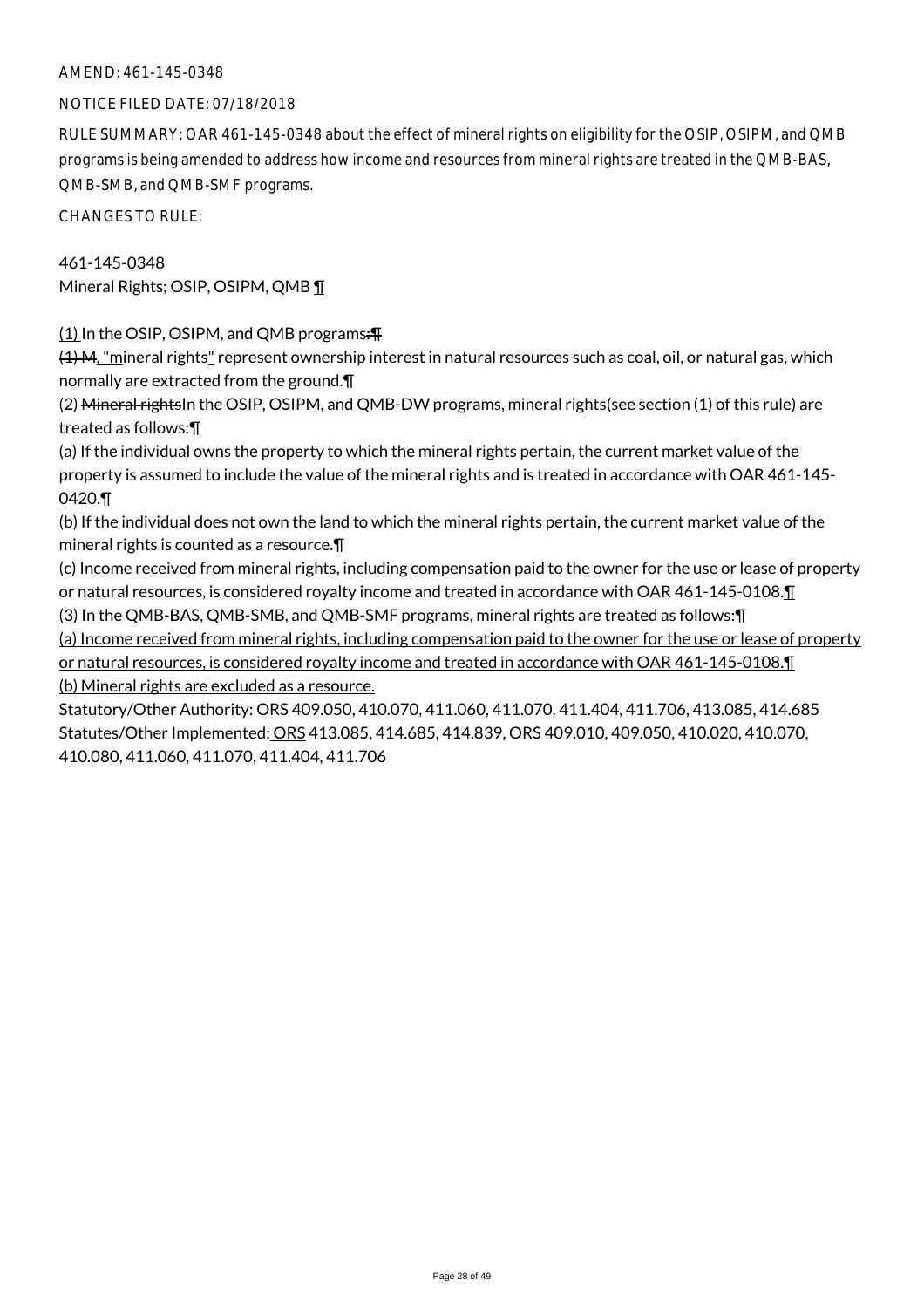AMEND: 461-145-0348

NOTICE FILED DATE: 07/18/2018

RULE SUMMARY: OAR 461-145-0348 about the effect of mineral rights on eligibility for the OSIP, OSIPM, and QMB programs is being amended to address how income and resources from mineral rights are treated in the QMB-BAS, QMB-SMB, and QMB-SMF programs.

CHANGES TO RULE:

461-145-0348
Mineral Rights; OSIP, OSIPM, QMB ¶

(1) In the OSIP, OSIPM, and QMB programs:¶
(1) M, "mineral rights" represent ownership interest in natural resources such as coal, oil, or natural gas, which normally are extracted from the ground.¶
(2) Mineral rightsIn the OSIP, OSIPM, and QMB-DW programs, mineral rights(see section (1) of this rule) are treated as follows:¶
(a) If the individual owns the property to which the mineral rights pertain, the current market value of the property is assumed to include the value of the mineral rights and is treated in accordance with OAR 461-145-0420.¶
(b) If the individual does not own the land to which the mineral rights pertain, the current market value of the mineral rights is counted as a resource.¶
(c) Income received from mineral rights, including compensation paid to the owner for the use or lease of property or natural resources, is considered royalty income and treated in accordance with OAR 461-145-0108.¶
(3) In the QMB-BAS, QMB-SMB, and QMB-SMF programs, mineral rights are treated as follows:¶
(a) Income received from mineral rights, including compensation paid to the owner for the use or lease of property or natural resources, is considered royalty income and treated in accordance with OAR 461-145-0108.¶
(b) Mineral rights are excluded as a resource.

Statutory/Other Authority: ORS 409.050, 410.070, 411.060, 411.070, 411.404, 411.706, 413.085, 414.685
Statutes/Other Implemented: ORS 413.085, 414.685, 414.839, ORS 409.010, 409.050, 410.020, 410.070, 410.080, 411.060, 411.070, 411.404, 411.706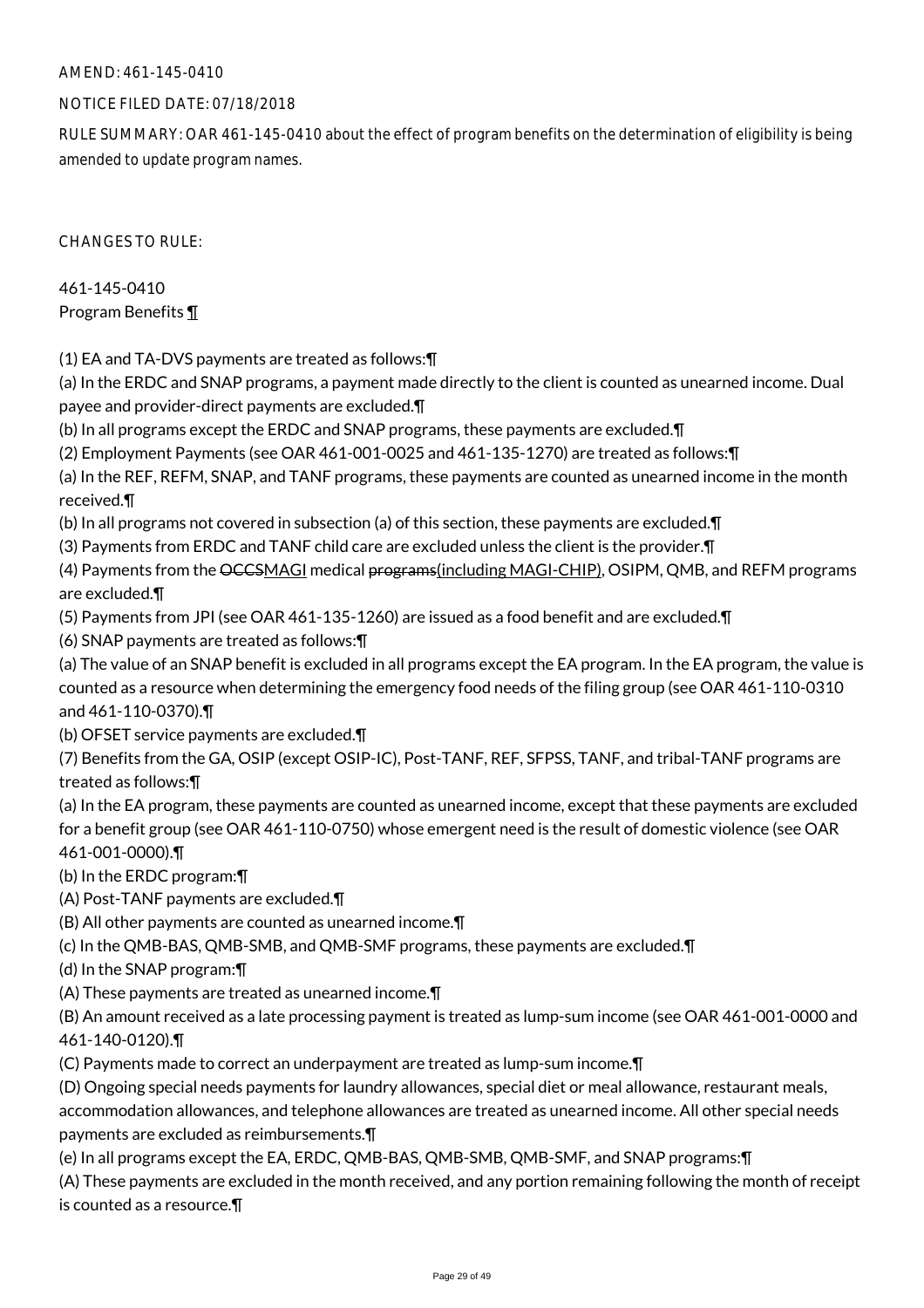AMEND: 461-145-0410

NOTICE FILED DATE: 07/18/2018

RULE SUMMARY: OAR 461-145-0410 about the effect of program benefits on the determination of eligibility is being amended to update program names.

CHANGES TO RULE:

461-145-0410
Program Benefits ¶

(1) EA and TA-DVS payments are treated as follows:¶
(a) In the ERDC and SNAP programs, a payment made directly to the client is counted as unearned income. Dual payee and provider-direct payments are excluded.¶
(b) In all programs except the ERDC and SNAP programs, these payments are excluded.¶
(2) Employment Payments (see OAR 461-001-0025 and 461-135-1270) are treated as follows:¶
(a) In the REF, REFM, SNAP, and TANF programs, these payments are counted as unearned income in the month received.¶
(b) In all programs not covered in subsection (a) of this section, these payments are excluded.¶
(3) Payments from ERDC and TANF child care are excluded unless the client is the provider.¶
(4) Payments from the ~~OCCS~~MAGI medical ~~programs~~(including MAGI-CHIP), OSIPM, QMB, and REFM programs are excluded.¶
(5) Payments from JPI (see OAR 461-135-1260) are issued as a food benefit and are excluded.¶
(6) SNAP payments are treated as follows:¶
(a) The value of an SNAP benefit is excluded in all programs except the EA program. In the EA program, the value is counted as a resource when determining the emergency food needs of the filing group (see OAR 461-110-0310 and 461-110-0370).¶
(b) OFSET service payments are excluded.¶
(7) Benefits from the GA, OSIP (except OSIP-IC), Post-TANF, REF, SFPSS, TANF, and tribal-TANF programs are treated as follows:¶
(a) In the EA program, these payments are counted as unearned income, except that these payments are excluded for a benefit group (see OAR 461-110-0750) whose emergent need is the result of domestic violence (see OAR 461-001-0000).¶
(b) In the ERDC program:¶
(A) Post-TANF payments are excluded.¶
(B) All other payments are counted as unearned income.¶
(c) In the QMB-BAS, QMB-SMB, and QMB-SMF programs, these payments are excluded.¶
(d) In the SNAP program:¶
(A) These payments are treated as unearned income.¶
(B) An amount received as a late processing payment is treated as lump-sum income (see OAR 461-001-0000 and 461-140-0120).¶
(C) Payments made to correct an underpayment are treated as lump-sum income.¶
(D) Ongoing special needs payments for laundry allowances, special diet or meal allowance, restaurant meals, accommodation allowances, and telephone allowances are treated as unearned income. All other special needs payments are excluded as reimbursements.¶
(e) In all programs except the EA, ERDC, QMB-BAS, QMB-SMB, QMB-SMF, and SNAP programs:¶
(A) These payments are excluded in the month received, and any portion remaining following the month of receipt is counted as a resource.¶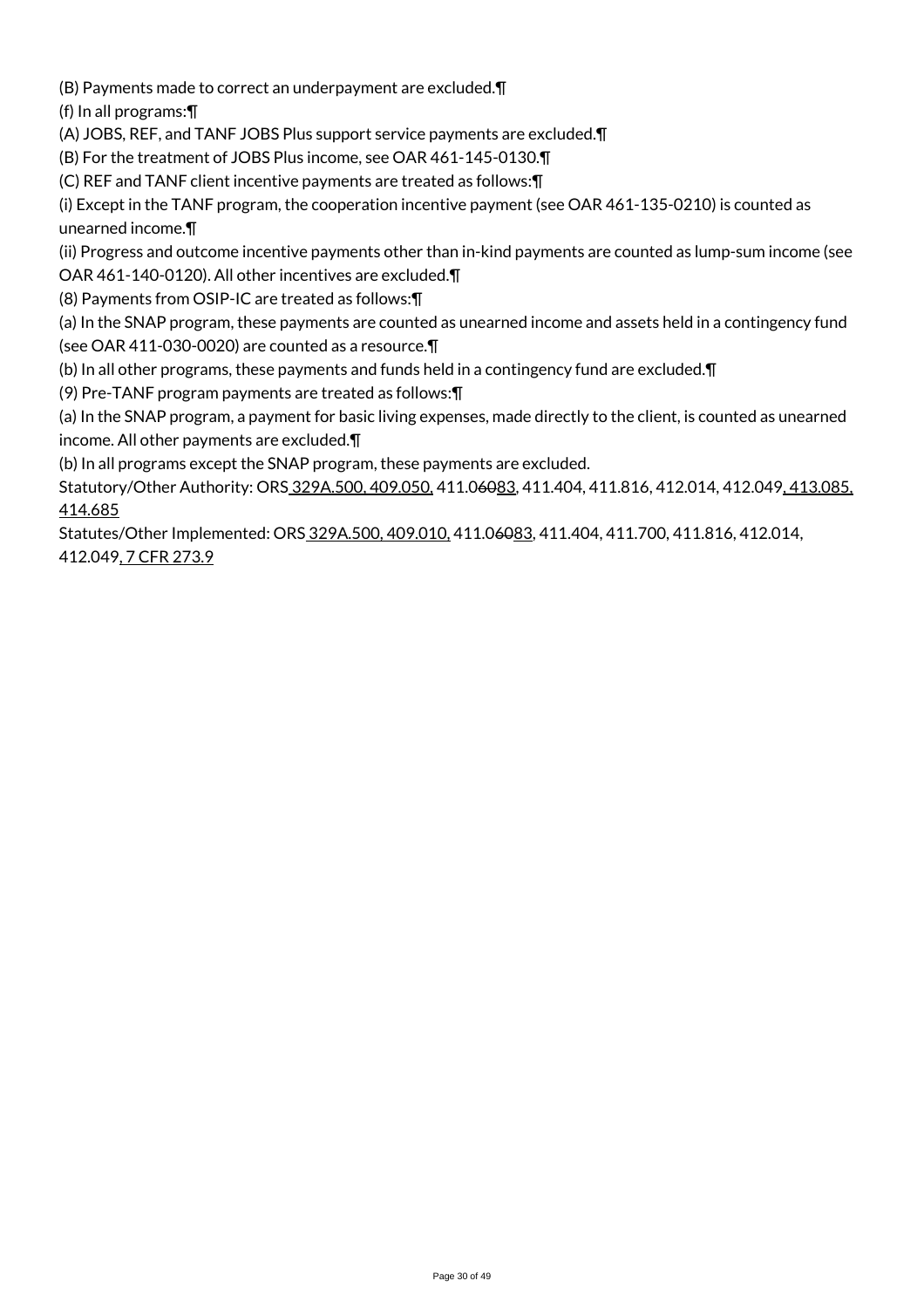(B) Payments made to correct an underpayment are excluded.¶

(f) In all programs:¶

(A) JOBS, REF, and TANF JOBS Plus support service payments are excluded.¶

(B) For the treatment of JOBS Plus income, see OAR 461-145-0130.¶

(C) REF and TANF client incentive payments are treated as follows:¶

(i) Except in the TANF program, the cooperation incentive payment (see OAR 461-135-0210) is counted as unearned income.¶

(ii) Progress and outcome incentive payments other than in-kind payments are counted as lump-sum income (see OAR 461-140-0120). All other incentives are excluded.¶

(8) Payments from OSIP-IC are treated as follows:¶

(a) In the SNAP program, these payments are counted as unearned income and assets held in a contingency fund (see OAR 411-030-0020) are counted as a resource.¶

(b) In all other programs, these payments and funds held in a contingency fund are excluded.¶

(9) Pre-TANF program payments are treated as follows:¶

(a) In the SNAP program, a payment for basic living expenses, made directly to the client, is counted as unearned income. All other payments are excluded.¶

(b) In all programs except the SNAP program, these payments are excluded.

Statutory/Other Authority: ORS 329A.500, 409.050, 411.06083, 411.404, 411.816, 412.014, 412.049, 413.085, 414.685

Statutes/Other Implemented: ORS 329A.500, 409.010, 411.06083, 411.404, 411.700, 411.816, 412.014, 412.049, 7 CFR 273.9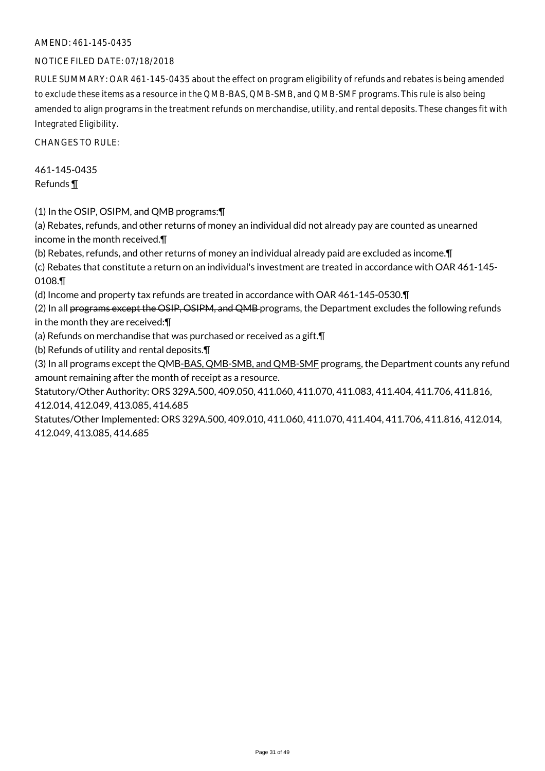AMEND: 461-145-0435

NOTICE FILED DATE: 07/18/2018

RULE SUMMARY: OAR 461-145-0435 about the effect on program eligibility of refunds and rebates is being amended to exclude these items as a resource in the QMB-BAS, QMB-SMB, and QMB-SMF programs. This rule is also being amended to align programs in the treatment refunds on merchandise, utility, and rental deposits. These changes fit with Integrated Eligibility.

CHANGES TO RULE:

461-145-0435
Refunds ¶

(1) In the OSIP, OSIPM, and QMB programs:¶
(a) Rebates, refunds, and other returns of money an individual did not already pay are counted as unearned income in the month received.¶
(b) Rebates, refunds, and other returns of money an individual already paid are excluded as income.¶
(c) Rebates that constitute a return on an individual's investment are treated in accordance with OAR 461-145-0108.¶
(d) Income and property tax refunds are treated in accordance with OAR 461-145-0530.¶
(2) In all ~~programs except the OSIP, OSIPM, and QMB~~ programs, the Department excludes the following refunds in the month they are received:¶
(a) Refunds on merchandise that was purchased or received as a gift.¶
(b) Refunds of utility and rental deposits.¶
(3) In all programs except the QMB-BAS, QMB-SMB, and QMB-SMF programs, the Department counts any refund amount remaining after the month of receipt as a resource.
Statutory/Other Authority: ORS 329A.500, 409.050, 411.060, 411.070, 411.083, 411.404, 411.706, 411.816, 412.014, 412.049, 413.085, 414.685
Statutes/Other Implemented: ORS 329A.500, 409.010, 411.060, 411.070, 411.404, 411.706, 411.816, 412.014, 412.049, 413.085, 414.685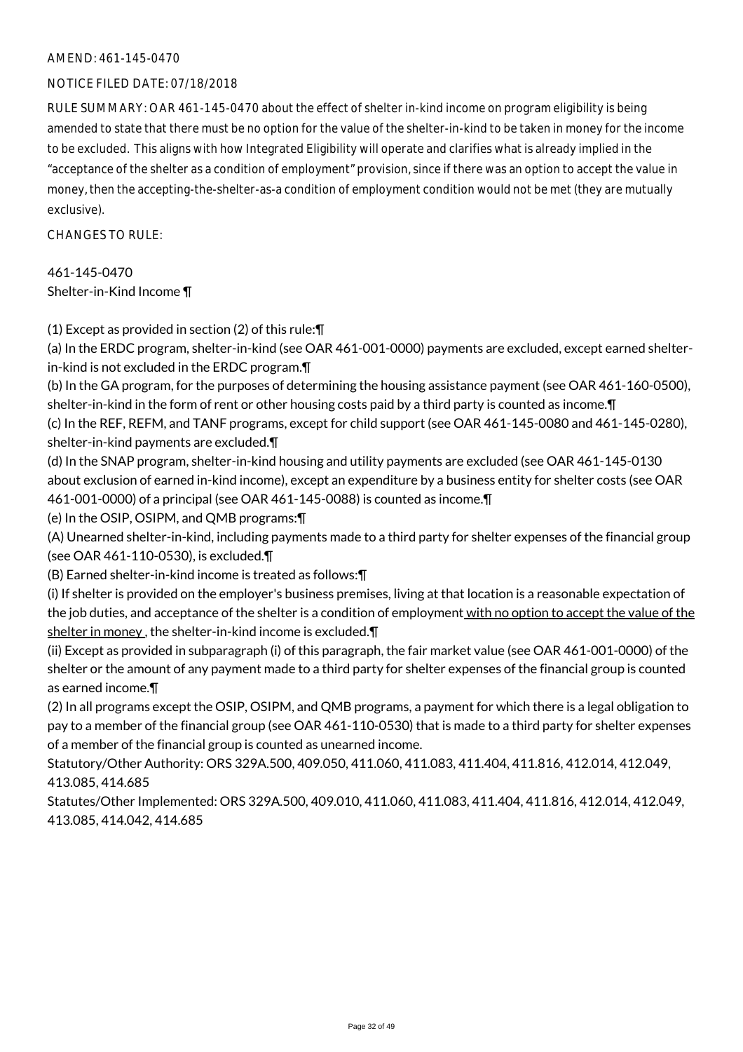AMEND: 461-145-0470

NOTICE FILED DATE: 07/18/2018

RULE SUMMARY: OAR 461-145-0470 about the effect of shelter in-kind income on program eligibility is being amended to state that there must be no option for the value of the shelter-in-kind to be taken in money for the income to be excluded. This aligns with how Integrated Eligibility will operate and clarifies what is already implied in the "acceptance of the shelter as a condition of employment" provision, since if there was an option to accept the value in money, then the accepting-the-shelter-as-a condition of employment condition would not be met (they are mutually exclusive).

CHANGES TO RULE:

461-145-0470
Shelter-in-Kind Income ¶

(1) Except as provided in section (2) of this rule:¶
(a) In the ERDC program, shelter-in-kind (see OAR 461-001-0000) payments are excluded, except earned shelter-in-kind is not excluded in the ERDC program.¶
(b) In the GA program, for the purposes of determining the housing assistance payment (see OAR 461-160-0500), shelter-in-kind in the form of rent or other housing costs paid by a third party is counted as income.¶
(c) In the REF, REFM, and TANF programs, except for child support (see OAR 461-145-0080 and 461-145-0280), shelter-in-kind payments are excluded.¶
(d) In the SNAP program, shelter-in-kind housing and utility payments are excluded (see OAR 461-145-0130 about exclusion of earned in-kind income), except an expenditure by a business entity for shelter costs (see OAR 461-001-0000) of a principal (see OAR 461-145-0088) is counted as income.¶
(e) In the OSIP, OSIPM, and QMB programs:¶
(A) Unearned shelter-in-kind, including payments made to a third party for shelter expenses of the financial group (see OAR 461-110-0530), is excluded.¶
(B) Earned shelter-in-kind income is treated as follows:¶
(i) If shelter is provided on the employer's business premises, living at that location is a reasonable expectation of the job duties, and acceptance of the shelter is a condition of employment with no option to accept the value of the shelter in money , the shelter-in-kind income is excluded.¶
(ii) Except as provided in subparagraph (i) of this paragraph, the fair market value (see OAR 461-001-0000) of the shelter or the amount of any payment made to a third party for shelter expenses of the financial group is counted as earned income.¶
(2) In all programs except the OSIP, OSIPM, and QMB programs, a payment for which there is a legal obligation to pay to a member of the financial group (see OAR 461-110-0530) that is made to a third party for shelter expenses of a member of the financial group is counted as unearned income.

Statutory/Other Authority: ORS 329A.500, 409.050, 411.060, 411.083, 411.404, 411.816, 412.014, 412.049, 413.085, 414.685

Statutes/Other Implemented: ORS 329A.500, 409.010, 411.060, 411.083, 411.404, 411.816, 412.014, 412.049, 413.085, 414.042, 414.685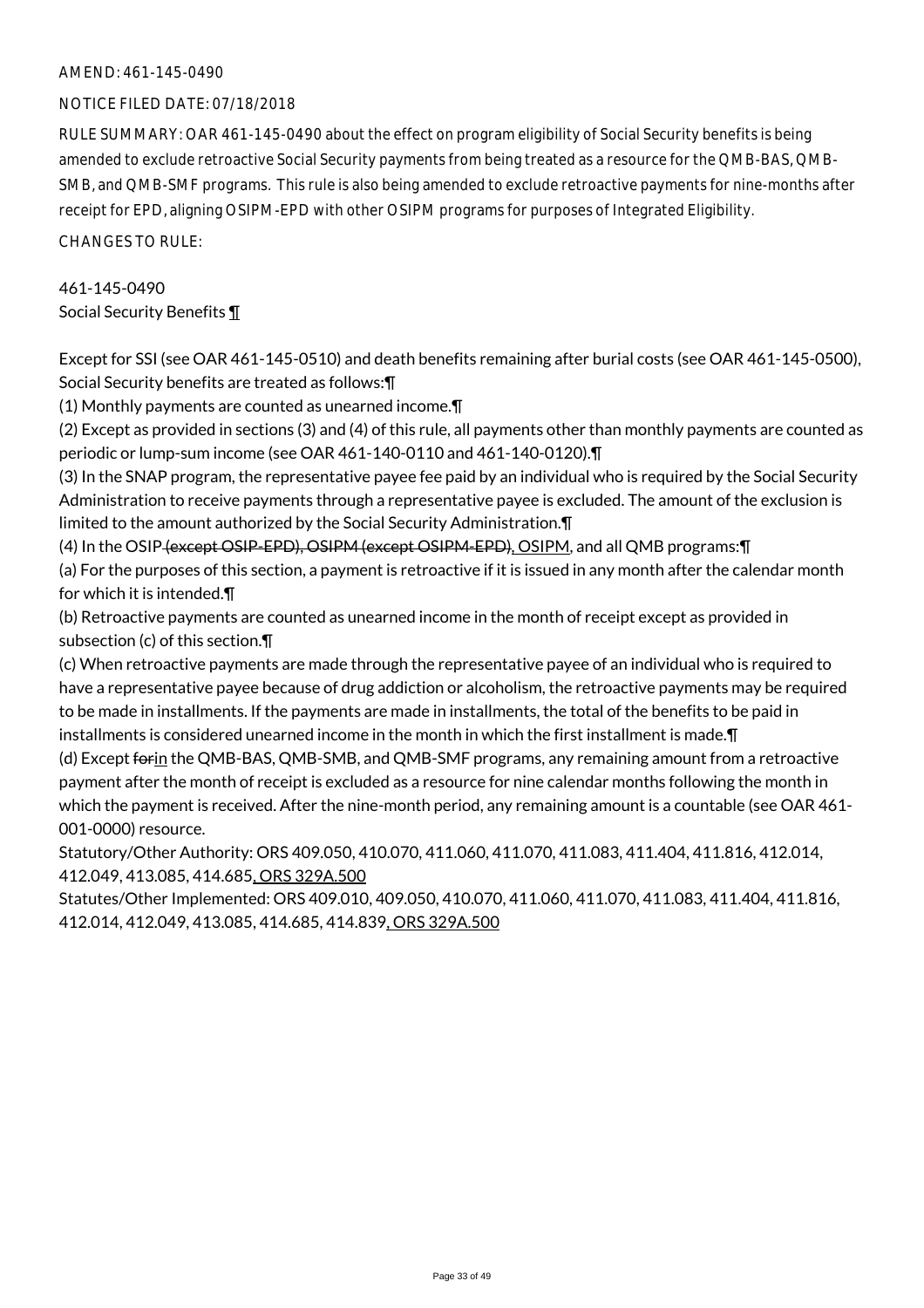AMEND: 461-145-0490

NOTICE FILED DATE: 07/18/2018

RULE SUMMARY: OAR 461-145-0490 about the effect on program eligibility of Social Security benefits is being amended to exclude retroactive Social Security payments from being treated as a resource for the QMB-BAS, QMB-SMB, and QMB-SMF programs. This rule is also being amended to exclude retroactive payments for nine-months after receipt for EPD, aligning OSIPM-EPD with other OSIPM programs for purposes of Integrated Eligibility.

CHANGES TO RULE:

461-145-0490
Social Security Benefits ¶

Except for SSI (see OAR 461-145-0510) and death benefits remaining after burial costs (see OAR 461-145-0500), Social Security benefits are treated as follows:¶

(1) Monthly payments are counted as unearned income.¶

(2) Except as provided in sections (3) and (4) of this rule, all payments other than monthly payments are counted as periodic or lump-sum income (see OAR 461-140-0110 and 461-140-0120).¶

(3) In the SNAP program, the representative payee fee paid by an individual who is required by the Social Security Administration to receive payments through a representative payee is excluded. The amount of the exclusion is limited to the amount authorized by the Social Security Administration.¶

(4) In the OSIP~~ (except OSIP-EPD), OSIPM (except OSIPM-EPD)~~<u>, OSIPM</u>, and all QMB programs:¶

(a) For the purposes of this section, a payment is retroactive if it is issued in any month after the calendar month for which it is intended.¶

(b) Retroactive payments are counted as unearned income in the month of receipt except as provided in subsection (c) of this section.¶

(c) When retroactive payments are made through the representative payee of an individual who is required to have a representative payee because of drug addiction or alcoholism, the retroactive payments may be required to be made in installments. If the payments are made in installments, the total of the benefits to be paid in installments is considered unearned income in the month in which the first installment is made.¶

(d) Except ~~for~~<u>in</u> the QMB-BAS, QMB-SMB, and QMB-SMF programs, any remaining amount from a retroactive payment after the month of receipt is excluded as a resource for nine calendar months following the month in which the payment is received. After the nine-month period, any remaining amount is a countable (see OAR 461-001-0000) resource.

Statutory/Other Authority: ORS 409.050, 410.070, 411.060, 411.070, 411.083, 411.404, 411.816, 412.014, 412.049, 413.085, 414.685<u>, ORS 329A.500</u>

Statutes/Other Implemented: ORS 409.010, 409.050, 410.070, 411.060, 411.070, 411.083, 411.404, 411.816, 412.014, 412.049, 413.085, 414.685, 414.839<u>, ORS 329A.500</u>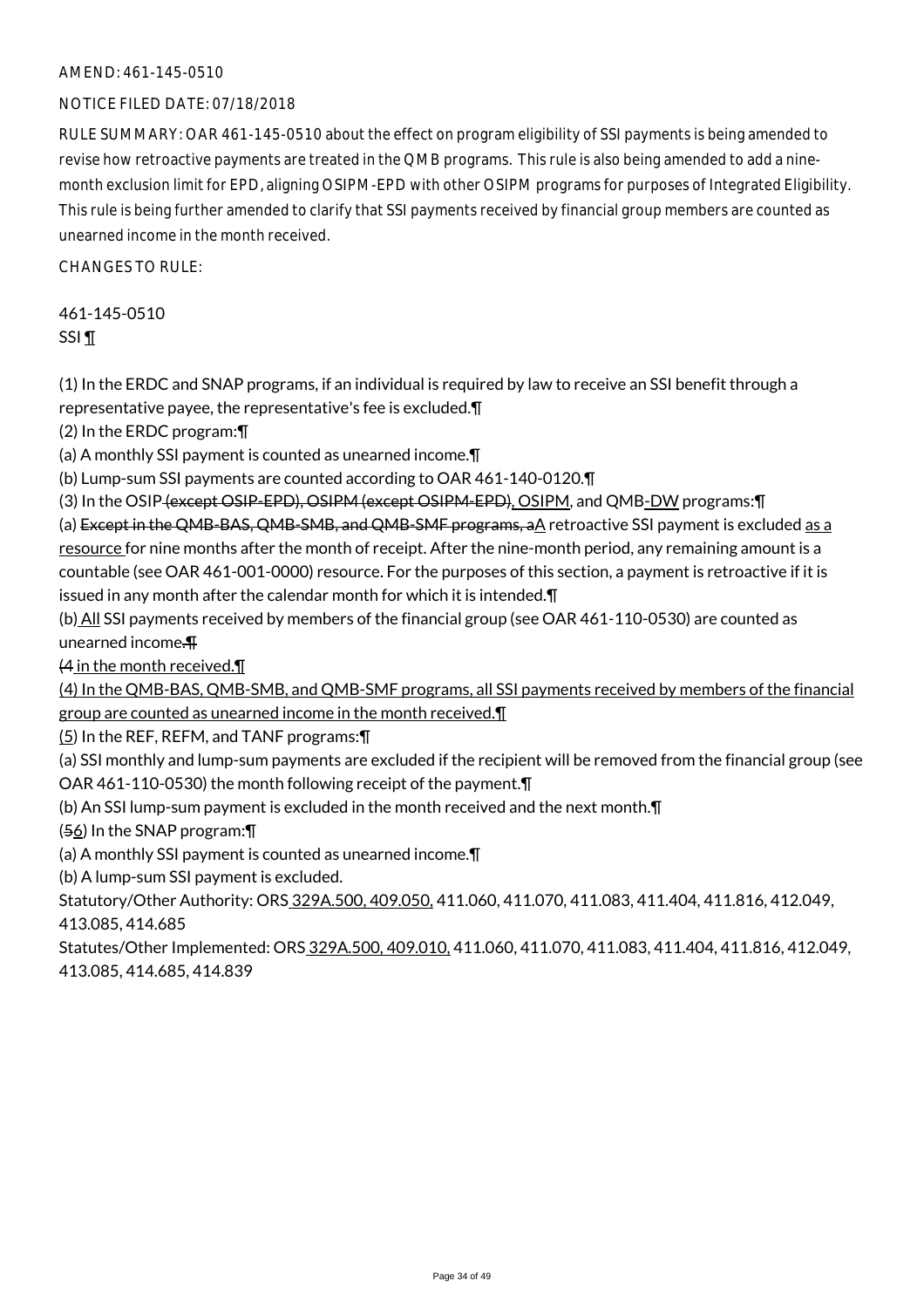AMEND: 461-145-0510

NOTICE FILED DATE: 07/18/2018

RULE SUMMARY: OAR 461-145-0510 about the effect on program eligibility of SSI payments is being amended to revise how retroactive payments are treated in the QMB programs. This rule is also being amended to add a nine-month exclusion limit for EPD, aligning OSIPM-EPD with other OSIPM programs for purposes of Integrated Eligibility. This rule is being further amended to clarify that SSI payments received by financial group members are counted as unearned income in the month received.

CHANGES TO RULE:

461-145-0510
SSI ¶

(1) In the ERDC and SNAP programs, if an individual is required by law to receive an SSI benefit through a representative payee, the representative's fee is excluded.¶

(2) In the ERDC program:¶

(a) A monthly SSI payment is counted as unearned income.¶

(b) Lump-sum SSI payments are counted according to OAR 461-140-0120.¶

(3) In the OSIP (except OSIP-EPD), OSIPM (except OSIPM-EPD), OSIPM, and QMB-DW programs:¶

(a) Except in the QMB-BAS, QMB-SMB, and QMB-SMF programs, aA retroactive SSI payment is excluded as a resource for nine months after the month of receipt. After the nine-month period, any remaining amount is a countable (see OAR 461-001-0000) resource. For the purposes of this section, a payment is retroactive if it is issued in any month after the calendar month for which it is intended.¶

(b) All SSI payments received by members of the financial group (see OAR 461-110-0530) are counted as unearned income.¶

(4 in the month received.¶

(4) In the QMB-BAS, QMB-SMB, and QMB-SMF programs, all SSI payments received by members of the financial group are counted as unearned income in the month received.¶

(5) In the REF, REFM, and TANF programs:¶

(a) SSI monthly and lump-sum payments are excluded if the recipient will be removed from the financial group (see OAR 461-110-0530) the month following receipt of the payment.¶

(b) An SSI lump-sum payment is excluded in the month received and the next month.¶

(56) In the SNAP program:¶

(a) A monthly SSI payment is counted as unearned income.¶

(b) A lump-sum SSI payment is excluded.

Statutory/Other Authority: ORS 329A.500, 409.050, 411.060, 411.070, 411.083, 411.404, 411.816, 412.049, 413.085, 414.685

Statutes/Other Implemented: ORS 329A.500, 409.010, 411.060, 411.070, 411.083, 411.404, 411.816, 412.049, 413.085, 414.685, 414.839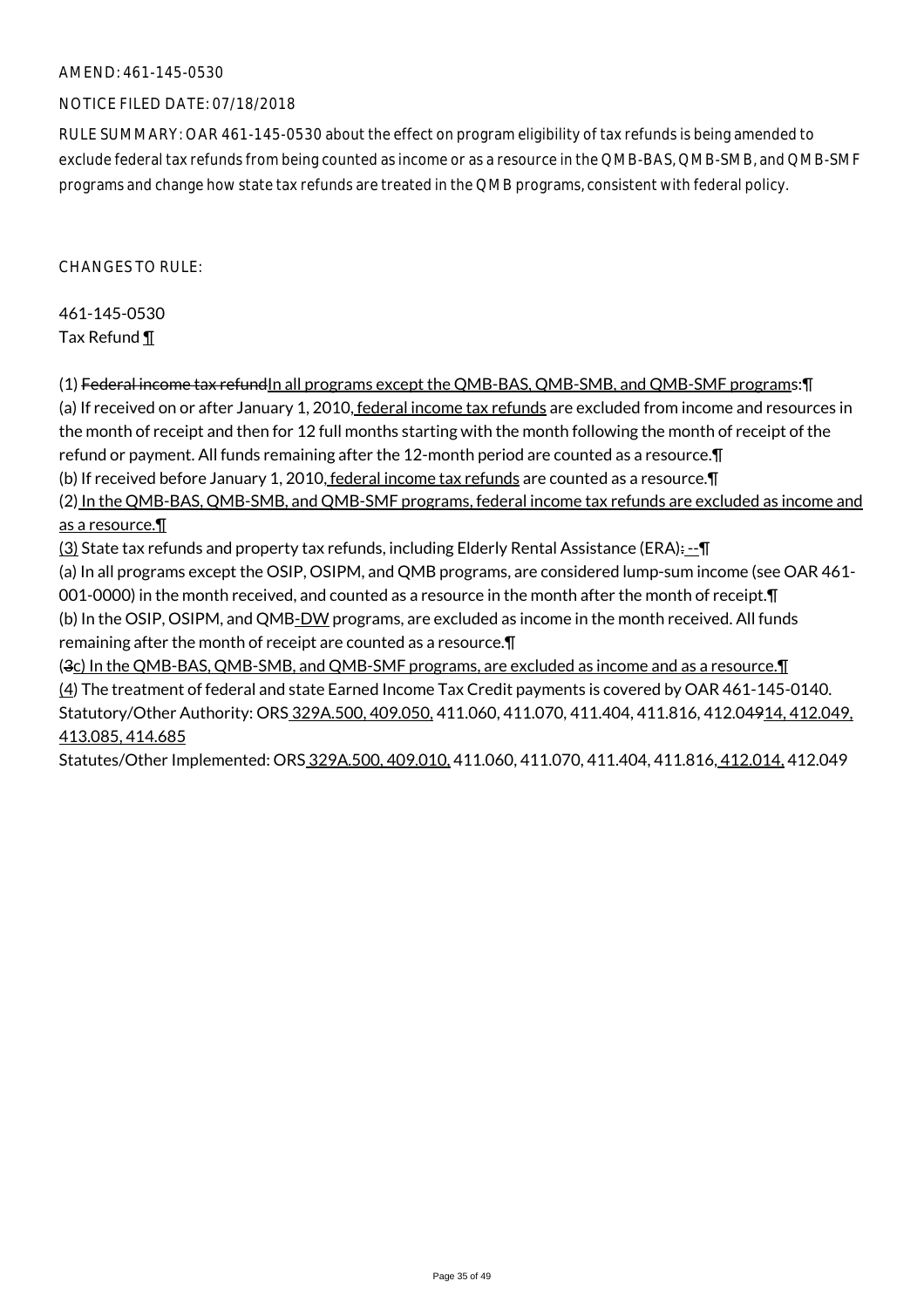AMEND: 461-145-0530

NOTICE FILED DATE: 07/18/2018

RULE SUMMARY: OAR 461-145-0530 about the effect on program eligibility of tax refunds is being amended to exclude federal tax refunds from being counted as income or as a resource in the QMB-BAS, QMB-SMB, and QMB-SMF programs and change how state tax refunds are treated in the QMB programs, consistent with federal policy.

CHANGES TO RULE:

461-145-0530
Tax Refund ¶

(1) ~~Federal income tax refund~~In all programs except the QMB-BAS, QMB-SMB, and QMB-SMF programs:¶
(a) If received on or after January 1, 2010, federal income tax refunds are excluded from income and resources in the month of receipt and then for 12 full months starting with the month following the month of receipt of the refund or payment. All funds remaining after the 12-month period are counted as a resource.¶
(b) If received before January 1, 2010, federal income tax refunds are counted as a resource.¶
(2) In the QMB-BAS, QMB-SMB, and QMB-SMF programs, federal income tax refunds are excluded as income and as a resource.¶
(3) State tax refunds and property tax refunds, including Elderly Rental Assistance (ERA)~~:~~ --¶
(a) In all programs except the OSIP, OSIPM, and QMB programs, are considered lump-sum income (see OAR 461-001-0000) in the month received, and counted as a resource in the month after the month of receipt.¶
(b) In the OSIP, OSIPM, and QMB-DW programs, are excluded as income in the month received. All funds remaining after the month of receipt are counted as a resource.¶
(~~3~~c) In the QMB-BAS, QMB-SMB, and QMB-SMF programs, are excluded as income and as a resource.¶
(4) The treatment of federal and state Earned Income Tax Credit payments is covered by OAR 461-145-0140.
Statutory/Other Authority: ORS 329A.500, 409.050, 411.060, 411.070, 411.404, 411.816, 412.04~~9~~14, 412.049, 413.085, 414.685
Statutes/Other Implemented: ORS 329A.500, 409.010, 411.060, 411.070, 411.404, 411.816, 412.014, 412.049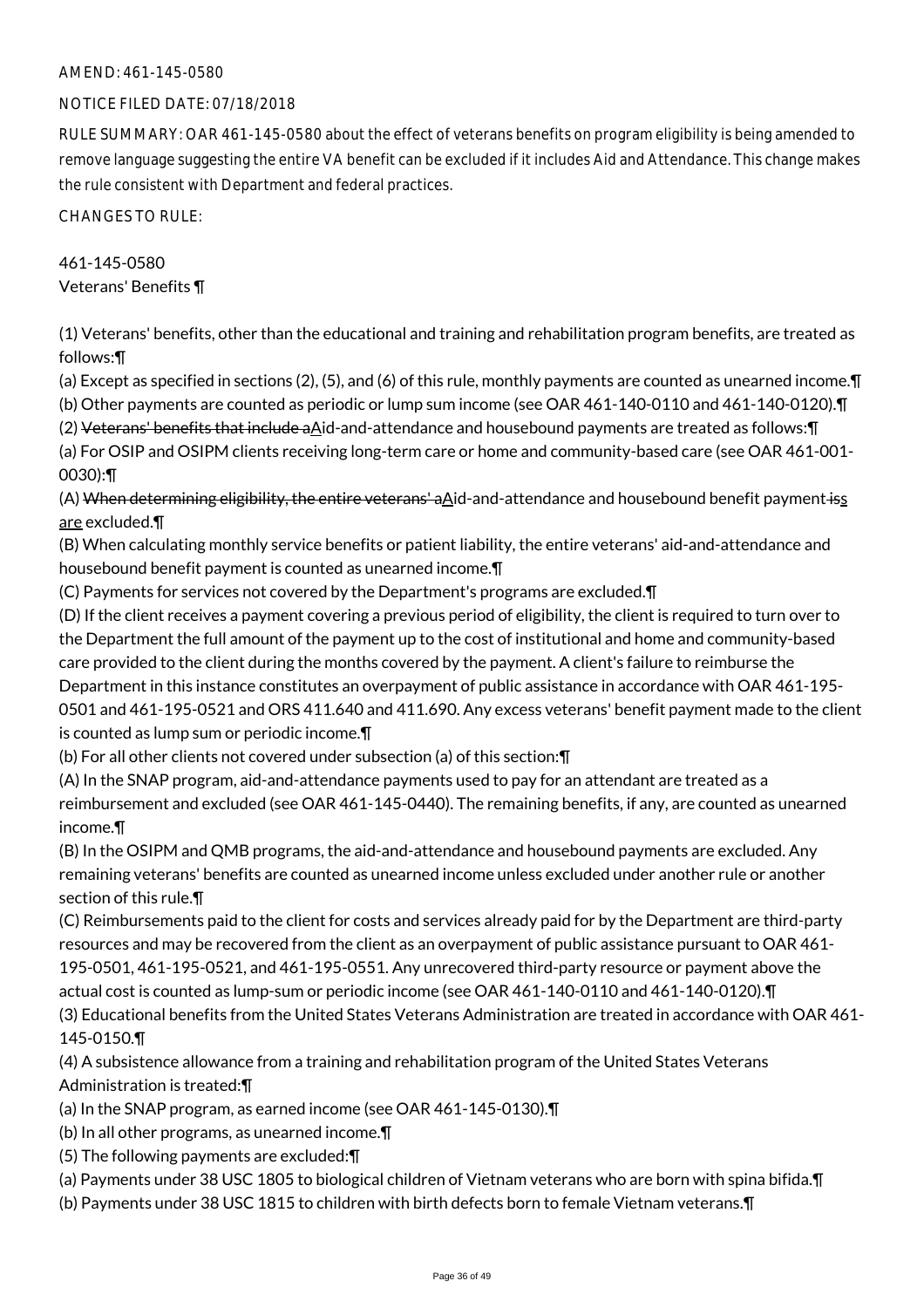AMEND: 461-145-0580

NOTICE FILED DATE: 07/18/2018

RULE SUMMARY: OAR 461-145-0580 about the effect of veterans benefits on program eligibility is being amended to remove language suggesting the entire VA benefit can be excluded if it includes Aid and Attendance. This change makes the rule consistent with Department and federal practices.

CHANGES TO RULE:

461-145-0580
Veterans' Benefits ¶

(1) Veterans' benefits, other than the educational and training and rehabilitation program benefits, are treated as follows:¶

(a) Except as specified in sections (2), (5), and (6) of this rule, monthly payments are counted as unearned income.¶

(b) Other payments are counted as periodic or lump sum income (see OAR 461-140-0110 and 461-140-0120).¶

(2) ~~Veterans' benefits that include a~~Aid-and-attendance and housebound payments are treated as follows:¶

(a) For OSIP and OSIPM clients receiving long-term care or home and community-based care (see OAR 461-001-0030):¶

(A) ~~When determining eligibility, the entire veterans' a~~Aid-and-attendance and housebound benefit payment~~is~~s are excluded.¶

(B) When calculating monthly service benefits or patient liability, the entire veterans' aid-and-attendance and housebound benefit payment is counted as unearned income.¶

(C) Payments for services not covered by the Department's programs are excluded.¶

(D) If the client receives a payment covering a previous period of eligibility, the client is required to turn over to the Department the full amount of the payment up to the cost of institutional and home and community-based care provided to the client during the months covered by the payment. A client's failure to reimburse the Department in this instance constitutes an overpayment of public assistance in accordance with OAR 461-195-0501 and 461-195-0521 and ORS 411.640 and 411.690. Any excess veterans' benefit payment made to the client is counted as lump sum or periodic income.¶

(b) For all other clients not covered under subsection (a) of this section:¶

(A) In the SNAP program, aid-and-attendance payments used to pay for an attendant are treated as a reimbursement and excluded (see OAR 461-145-0440). The remaining benefits, if any, are counted as unearned income.¶

(B) In the OSIPM and QMB programs, the aid-and-attendance and housebound payments are excluded. Any remaining veterans' benefits are counted as unearned income unless excluded under another rule or another section of this rule.¶

(C) Reimbursements paid to the client for costs and services already paid for by the Department are third-party resources and may be recovered from the client as an overpayment of public assistance pursuant to OAR 461-195-0501, 461-195-0521, and 461-195-0551. Any unrecovered third-party resource or payment above the actual cost is counted as lump-sum or periodic income (see OAR 461-140-0110 and 461-140-0120).¶

(3) Educational benefits from the United States Veterans Administration are treated in accordance with OAR 461-145-0150.¶

(4) A subsistence allowance from a training and rehabilitation program of the United States Veterans Administration is treated:¶

(a) In the SNAP program, as earned income (see OAR 461-145-0130).¶

(b) In all other programs, as unearned income.¶

(5) The following payments are excluded:¶

(a) Payments under 38 USC 1805 to biological children of Vietnam veterans who are born with spina bifida.¶

(b) Payments under 38 USC 1815 to children with birth defects born to female Vietnam veterans.¶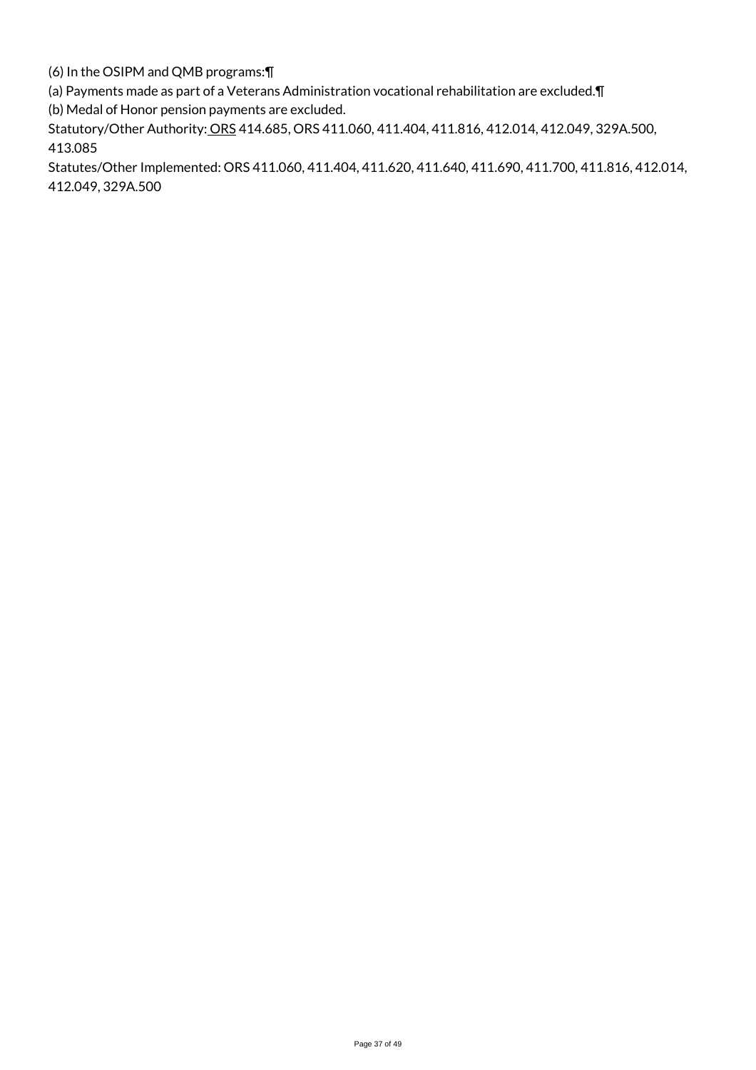(6) In the OSIPM and QMB programs:¶

(a) Payments made as part of a Veterans Administration vocational rehabilitation are excluded.¶

(b) Medal of Honor pension payments are excluded.

Statutory/Other Authority: ORS 414.685, ORS 411.060, 411.404, 411.816, 412.014, 412.049, 329A.500, 413.085

Statutes/Other Implemented: ORS 411.060, 411.404, 411.620, 411.640, 411.690, 411.700, 411.816, 412.014, 412.049, 329A.500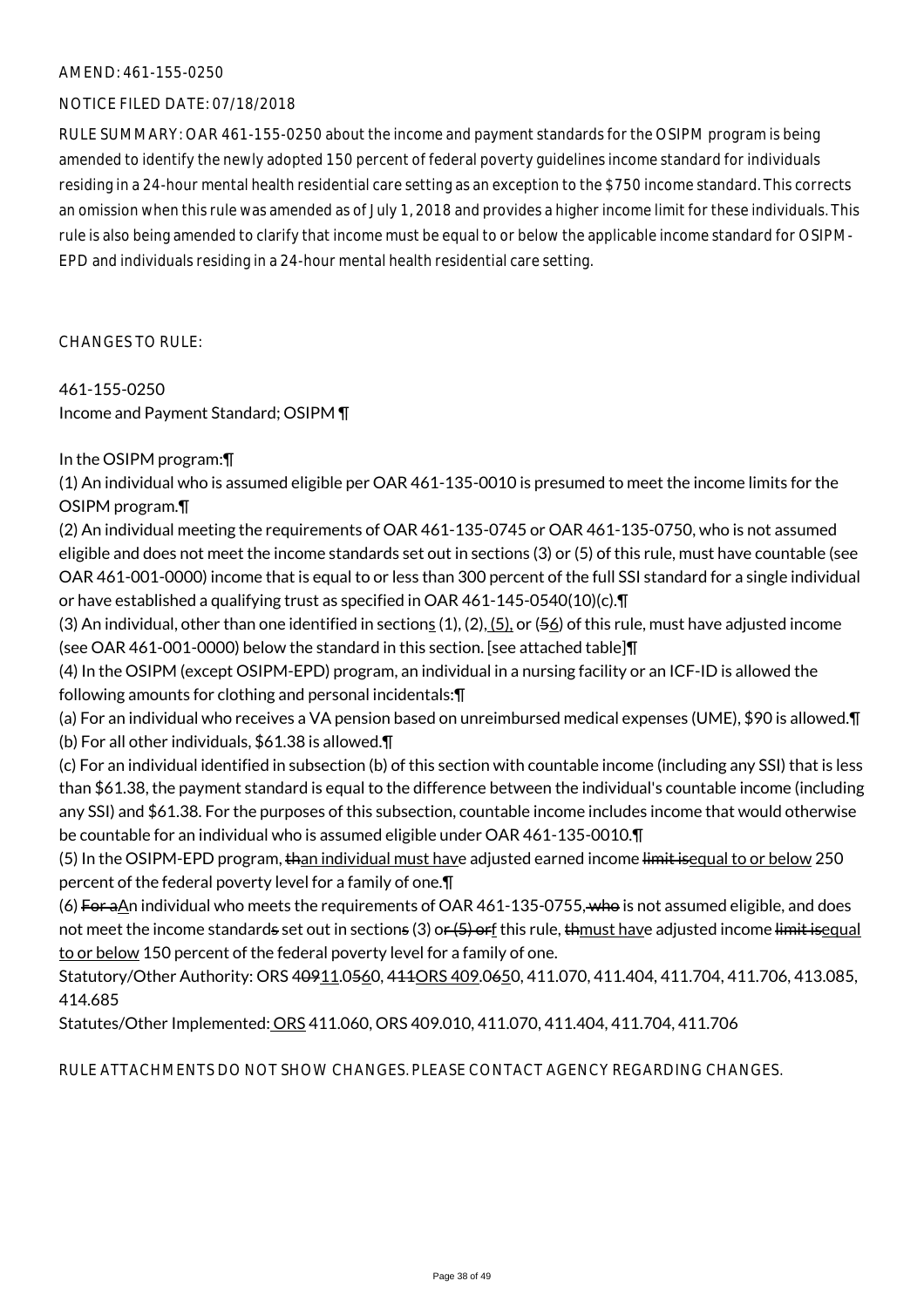AMEND: 461-155-0250

NOTICE FILED DATE: 07/18/2018

RULE SUMMARY: OAR 461-155-0250 about the income and payment standards for the OSIPM program is being amended to identify the newly adopted 150 percent of federal poverty guidelines income standard for individuals residing in a 24-hour mental health residential care setting as an exception to the $750 income standard. This corrects an omission when this rule was amended as of July 1, 2018 and provides a higher income limit for these individuals. This rule is also being amended to clarify that income must be equal to or below the applicable income standard for OSIPM-EPD and individuals residing in a 24-hour mental health residential care setting.

CHANGES TO RULE:

461-155-0250
Income and Payment Standard; OSIPM ¶

In the OSIPM program:¶

(1) An individual who is assumed eligible per OAR 461-135-0010 is presumed to meet the income limits for the OSIPM program.¶

(2) An individual meeting the requirements of OAR 461-135-0745 or OAR 461-135-0750, who is not assumed eligible and does not meet the income standards set out in sections (3) or (5) of this rule, must have countable (see OAR 461-001-0000) income that is equal to or less than 300 percent of the full SSI standard for a single individual or have established a qualifying trust as specified in OAR 461-145-0540(10)(c).¶

(3) An individual, other than one identified in sections (1), (2), (5), or (56) of this rule, must have adjusted income (see OAR 461-001-0000) below the standard in this section. [see attached table]¶

(4) In the OSIPM (except OSIPM-EPD) program, an individual in a nursing facility or an ICF-ID is allowed the following amounts for clothing and personal incidentals:¶

(a) For an individual who receives a VA pension based on unreimbursed medical expenses (UME), $90 is allowed.¶

(b) For all other individuals, $61.38 is allowed.¶

(c) For an individual identified in subsection (b) of this section with countable income (including any SSI) that is less than $61.38, the payment standard is equal to the difference between the individual's countable income (including any SSI) and $61.38. For the purposes of this subsection, countable income includes income that would otherwise be countable for an individual who is assumed eligible under OAR 461-135-0010.¶

(5) In the OSIPM-EPD program, thean individual must have adjusted earned income limit isequal to or below 250 percent of the federal poverty level for a family of one.¶

(6) For aAn individual who meets the requirements of OAR 461-135-0755, who is not assumed eligible, and does not meet the income standards set out in sections (3) or (5) orf this rule, thmust have adjusted income limit isequal to or below 150 percent of the federal poverty level for a family of one.

Statutory/Other Authority: ORS 40911.0560, 411ORS 409.0650, 411.070, 411.404, 411.704, 411.706, 413.085, 414.685

Statutes/Other Implemented: ORS 411.060, ORS 409.010, 411.070, 411.404, 411.704, 411.706

RULE ATTACHMENTS DO NOT SHOW CHANGES. PLEASE CONTACT AGENCY REGARDING CHANGES.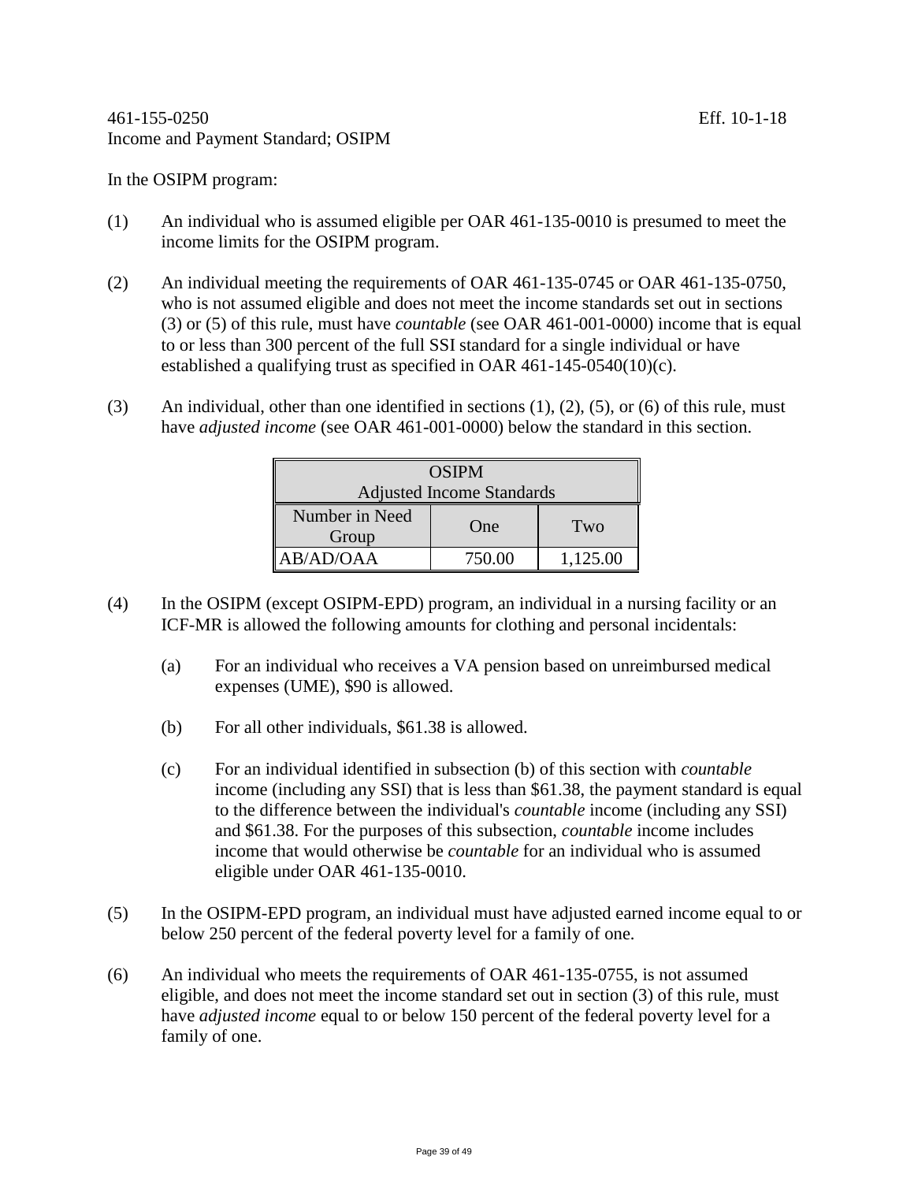461-155-0250 Eff. 10-1-18
Income and Payment Standard; OSIPM

In the OSIPM program:

(1) An individual who is assumed eligible per OAR 461-135-0010 is presumed to meet the income limits for the OSIPM program.

(2) An individual meeting the requirements of OAR 461-135-0745 or OAR 461-135-0750, who is not assumed eligible and does not meet the income standards set out in sections (3) or (5) of this rule, must have *countable* (see OAR 461-001-0000) income that is equal to or less than 300 percent of the full SSI standard for a single individual or have established a qualifying trust as specified in OAR 461-145-0540(10)(c).

(3) An individual, other than one identified in sections (1), (2), (5), or (6) of this rule, must have *adjusted income* (see OAR 461-001-0000) below the standard in this section.

| OSIPM Adjusted Income Standards | | |
|---|---|---|
| Number in Need Group | One | Two |
| AB/AD/OAA | 750.00 | 1,125.00 |

(4) In the OSIPM (except OSIPM-EPD) program, an individual in a nursing facility or an ICF-MR is allowed the following amounts for clothing and personal incidentals:

(a) For an individual who receives a VA pension based on unreimbursed medical expenses (UME), $90 is allowed.

(b) For all other individuals, $61.38 is allowed.

(c) For an individual identified in subsection (b) of this section with *countable* income (including any SSI) that is less than $61.38, the payment standard is equal to the difference between the individual's *countable* income (including any SSI) and $61.38. For the purposes of this subsection, *countable* income includes income that would otherwise be *countable* for an individual who is assumed eligible under OAR 461-135-0010.

(5) In the OSIPM-EPD program, an individual must have adjusted earned income equal to or below 250 percent of the federal poverty level for a family of one.

(6) An individual who meets the requirements of OAR 461-135-0755, is not assumed eligible, and does not meet the income standard set out in section (3) of this rule, must have *adjusted income* equal to or below 150 percent of the federal poverty level for a family of one.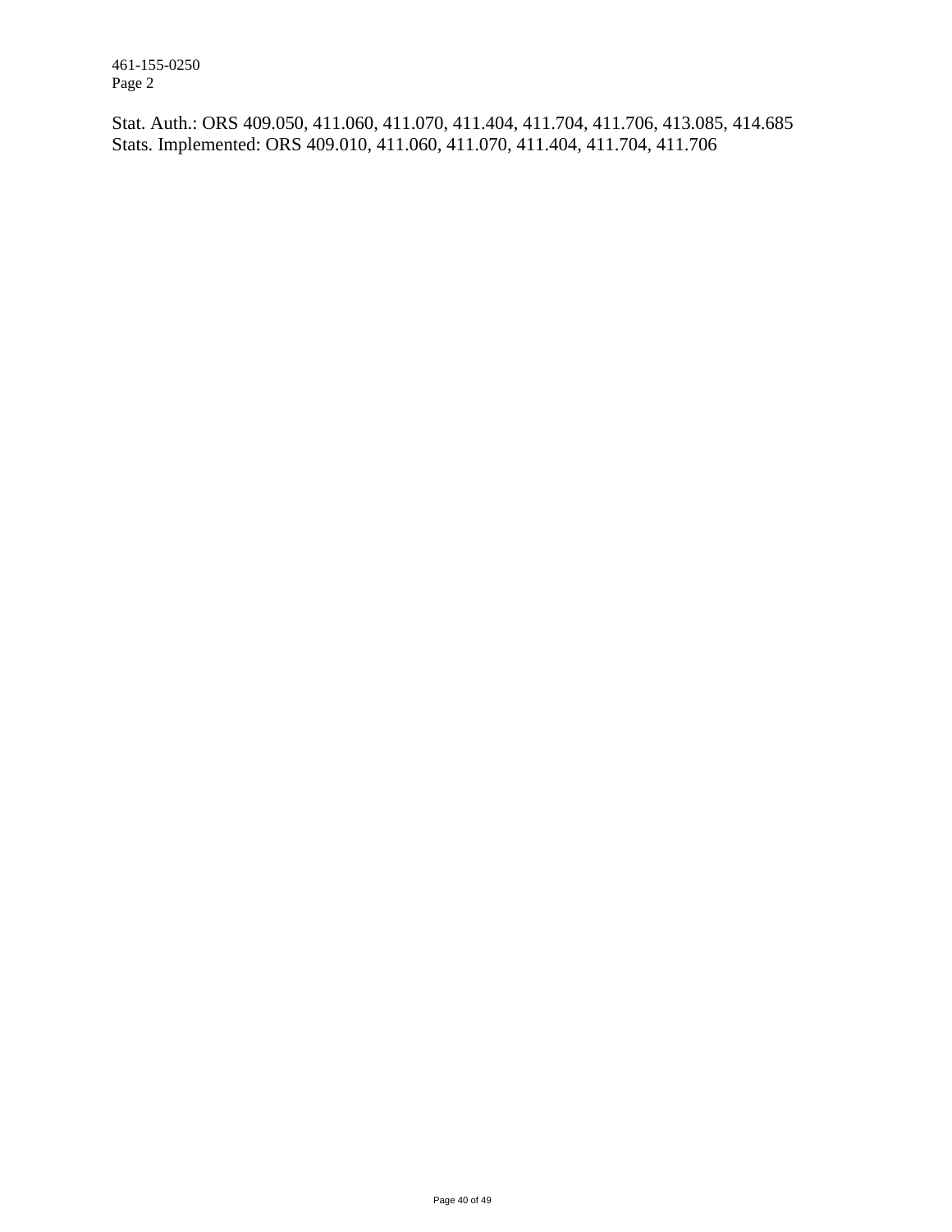Stat. Auth.: ORS 409.050, 411.060, 411.070, 411.404, 411.704, 411.706, 413.085, 414.685
Stats. Implemented: ORS 409.010, 411.060, 411.070, 411.404, 411.704, 411.706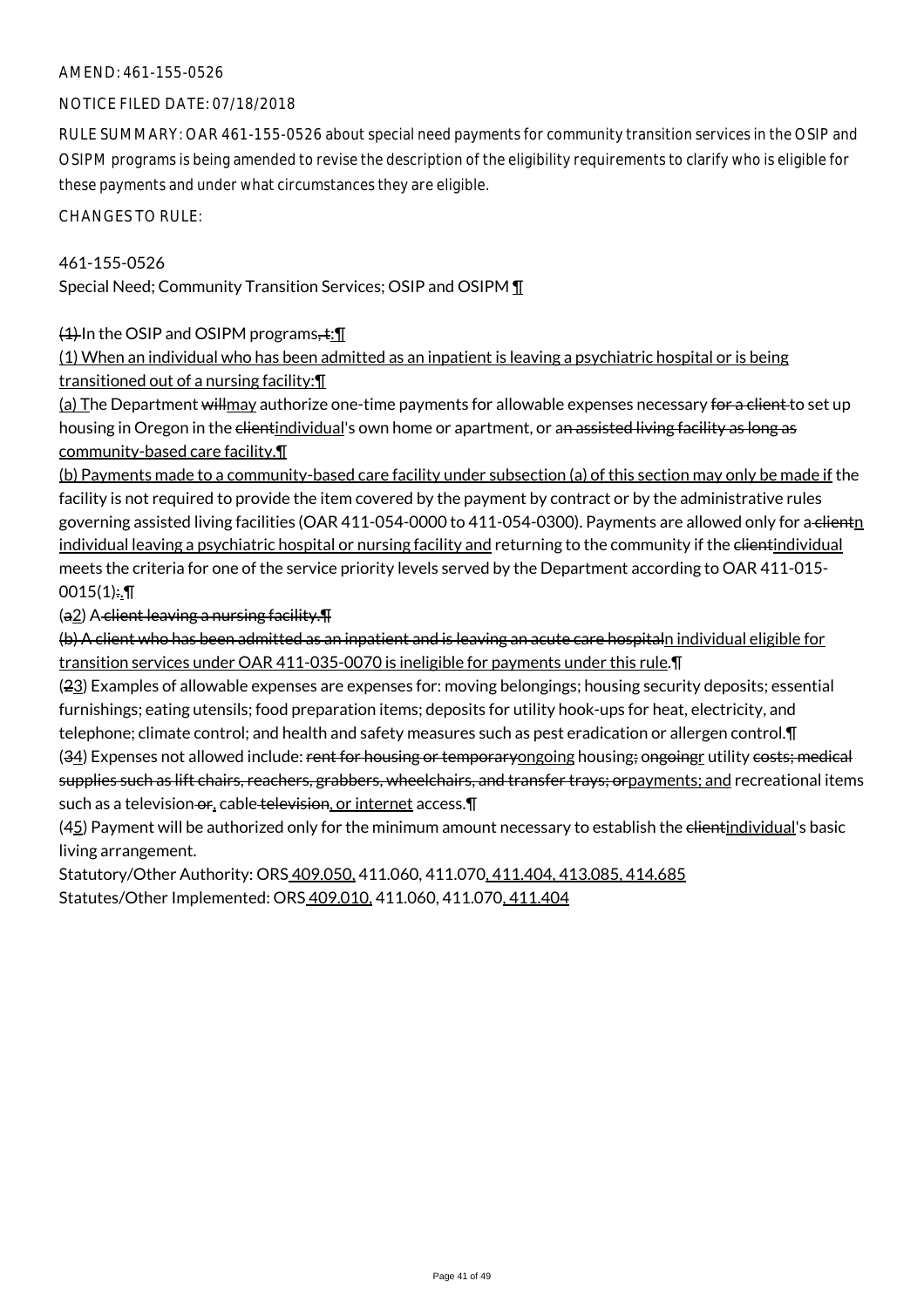AMEND: 461-155-0526

NOTICE FILED DATE: 07/18/2018

RULE SUMMARY: OAR 461-155-0526 about special need payments for community transition services in the OSIP and OSIPM programs is being amended to revise the description of the eligibility requirements to clarify who is eligible for these payments and under what circumstances they are eligible.

CHANGES TO RULE:

461-155-0526
Special Need; Community Transition Services; OSIP and OSIPM ¶

~~(1)~~ In the OSIP and OSIPM programs~~, t~~:¶
<u>(1) When an individual who has been admitted as an inpatient is leaving a psychiatric hospital or is being transitioned out of a nursing facility:¶</u>
<u>(a) T</u>he Department ~~will~~<u>may</u> authorize one-time payments for allowable expenses necessary ~~for a client~~ to set up housing in Oregon in the ~~client~~<u>individual</u>'s own home or apartment, or a~~n assisted living facility as long as~~ <u>community-based care facility.¶</u>
<u>(b) Payments made to a community-based care facility under subsection (a) of this section may only be made if</u> the facility is not required to provide the item covered by the payment by contract or by the administrative rules governing assisted living facilities (OAR 411-054-0000 to 411-054-0300). Payments are allowed only for a~~ client~~<u>n individual leaving a psychiatric hospital or nursing facility and</u> returning to the community if the ~~client~~<u>individual</u> meets the criteria for one of the service priority levels served by the Department according to OAR 411-015-0015(1)~~:~~<u>.</u>¶
(~~a~~<u>2</u>) A~~ client leaving a nursing facility.¶~~
~~(b) A client who has been admitted as an inpatient and is leaving an acute care hospital~~<u>n individual eligible for transition services under OAR 411-035-0070 is ineligible for payments under this rule</u>.¶
(~~2~~<u>3</u>) Examples of allowable expenses are expenses for: moving belongings; housing security deposits; essential furnishings; eating utensils; food preparation items; deposits for utility hook-ups for heat, electricity, and telephone; climate control; and health and safety measures such as pest eradication or allergen control.¶
(~~3~~<u>4</u>) Expenses not allowed include: ~~rent for housing or temporary~~<u>ongoing</u> housing~~;~~ ~~ongoing~~<u>r</u> utility ~~costs; medical supplies such as lift chairs, reachers, grabbers, wheelchairs, and transfer trays; or~~<u>payments; and</u> recreational items such as a television~~ or~~<u>,</u> cable~~ television~~<u>, or internet</u> access.¶
(~~4~~<u>5</u>) Payment will be authorized only for the minimum amount necessary to establish the ~~client~~<u>individual</u>'s basic living arrangement.

Statutory/Other Authority: ORS <u>409.050,</u> 411.060, 411.070<u>, 411.404, 413.085, 414.685</u>
Statutes/Other Implemented: ORS <u>409.010,</u> 411.060, 411.070<u>, 411.404</u>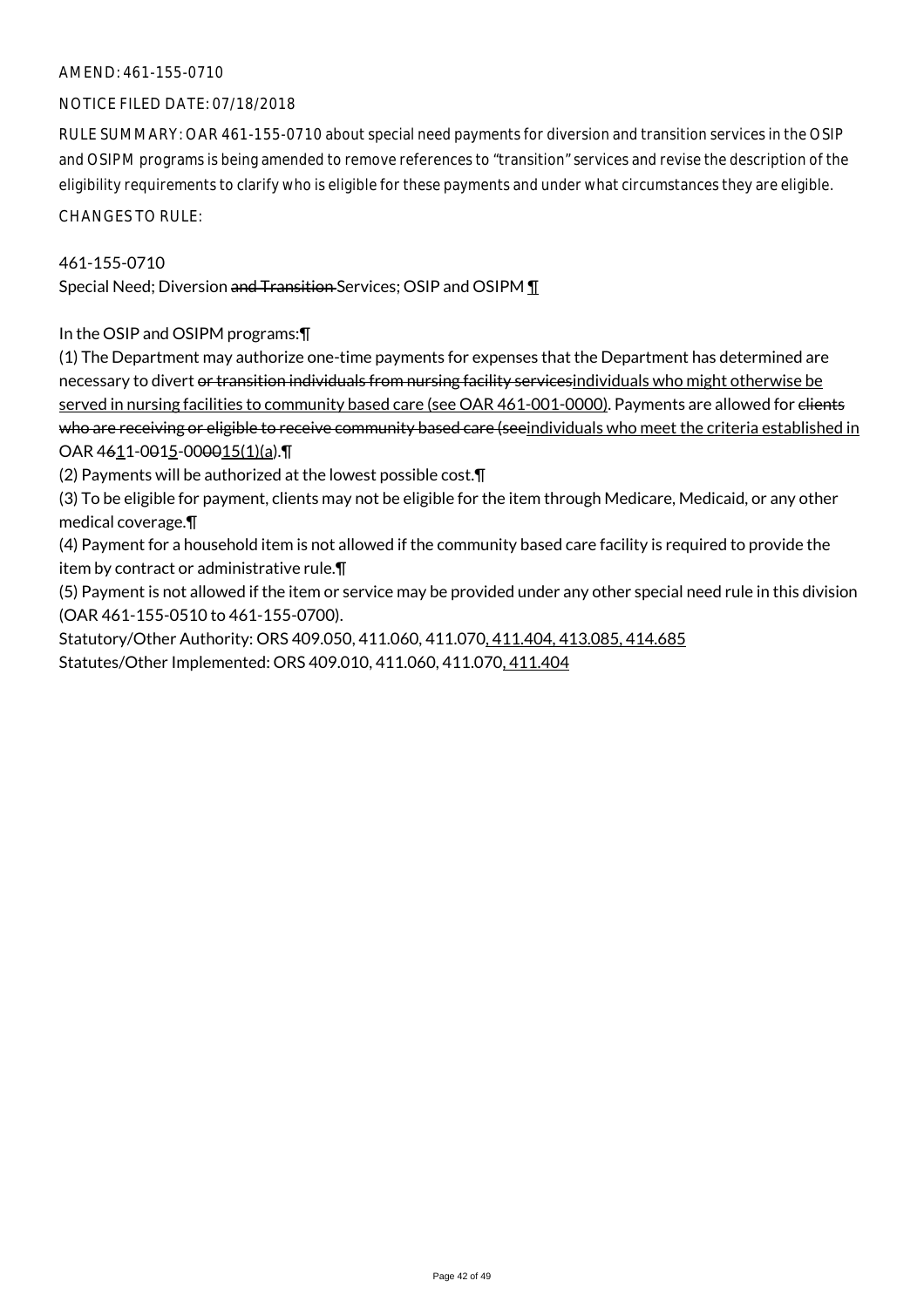AMEND: 461-155-0710

NOTICE FILED DATE: 07/18/2018

RULE SUMMARY: OAR 461-155-0710 about special need payments for diversion and transition services in the OSIP and OSIPM programs is being amended to remove references to "transition" services and revise the description of the eligibility requirements to clarify who is eligible for these payments and under what circumstances they are eligible.

CHANGES TO RULE:

461-155-0710
Special Need; Diversion ~~and Transition~~ Services; OSIP and OSIPM ¶

In the OSIP and OSIPM programs:¶

(1) The Department may authorize one-time payments for expenses that the Department has determined are necessary to divert ~~or transition individuals from nursing facility services~~<u>individuals who might otherwise be served in nursing facilities to community based care (see OAR 461-001-0000)</u>. Payments are allowed for ~~clients who are receiving or eligible to receive community based care (see~~<u>individuals who meet the criteria established in</u> OAR 4~~6~~<u>1</u>1-00~~1~~<u>5</u>-000~~0~~<u>15(1)(a)</u>).¶

(2) Payments will be authorized at the lowest possible cost.¶

(3) To be eligible for payment, clients may not be eligible for the item through Medicare, Medicaid, or any other medical coverage.¶

(4) Payment for a household item is not allowed if the community based care facility is required to provide the item by contract or administrative rule.¶

(5) Payment is not allowed if the item or service may be provided under any other special need rule in this division (OAR 461-155-0510 to 461-155-0700).

Statutory/Other Authority: ORS 409.050, 411.060, 411.070<u>, 411.404, 413.085, 414.685</u>
Statutes/Other Implemented: ORS 409.010, 411.060, 411.070<u>, 411.404</u>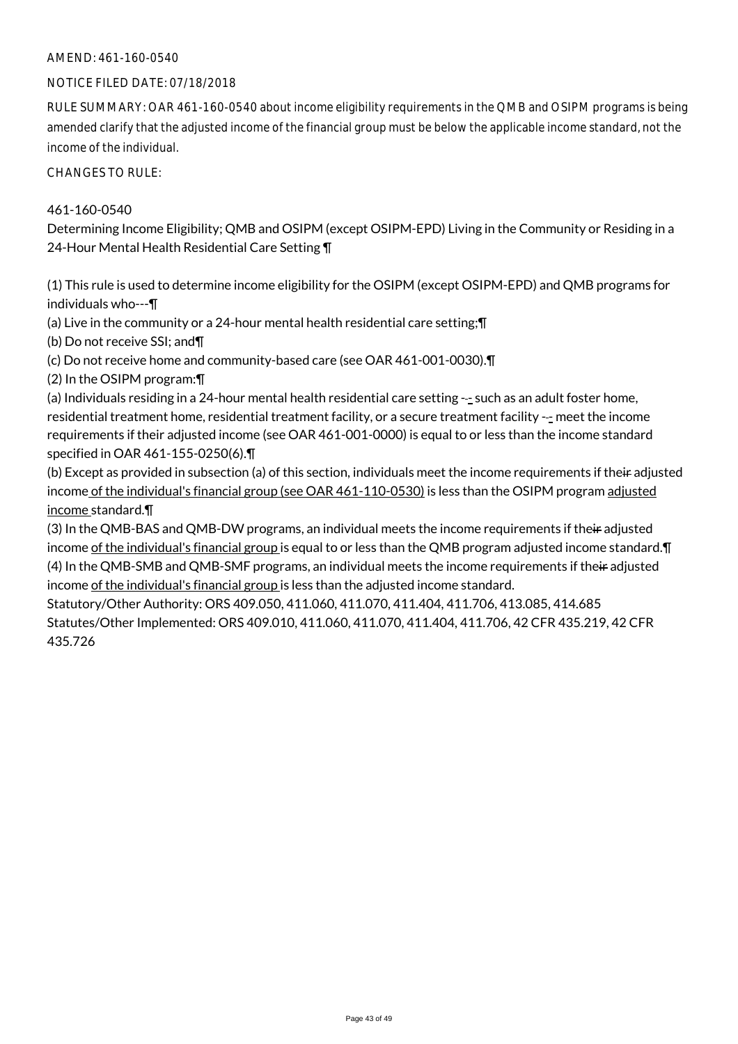AMEND: 461-160-0540

NOTICE FILED DATE: 07/18/2018

RULE SUMMARY: OAR 461-160-0540 about income eligibility requirements in the QMB and OSIPM programs is being amended clarify that the adjusted income of the financial group must be below the applicable income standard, not the income of the individual.

CHANGES TO RULE:

461-160-0540
Determining Income Eligibility; QMB and OSIPM (except OSIPM-EPD) Living in the Community or Residing in a 24-Hour Mental Health Residential Care Setting ¶

(1) This rule is used to determine income eligibility for the OSIPM (except OSIPM-EPD) and QMB programs for individuals who---¶
(a) Live in the community or a 24-hour mental health residential care setting;¶
(b) Do not receive SSI; and¶
(c) Do not receive home and community-based care (see OAR 461-001-0030).¶
(2) In the OSIPM program:¶
(a) Individuals residing in a 24-hour mental health residential care setting --- such as an adult foster home, residential treatment home, residential treatment facility, or a secure treatment facility --- meet the income requirements if their adjusted income (see OAR 461-001-0000) is equal to or less than the income standard specified in OAR 461-155-0250(6).¶
(b) Except as provided in subsection (a) of this section, individuals meet the income requirements if the~~ir~~ adjusted income of the individual's financial group (see OAR 461-110-0530) is less than the OSIPM program adjusted income standard.¶
(3) In the QMB-BAS and QMB-DW programs, an individual meets the income requirements if the~~ir~~ adjusted income of the individual's financial group is equal to or less than the QMB program adjusted income standard.¶
(4) In the QMB-SMB and QMB-SMF programs, an individual meets the income requirements if the~~ir~~ adjusted income of the individual's financial group is less than the adjusted income standard.
Statutory/Other Authority: ORS 409.050, 411.060, 411.070, 411.404, 411.706, 413.085, 414.685
Statutes/Other Implemented: ORS 409.010, 411.060, 411.070, 411.404, 411.706, 42 CFR 435.219, 42 CFR 435.726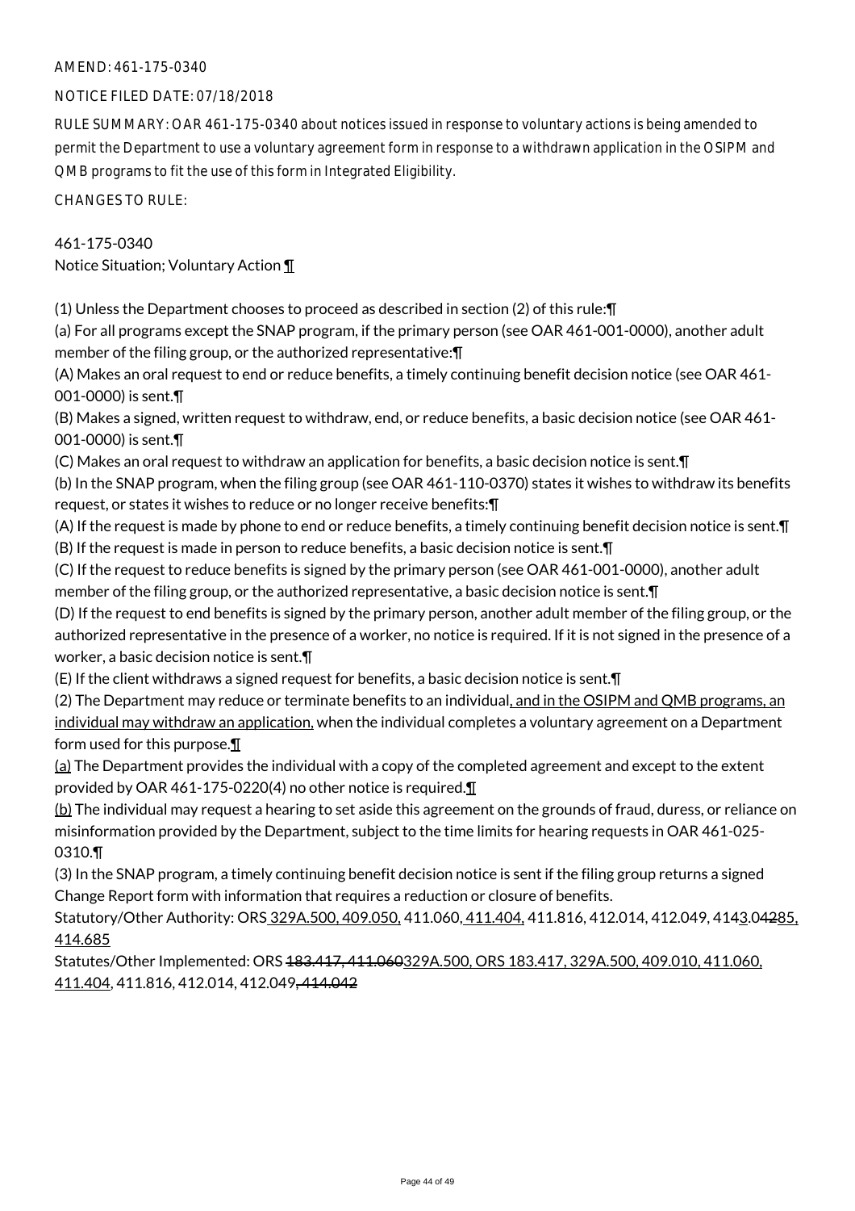AMEND: 461-175-0340

NOTICE FILED DATE: 07/18/2018

RULE SUMMARY: OAR 461-175-0340 about notices issued in response to voluntary actions is being amended to permit the Department to use a voluntary agreement form in response to a withdrawn application in the OSIPM and QMB programs to fit the use of this form in Integrated Eligibility.

CHANGES TO RULE:

461-175-0340
Notice Situation; Voluntary Action ¶

(1) Unless the Department chooses to proceed as described in section (2) of this rule:¶
(a) For all programs except the SNAP program, if the primary person (see OAR 461-001-0000), another adult member of the filing group, or the authorized representative:¶
(A) Makes an oral request to end or reduce benefits, a timely continuing benefit decision notice (see OAR 461-001-0000) is sent.¶
(B) Makes a signed, written request to withdraw, end, or reduce benefits, a basic decision notice (see OAR 461-001-0000) is sent.¶
(C) Makes an oral request to withdraw an application for benefits, a basic decision notice is sent.¶
(b) In the SNAP program, when the filing group (see OAR 461-110-0370) states it wishes to withdraw its benefits request, or states it wishes to reduce or no longer receive benefits:¶
(A) If the request is made by phone to end or reduce benefits, a timely continuing benefit decision notice is sent.¶
(B) If the request is made in person to reduce benefits, a basic decision notice is sent.¶
(C) If the request to reduce benefits is signed by the primary person (see OAR 461-001-0000), another adult member of the filing group, or the authorized representative, a basic decision notice is sent.¶
(D) If the request to end benefits is signed by the primary person, another adult member of the filing group, or the authorized representative in the presence of a worker, no notice is required. If it is not signed in the presence of a worker, a basic decision notice is sent.¶
(E) If the client withdraws a signed request for benefits, a basic decision notice is sent.¶
(2) The Department may reduce or terminate benefits to an individual, and in the OSIPM and QMB programs, an individual may withdraw an application, when the individual completes a voluntary agreement on a Department form used for this purpose.¶
(a) The Department provides the individual with a copy of the completed agreement and except to the extent provided by OAR 461-175-0220(4) no other notice is required.¶
(b) The individual may request a hearing to set aside this agreement on the grounds of fraud, duress, or reliance on misinformation provided by the Department, subject to the time limits for hearing requests in OAR 461-025-0310.¶
(3) In the SNAP program, a timely continuing benefit decision notice is sent if the filing group returns a signed Change Report form with information that requires a reduction or closure of benefits.

Statutory/Other Authority: ORS 329A.500, 409.050, 411.060, 411.404, 411.816, 412.014, 412.049, 4143.04285, 414.685

Statutes/Other Implemented: ORS ~~183.417, 411.060~~329A.500, ORS 183.417, 329A.500, 409.010, 411.060, 411.404, 411.816, 412.014, 412.049~~, 414.042~~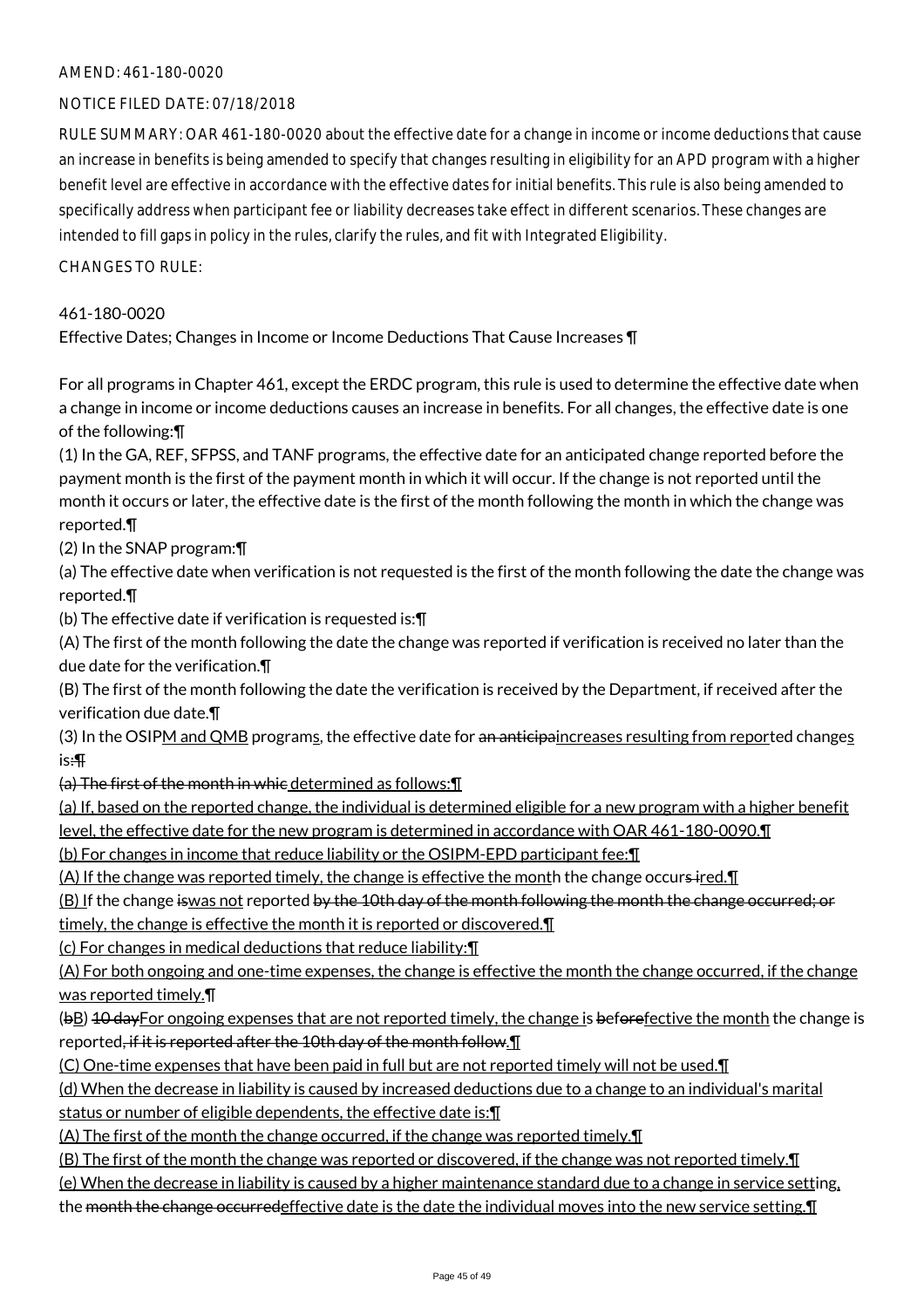AMEND: 461-180-0020

NOTICE FILED DATE: 07/18/2018

RULE SUMMARY: OAR 461-180-0020 about the effective date for a change in income or income deductions that cause an increase in benefits is being amended to specify that changes resulting in eligibility for an APD program with a higher benefit level are effective in accordance with the effective dates for initial benefits. This rule is also being amended to specifically address when participant fee or liability decreases take effect in different scenarios. These changes are intended to fill gaps in policy in the rules, clarify the rules, and fit with Integrated Eligibility.

CHANGES TO RULE:

461-180-0020

Effective Dates; Changes in Income or Income Deductions That Cause Increases ¶

For all programs in Chapter 461, except the ERDC program, this rule is used to determine the effective date when a change in income or income deductions causes an increase in benefits. For all changes, the effective date is one of the following:¶

(1) In the GA, REF, SFPSS, and TANF programs, the effective date for an anticipated change reported before the payment month is the first of the payment month in which it will occur. If the change is not reported until the month it occurs or later, the effective date is the first of the month following the month in which the change was reported.¶

(2) In the SNAP program:¶

(a) The effective date when verification is not requested is the first of the month following the date the change was reported.¶

(b) The effective date if verification is requested is:¶

(A) The first of the month following the date the change was reported if verification is received no later than the due date for the verification.¶

(B) The first of the month following the date the verification is received by the Department, if received after the verification due date.¶

(3) In the OSIPM and QMB programs, the effective date for ~~an anticipa~~increases resulting from reported changes is:~~¶~~

~~(a) The first of the month in whic~~ determined as follows:¶

(a) If, based on the reported change, the individual is determined eligible for a new program with a higher benefit level, the effective date for the new program is determined in accordance with OAR 461-180-0090.¶

(b) For changes in income that reduce liability or the OSIPM-EPD participant fee:¶

(A) If the change was reported timely, the change is effective the month the change occurs~~ i~~red.¶

(B) If the change ~~is~~was not reported ~~by the 10th day of the month following the month the change occurred; or~~ timely, the change is effective the month it is reported or discovered.¶

(c) For changes in medical deductions that reduce liability:¶

(A) For both ongoing and one-time expenses, the change is effective the month the change occurred, if the change was reported timely.¶

(~~b~~B) ~~10 day~~For ongoing expenses that are not reported timely, the change is ~~before~~fective the month the change is reported~~, if it is reported after the 10th day of the month follow~~.¶

(C) One-time expenses that have been paid in full but are not reported timely will not be used.¶

(d) When the decrease in liability is caused by increased deductions due to a change to an individual's marital status or number of eligible dependents, the effective date is:¶

(A) The first of the month the change occurred, if the change was reported timely.¶

(B) The first of the month the change was reported or discovered, if the change was not reported timely.¶

(e) When the decrease in liability is caused by a higher maintenance standard due to a change in service setting, the ~~month the change occurred~~effective date is the date the individual moves into the new service setting.¶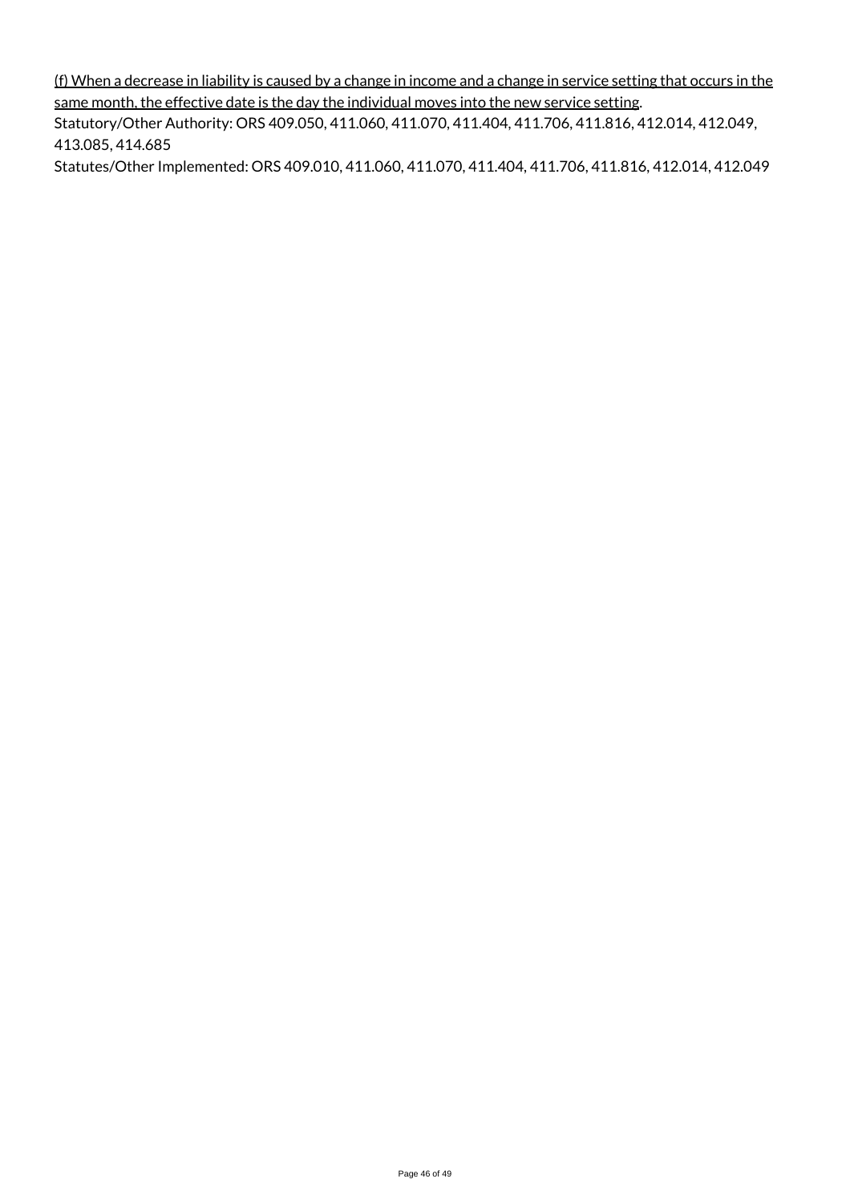<u>(f) When a decrease in liability is caused by a change in income and a change in service setting that occurs in the same month, the effective date is the day the individual moves into the new service setting</u>.

Statutory/Other Authority: ORS 409.050, 411.060, 411.070, 411.404, 411.706, 411.816, 412.014, 412.049, 413.085, 414.685

Statutes/Other Implemented: ORS 409.010, 411.060, 411.070, 411.404, 411.706, 411.816, 412.014, 412.049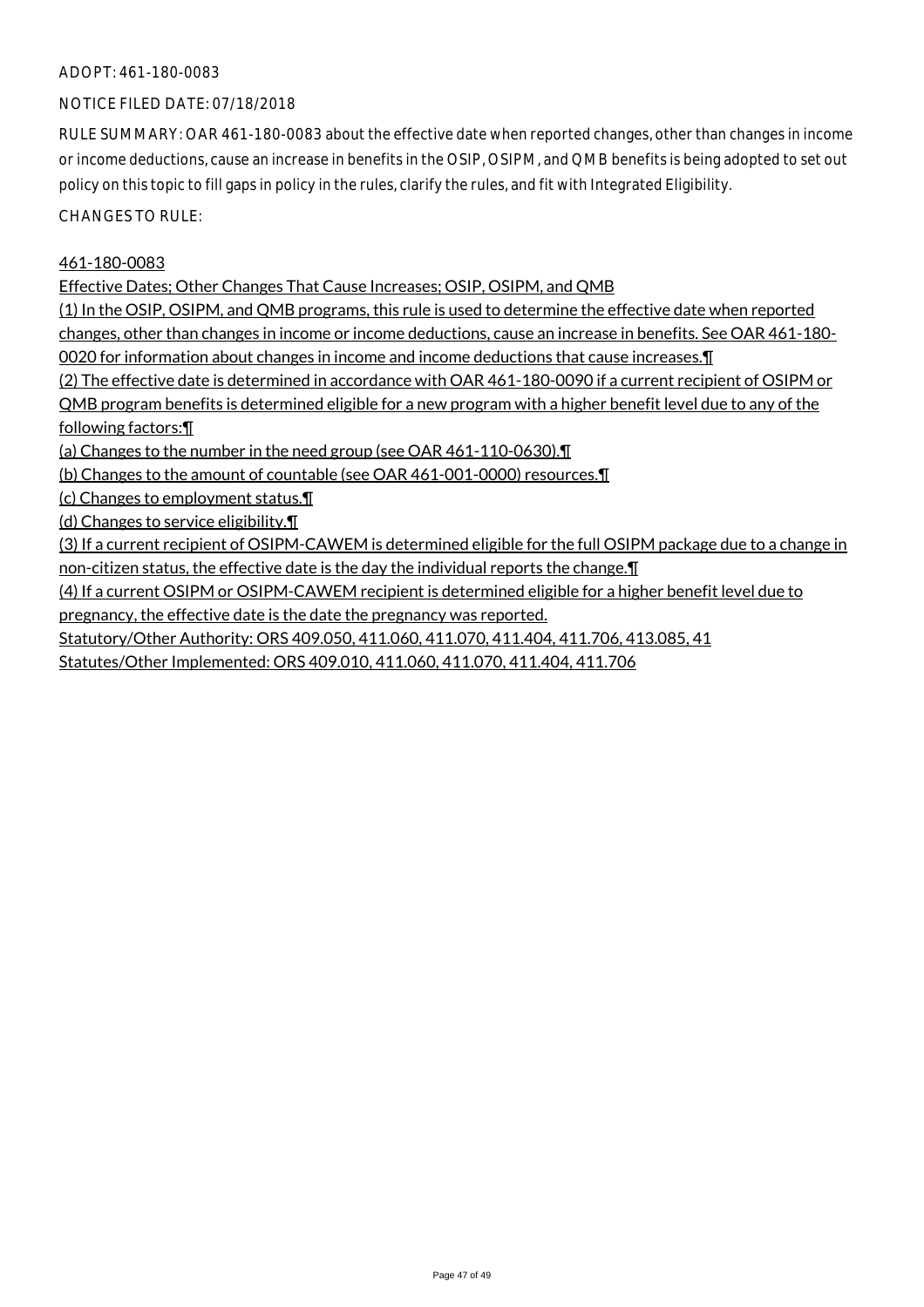ADOPT: 461-180-0083

NOTICE FILED DATE: 07/18/2018

RULE SUMMARY: OAR 461-180-0083 about the effective date when reported changes, other than changes in income or income deductions, cause an increase in benefits in the OSIP, OSIPM, and QMB benefits is being adopted to set out policy on this topic to fill gaps in policy in the rules, clarify the rules, and fit with Integrated Eligibility.

CHANGES TO RULE:

461-180-0083

Effective Dates; Other Changes That Cause Increases; OSIP, OSIPM, and QMB

(1) In the OSIP, OSIPM, and QMB programs, this rule is used to determine the effective date when reported changes, other than changes in income or income deductions, cause an increase in benefits. See OAR 461-180-0020 for information about changes in income and income deductions that cause increases.¶

(2) The effective date is determined in accordance with OAR 461-180-0090 if a current recipient of OSIPM or QMB program benefits is determined eligible for a new program with a higher benefit level due to any of the following factors:¶

(a) Changes to the number in the need group (see OAR 461-110-0630).¶

(b) Changes to the amount of countable (see OAR 461-001-0000) resources.¶

(c) Changes to employment status.¶

(d) Changes to service eligibility.¶

(3) If a current recipient of OSIPM-CAWEM is determined eligible for the full OSIPM package due to a change in non-citizen status, the effective date is the day the individual reports the change.¶

(4) If a current OSIPM or OSIPM-CAWEM recipient is determined eligible for a higher benefit level due to pregnancy, the effective date is the date the pregnancy was reported.

Statutory/Other Authority: ORS 409.050, 411.060, 411.070, 411.404, 411.706, 413.085, 41

Statutes/Other Implemented: ORS 409.010, 411.060, 411.070, 411.404, 411.706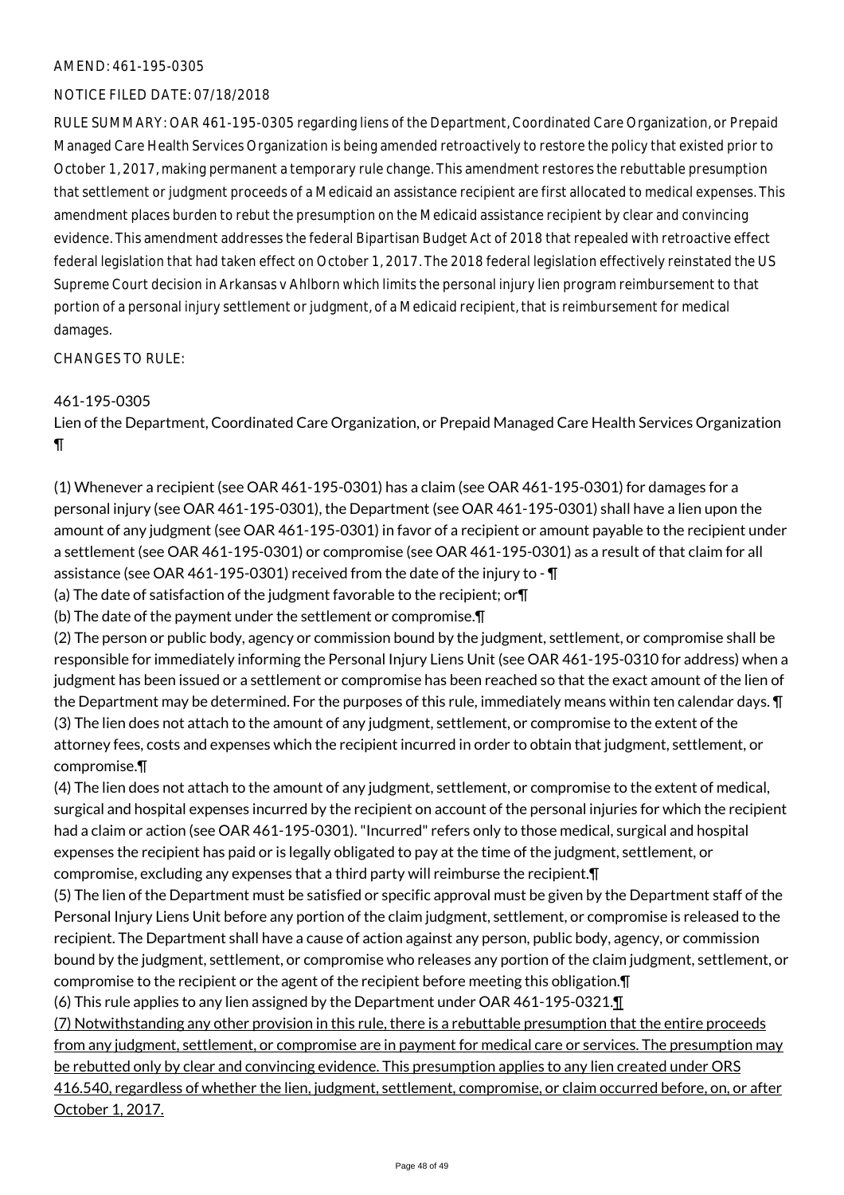AMEND: 461-195-0305

NOTICE FILED DATE: 07/18/2018

RULE SUMMARY: OAR 461-195-0305 regarding liens of the Department, Coordinated Care Organization, or Prepaid Managed Care Health Services Organization is being amended retroactively to restore the policy that existed prior to October 1, 2017, making permanent a temporary rule change. This amendment restores the rebuttable presumption that settlement or judgment proceeds of a Medicaid an assistance recipient are first allocated to medical expenses. This amendment places burden to rebut the presumption on the Medicaid assistance recipient by clear and convincing evidence. This amendment addresses the federal Bipartisan Budget Act of 2018 that repealed with retroactive effect federal legislation that had taken effect on October 1, 2017. The 2018 federal legislation effectively reinstated the US Supreme Court decision in Arkansas v Ahlborn which limits the personal injury lien program reimbursement to that portion of a personal injury settlement or judgment, of a Medicaid recipient, that is reimbursement for medical damages.

CHANGES TO RULE:

461-195-0305

Lien of the Department, Coordinated Care Organization, or Prepaid Managed Care Health Services Organization ¶

(1) Whenever a recipient (see OAR 461-195-0301) has a claim (see OAR 461-195-0301) for damages for a personal injury (see OAR 461-195-0301), the Department (see OAR 461-195-0301) shall have a lien upon the amount of any judgment (see OAR 461-195-0301) in favor of a recipient or amount payable to the recipient under a settlement (see OAR 461-195-0301) or compromise (see OAR 461-195-0301) as a result of that claim for all assistance (see OAR 461-195-0301) received from the date of the injury to - ¶
(a) The date of satisfaction of the judgment favorable to the recipient; or¶
(b) The date of the payment under the settlement or compromise.¶
(2) The person or public body, agency or commission bound by the judgment, settlement, or compromise shall be responsible for immediately informing the Personal Injury Liens Unit (see OAR 461-195-0310 for address) when a judgment has been issued or a settlement or compromise has been reached so that the exact amount of the lien of the Department may be determined. For the purposes of this rule, immediately means within ten calendar days. ¶
(3) The lien does not attach to the amount of any judgment, settlement, or compromise to the extent of the attorney fees, costs and expenses which the recipient incurred in order to obtain that judgment, settlement, or compromise.¶
(4) The lien does not attach to the amount of any judgment, settlement, or compromise to the extent of medical, surgical and hospital expenses incurred by the recipient on account of the personal injuries for which the recipient had a claim or action (see OAR 461-195-0301). "Incurred" refers only to those medical, surgical and hospital expenses the recipient has paid or is legally obligated to pay at the time of the judgment, settlement, or compromise, excluding any expenses that a third party will reimburse the recipient.¶
(5) The lien of the Department must be satisfied or specific approval must be given by the Department staff of the Personal Injury Liens Unit before any portion of the claim judgment, settlement, or compromise is released to the recipient. The Department shall have a cause of action against any person, public body, agency, or commission bound by the judgment, settlement, or compromise who releases any portion of the claim judgment, settlement, or compromise to the recipient or the agent of the recipient before meeting this obligation.¶
(6) This rule applies to any lien assigned by the Department under OAR 461-195-0321.¶
(7) Notwithstanding any other provision in this rule, there is a rebuttable presumption that the entire proceeds from any judgment, settlement, or compromise are in payment for medical care or services. The presumption may be rebutted only by clear and convincing evidence. This presumption applies to any lien created under ORS 416.540, regardless of whether the lien, judgment, settlement, compromise, or claim occurred before, on, or after October 1, 2017.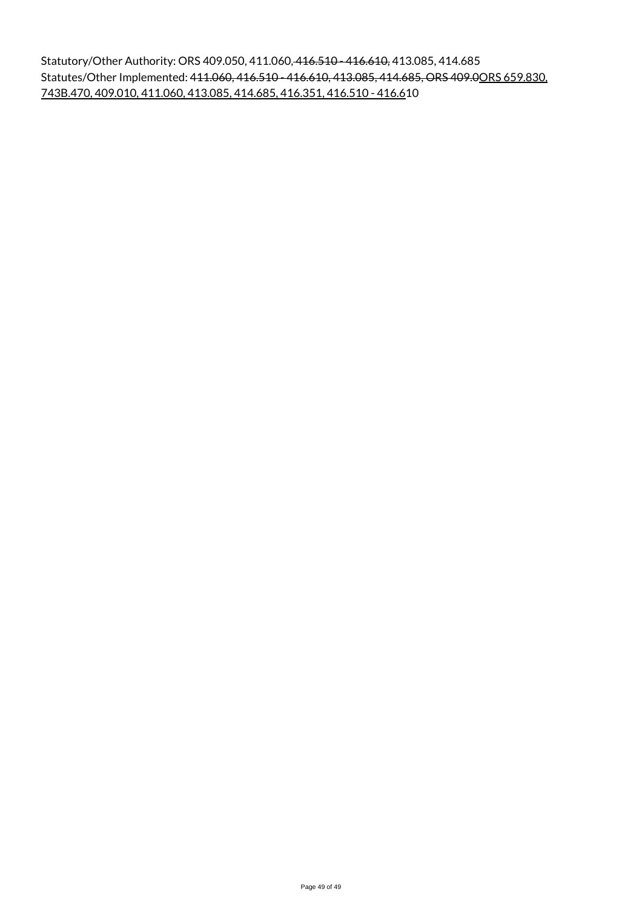Statutory/Other Authority: ORS 409.050, 411.060, ~~416.510 - 416.610,~~ 413.085, 414.685
Statutes/Other Implemented: 4~~11.060, 416.510 - 416.610, 413.085, 414.685, ORS 409.0~~<u>ORS 659.830, 743B.470, 409.010, 411.060, 413.085, 414.685, 416.351, 416.510 - 416.6</u>10